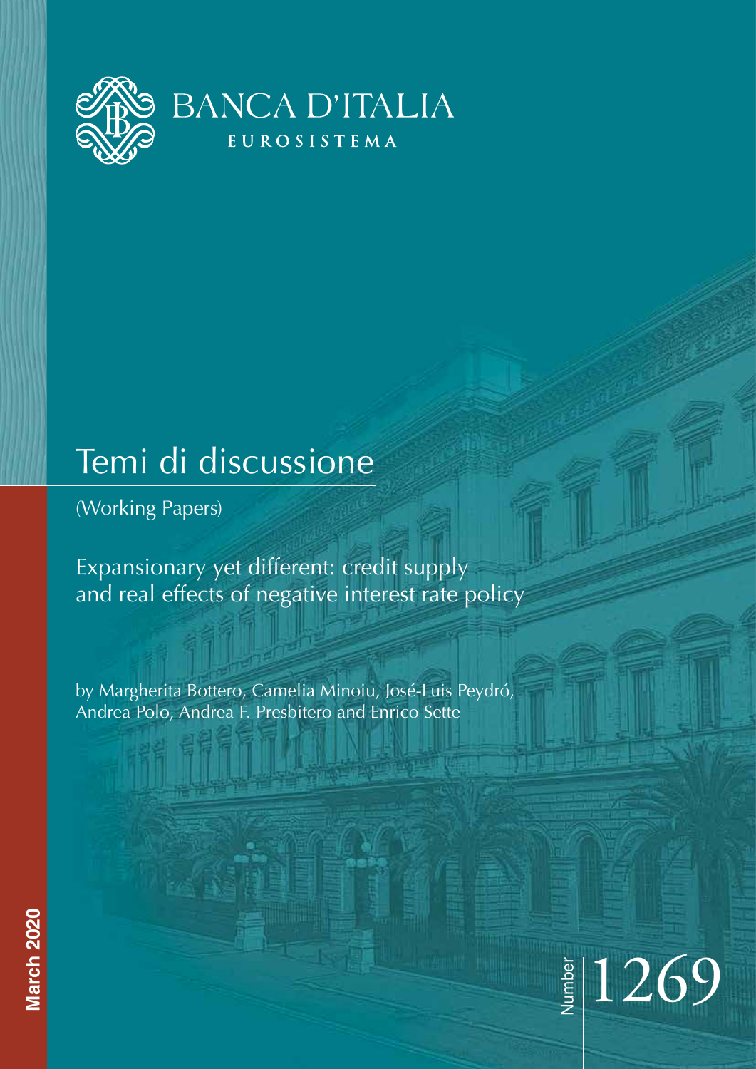BANCA D'ITALIA

EUROSISTEMA

# Temi di discussione

(Working Papers)

## Expansionary yet different: credit supply and real effects of negative interest rate policy

by Margherita Bottero, Camelia Minoiu, José-Luis Peydró, Andrea Polo, Andrea F. Presbitero and Enrico Sette

March 2020

Number 1269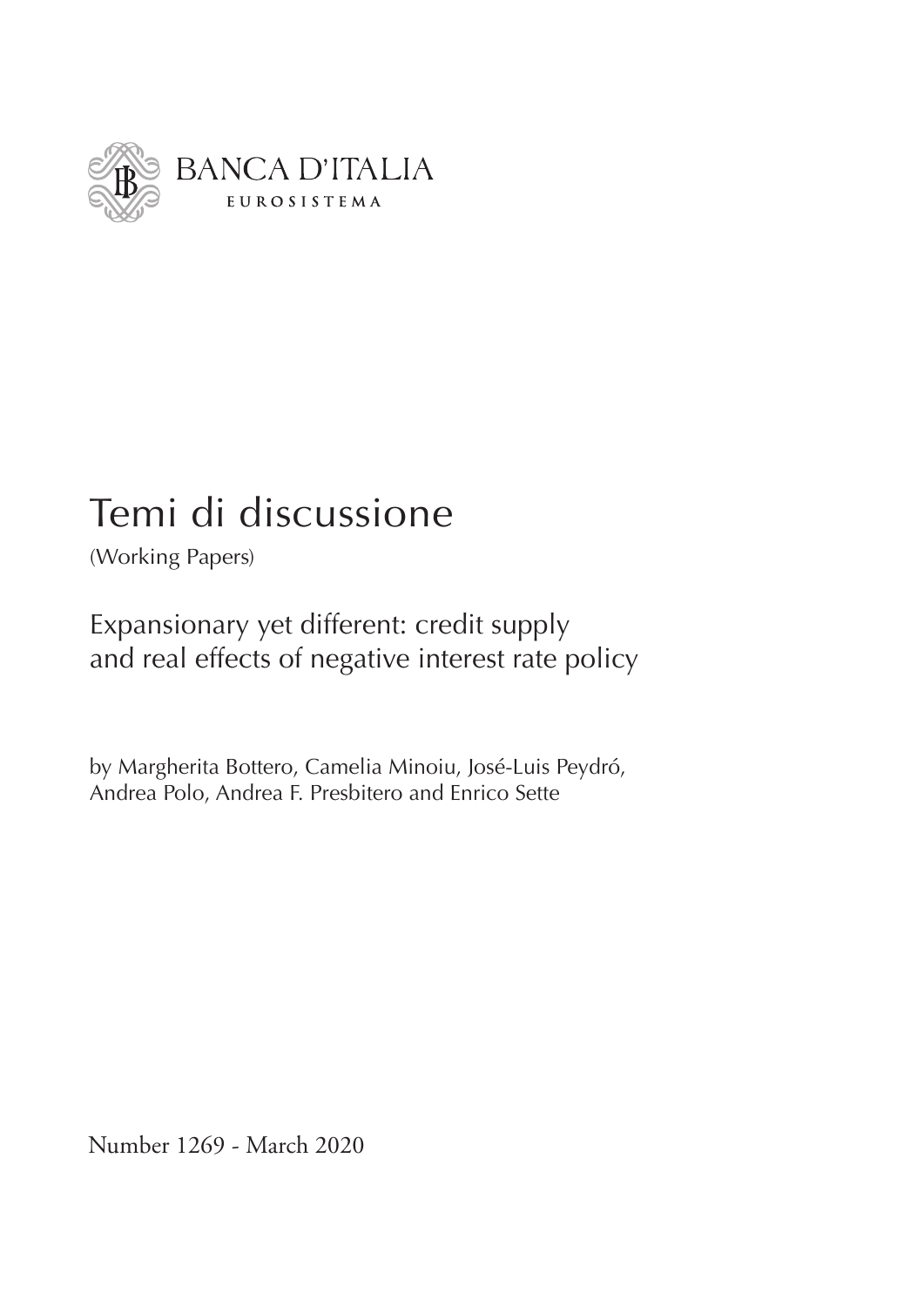BANCA D'ITALIA

EUROSISTEMA

# Temi di discussione

(Working Papers)

## Expansionary yet different: credit supply and real effects of negative interest rate policy

by Margherita Bottero, Camelia Minoiu, José-Luis Peydró, Andrea Polo, Andrea F. Presbitero and Enrico Sette

Number 1269 - March 2020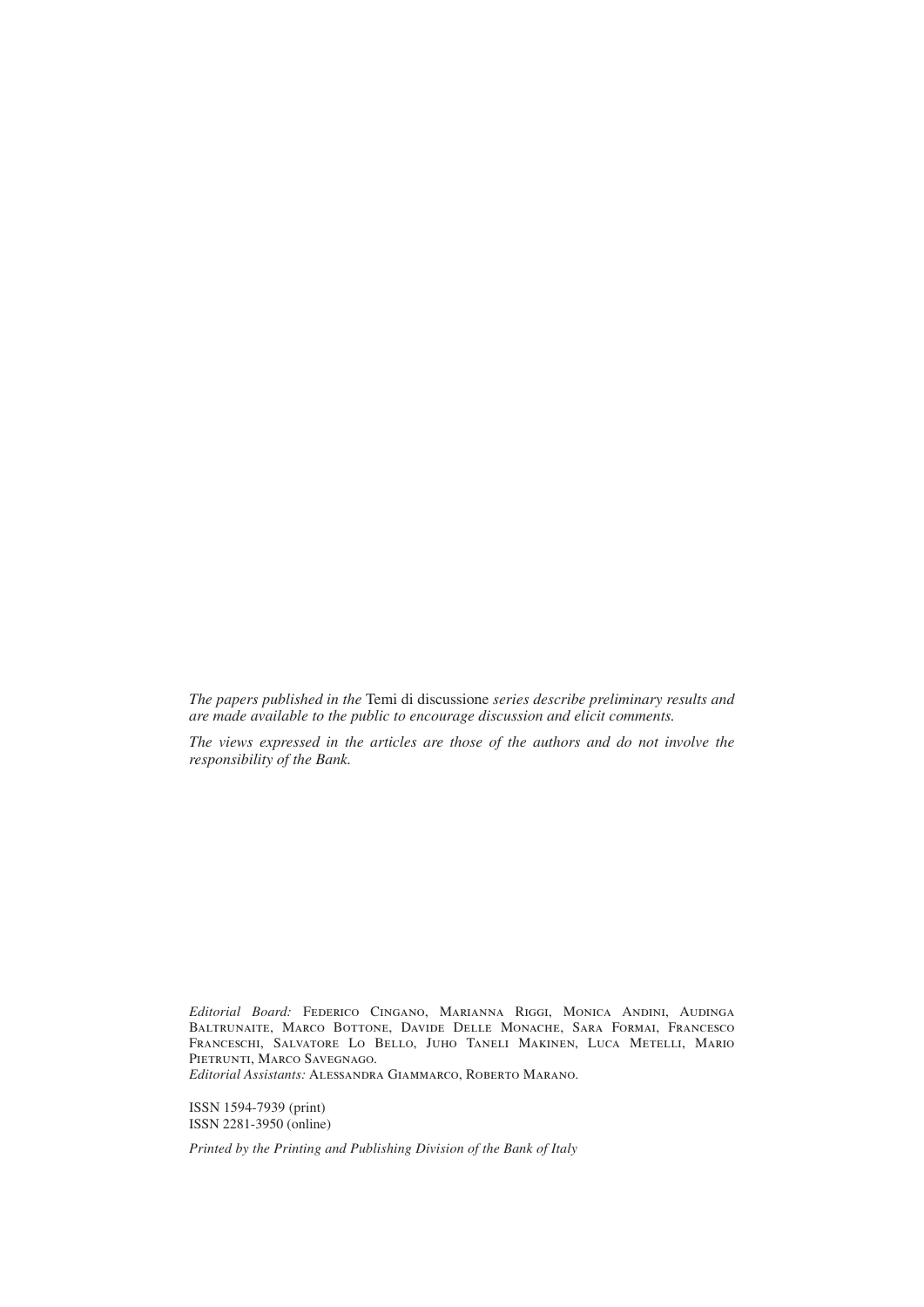*The papers published in the* Temi di discussione *series describe preliminary results and are made available to the public to encourage discussion and elicit comments.*

*The views expressed in the articles are those of the authors and do not involve the responsibility of the Bank.*

*Editorial Board:* Federico Cingano, Marianna Riggi, Monica Andini, Audinga Baltrunaite, Marco Bottone, Davide Delle Monache, Sara Formai, Francesco Franceschi, Salvatore Lo Bello, Juho Taneli Makinen, Luca Metelli, Mario Pietrunti, Marco Savegnago.
*Editorial Assistants:* Alessandra Giammarco, Roberto Marano.

ISSN 1594-7939 (print)
ISSN 2281-3950 (online)

*Printed by the Printing and Publishing Division of the Bank of Italy*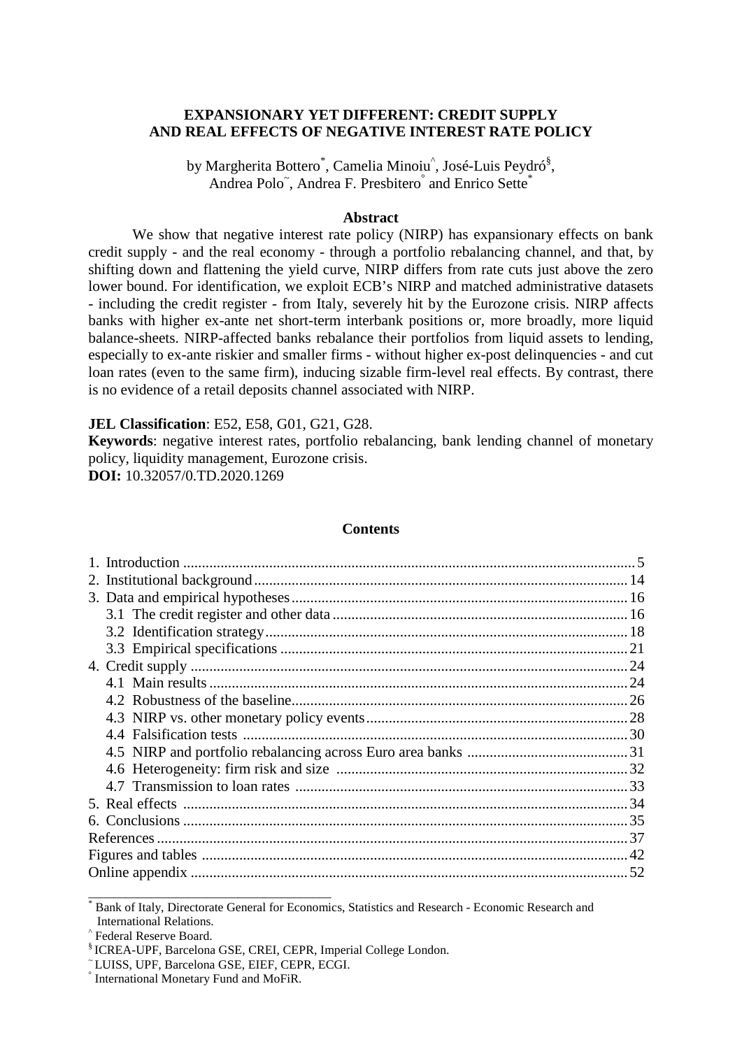**EXPANSIONARY YET DIFFERENT: CREDIT SUPPLY AND REAL EFFECTS OF NEGATIVE INTEREST RATE POLICY**

by Margherita Bottero[*], Camelia Minoiu[^], José-Luis Peydró[§], Andrea Polo[˜], Andrea F. Presbitero[°] and Enrico Sette[*]

**Abstract**

We show that negative interest rate policy (NIRP) has expansionary effects on bank credit supply - and the real economy - through a portfolio rebalancing channel, and that, by shifting down and flattening the yield curve, NIRP differs from rate cuts just above the zero lower bound. For identification, we exploit ECB's NIRP and matched administrative datasets - including the credit register - from Italy, severely hit by the Eurozone crisis. NIRP affects banks with higher ex-ante net short-term interbank positions or, more broadly, more liquid balance-sheets. NIRP-affected banks rebalance their portfolios from liquid assets to lending, especially to ex-ante riskier and smaller firms - without higher ex-post delinquencies - and cut loan rates (even to the same firm), inducing sizable firm-level real effects. By contrast, there is no evidence of a retail deposits channel associated with NIRP.

**JEL Classification**: E52, E58, G01, G21, G28.
**Keywords**: negative interest rates, portfolio rebalancing, bank lending channel of monetary policy, liquidity management, Eurozone crisis.
**DOI:** 10.32057/0.TD.2020.1269

**Contents**

1. Introduction ........ 5
2. Institutional background ........ 14
3. Data and empirical hypotheses ........ 16
   - 3.1 The credit register and other data ........ 16
   - 3.2 Identification strategy ........ 18
   - 3.3 Empirical specifications ........ 21
4. Credit supply ........ 24
   - 4.1 Main results ........ 24
   - 4.2 Robustness of the baseline ........ 26
   - 4.3 NIRP vs. other monetary policy events ........ 28
   - 4.4 Falsification tests ........ 30
   - 4.5 NIRP and portfolio rebalancing across Euro area banks ........ 31
   - 4.6 Heterogeneity: firm risk and size ........ 32
   - 4.7 Transmission to loan rates ........ 33
5. Real effects ........ 34
6. Conclusions ........ 35

References ........ 37
Figures and tables ........ 42
Online appendix ........ 52

---

[*] Bank of Italy, Directorate General for Economics, Statistics and Research - Economic Research and International Relations.
[^] Federal Reserve Board.
[§] ICREA-UPF, Barcelona GSE, CREI, CEPR, Imperial College London.
[˜] LUISS, UPF, Barcelona GSE, EIEF, CEPR, ECGI.
[°] International Monetary Fund and MoFiR.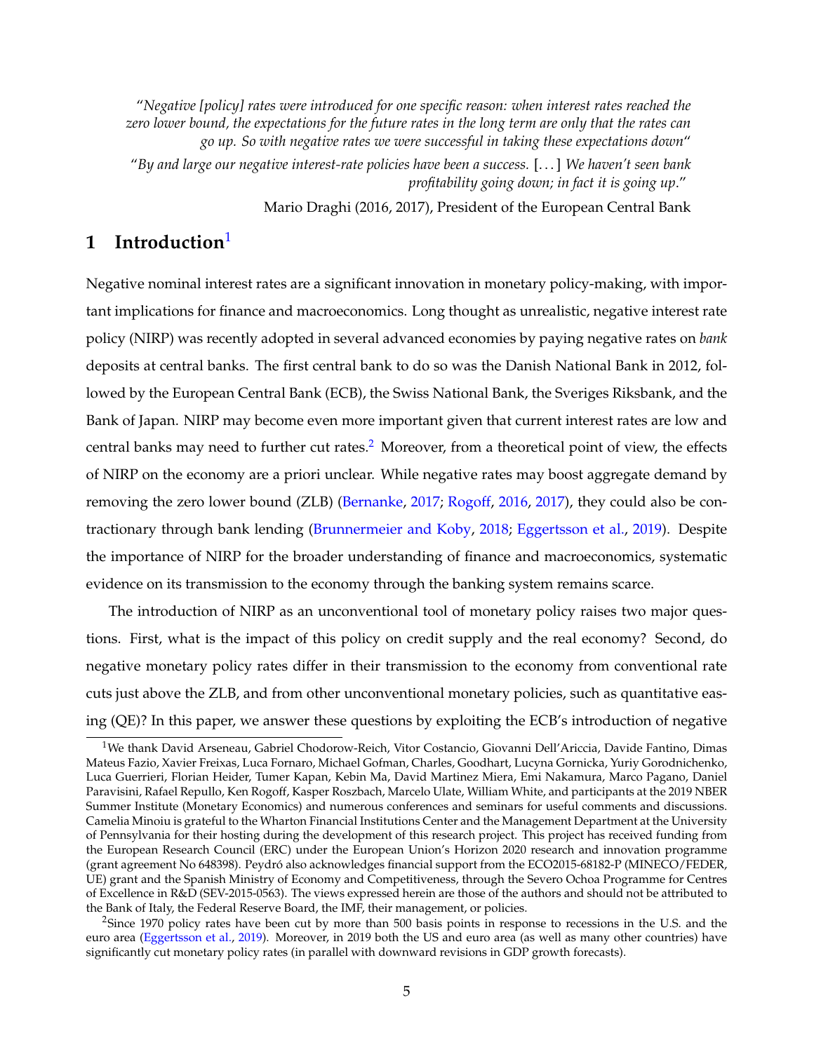*"Negative [policy] rates were introduced for one specific reason: when interest rates reached the zero lower bound, the expectations for the future rates in the long term are only that the rates can go up. So with negative rates we were successful in taking these expectations down"*

*"By and large our negative interest-rate policies have been a success.* [...] *We haven't seen bank profitability going down; in fact it is going up*."

Mario Draghi (2016, 2017), President of the European Central Bank

# 1 Introduction[1]

Negative nominal interest rates are a significant innovation in monetary policy-making, with important implications for finance and macroeconomics. Long thought as unrealistic, negative interest rate policy (NIRP) was recently adopted in several advanced economies by paying negative rates on *bank* deposits at central banks. The first central bank to do so was the Danish National Bank in 2012, followed by the European Central Bank (ECB), the Swiss National Bank, the Sveriges Riksbank, and the Bank of Japan. NIRP may become even more important given that current interest rates are low and central banks may need to further cut rates.[2] Moreover, from a theoretical point of view, the effects of NIRP on the economy are a priori unclear. While negative rates may boost aggregate demand by removing the zero lower bound (ZLB) (Bernanke, 2017; Rogoff, 2016, 2017), they could also be contractionary through bank lending (Brunnermeier and Koby, 2018; Eggertsson et al., 2019). Despite the importance of NIRP for the broader understanding of finance and macroeconomics, systematic evidence on its transmission to the economy through the banking system remains scarce.

The introduction of NIRP as an unconventional tool of monetary policy raises two major questions. First, what is the impact of this policy on credit supply and the real economy? Second, do negative monetary policy rates differ in their transmission to the economy from conventional rate cuts just above the ZLB, and from other unconventional monetary policies, such as quantitative easing (QE)? In this paper, we answer these questions by exploiting the ECB's introduction of negative

[1] We thank David Arseneau, Gabriel Chodorow-Reich, Vitor Costancio, Giovanni Dell'Ariccia, Davide Fantino, Dimas Mateus Fazio, Xavier Freixas, Luca Fornaro, Michael Gofman, Charles, Goodhart, Lucyna Gornicka, Yuriy Gorodnichenko, Luca Guerrieri, Florian Heider, Tumer Kapan, Kebin Ma, David Martinez Miera, Emi Nakamura, Marco Pagano, Daniel Paravisini, Rafael Repullo, Ken Rogoff, Kasper Roszbach, Marcelo Ulate, William White, and participants at the 2019 NBER Summer Institute (Monetary Economics) and numerous conferences and seminars for useful comments and discussions. Camelia Minoiu is grateful to the Wharton Financial Institutions Center and the Management Department at the University of Pennsylvania for their hosting during the development of this research project. This project has received funding from the European Research Council (ERC) under the European Union's Horizon 2020 research and innovation programme (grant agreement No 648398). Peydró also acknowledges financial support from the ECO2015-68182-P (MINECO/FEDER, UE) grant and the Spanish Ministry of Economy and Competitiveness, through the Severo Ochoa Programme for Centres of Excellence in R&D (SEV-2015-0563). The views expressed herein are those of the authors and should not be attributed to the Bank of Italy, the Federal Reserve Board, the IMF, their management, or policies.

[2] Since 1970 policy rates have been cut by more than 500 basis points in response to recessions in the U.S. and the euro area (Eggertsson et al., 2019). Moreover, in 2019 both the US and euro area (as well as many other countries) have significantly cut monetary policy rates (in parallel with downward revisions in GDP growth forecasts).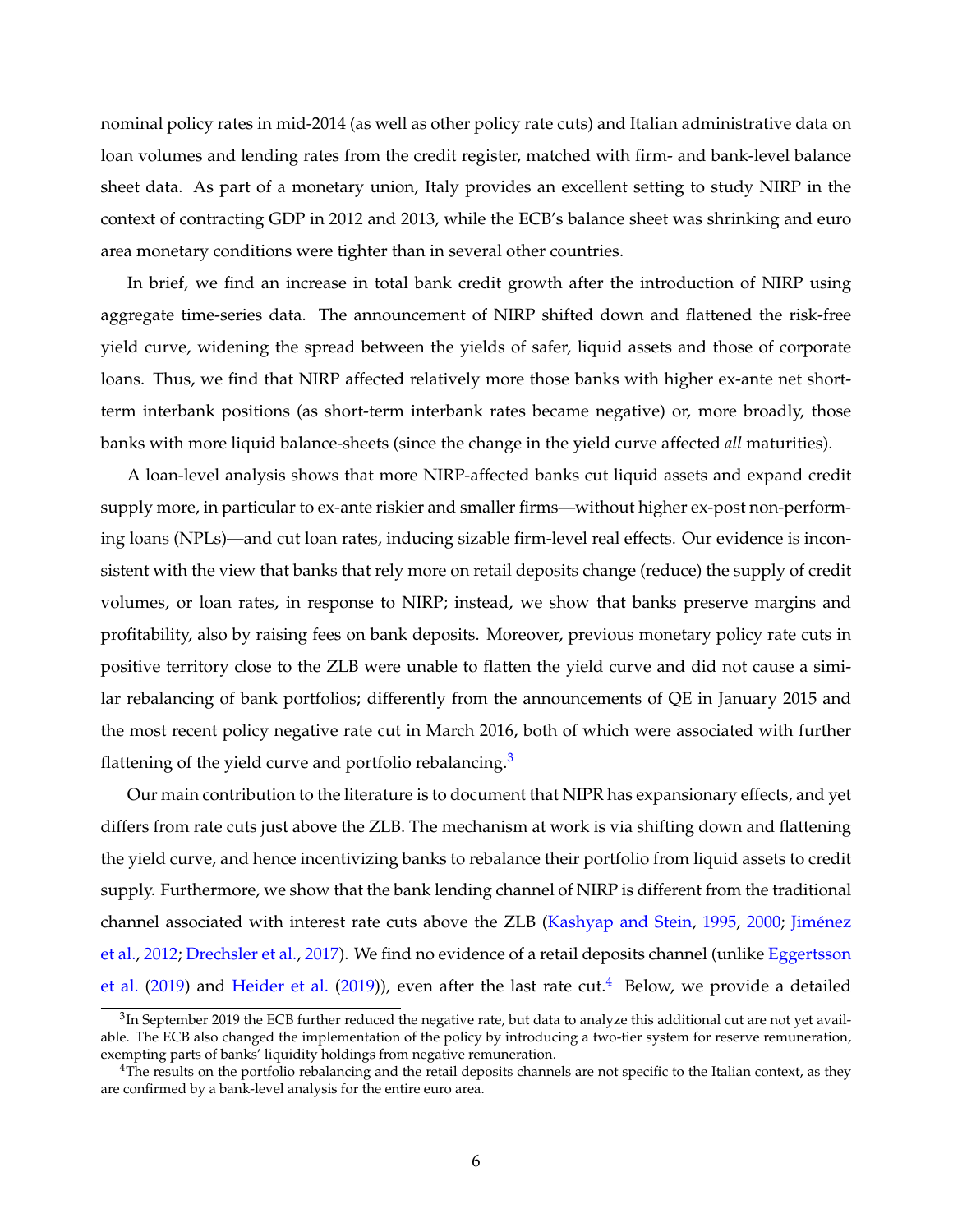nominal policy rates in mid-2014 (as well as other policy rate cuts) and Italian administrative data on loan volumes and lending rates from the credit register, matched with firm- and bank-level balance sheet data. As part of a monetary union, Italy provides an excellent setting to study NIRP in the context of contracting GDP in 2012 and 2013, while the ECB's balance sheet was shrinking and euro area monetary conditions were tighter than in several other countries.

In brief, we find an increase in total bank credit growth after the introduction of NIRP using aggregate time-series data. The announcement of NIRP shifted down and flattened the risk-free yield curve, widening the spread between the yields of safer, liquid assets and those of corporate loans. Thus, we find that NIRP affected relatively more those banks with higher ex-ante net short-term interbank positions (as short-term interbank rates became negative) or, more broadly, those banks with more liquid balance-sheets (since the change in the yield curve affected *all* maturities).

A loan-level analysis shows that more NIRP-affected banks cut liquid assets and expand credit supply more, in particular to ex-ante riskier and smaller firms—without higher ex-post non-performing loans (NPLs)—and cut loan rates, inducing sizable firm-level real effects. Our evidence is inconsistent with the view that banks that rely more on retail deposits change (reduce) the supply of credit volumes, or loan rates, in response to NIRP; instead, we show that banks preserve margins and profitability, also by raising fees on bank deposits. Moreover, previous monetary policy rate cuts in positive territory close to the ZLB were unable to flatten the yield curve and did not cause a similar rebalancing of bank portfolios; differently from the announcements of QE in January 2015 and the most recent policy negative rate cut in March 2016, both of which were associated with further flattening of the yield curve and portfolio rebalancing.[3]

Our main contribution to the literature is to document that NIPR has expansionary effects, and yet differs from rate cuts just above the ZLB. The mechanism at work is via shifting down and flattening the yield curve, and hence incentivizing banks to rebalance their portfolio from liquid assets to credit supply. Furthermore, we show that the bank lending channel of NIRP is different from the traditional channel associated with interest rate cuts above the ZLB (Kashyap and Stein, 1995, 2000; Jiménez et al., 2012; Drechsler et al., 2017). We find no evidence of a retail deposits channel (unlike Eggertsson et al. (2019) and Heider et al. (2019)), even after the last rate cut.[4] Below, we provide a detailed

[3]In September 2019 the ECB further reduced the negative rate, but data to analyze this additional cut are not yet available. The ECB also changed the implementation of the policy by introducing a two-tier system for reserve remuneration, exempting parts of banks' liquidity holdings from negative remuneration.

[4]The results on the portfolio rebalancing and the retail deposits channels are not specific to the Italian context, as they are confirmed by a bank-level analysis for the entire euro area.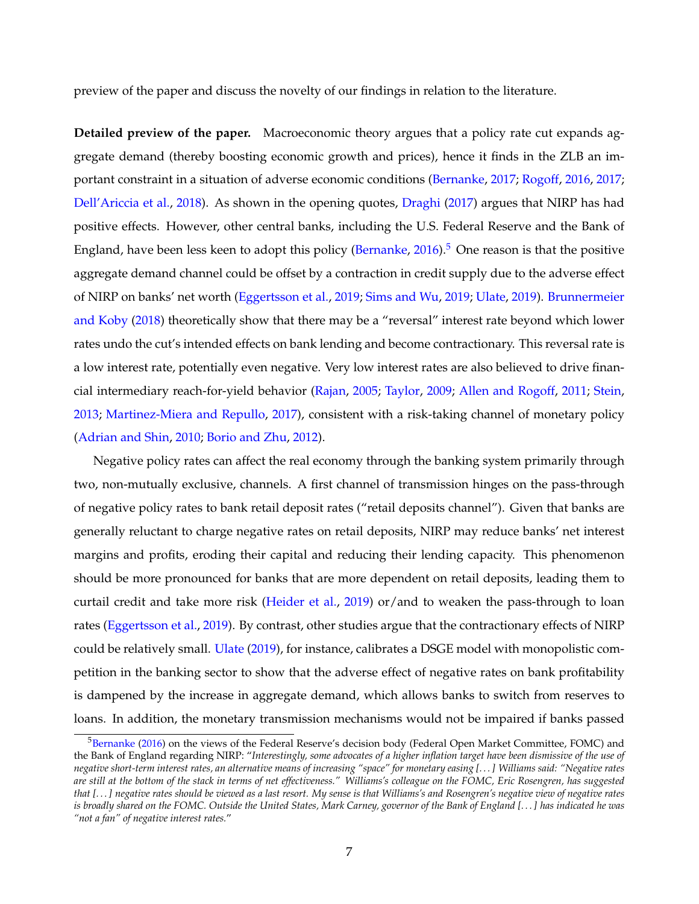preview of the paper and discuss the novelty of our findings in relation to the literature.

**Detailed preview of the paper.** Macroeconomic theory argues that a policy rate cut expands aggregate demand (thereby boosting economic growth and prices), hence it finds in the ZLB an important constraint in a situation of adverse economic conditions (Bernanke, 2017; Rogoff, 2016, 2017; Dell'Ariccia et al., 2018). As shown in the opening quotes, Draghi (2017) argues that NIRP has had positive effects. However, other central banks, including the U.S. Federal Reserve and the Bank of England, have been less keen to adopt this policy (Bernanke, 2016).[5] One reason is that the positive aggregate demand channel could be offset by a contraction in credit supply due to the adverse effect of NIRP on banks' net worth (Eggertsson et al., 2019; Sims and Wu, 2019; Ulate, 2019). Brunnermeier and Koby (2018) theoretically show that there may be a "reversal" interest rate beyond which lower rates undo the cut's intended effects on bank lending and become contractionary. This reversal rate is a low interest rate, potentially even negative. Very low interest rates are also believed to drive financial intermediary reach-for-yield behavior (Rajan, 2005; Taylor, 2009; Allen and Rogoff, 2011; Stein, 2013; Martinez-Miera and Repullo, 2017), consistent with a risk-taking channel of monetary policy (Adrian and Shin, 2010; Borio and Zhu, 2012).

Negative policy rates can affect the real economy through the banking system primarily through two, non-mutually exclusive, channels. A first channel of transmission hinges on the pass-through of negative policy rates to bank retail deposit rates ("retail deposits channel"). Given that banks are generally reluctant to charge negative rates on retail deposits, NIRP may reduce banks' net interest margins and profits, eroding their capital and reducing their lending capacity. This phenomenon should be more pronounced for banks that are more dependent on retail deposits, leading them to curtail credit and take more risk (Heider et al., 2019) or/and to weaken the pass-through to loan rates (Eggertsson et al., 2019). By contrast, other studies argue that the contractionary effects of NIRP could be relatively small. Ulate (2019), for instance, calibrates a DSGE model with monopolistic competition in the banking sector to show that the adverse effect of negative rates on bank profitability is dampened by the increase in aggregate demand, which allows banks to switch from reserves to loans. In addition, the monetary transmission mechanisms would not be impaired if banks passed

[5] Bernanke (2016) on the views of the Federal Reserve's decision body (Federal Open Market Committee, FOMC) and the Bank of England regarding NIRP: "*Interestingly, some advocates of a higher inflation target have been dismissive of the use of negative short-term interest rates, an alternative means of increasing "space" for monetary easing [. . . ] Williams said: "Negative rates are still at the bottom of the stack in terms of net effectiveness." Williams's colleague on the FOMC, Eric Rosengren, has suggested that [. . . ] negative rates should be viewed as a last resort. My sense is that Williams's and Rosengren's negative view of negative rates is broadly shared on the FOMC. Outside the United States, Mark Carney, governor of the Bank of England [. . . ] has indicated he was "not a fan" of negative interest rates.*"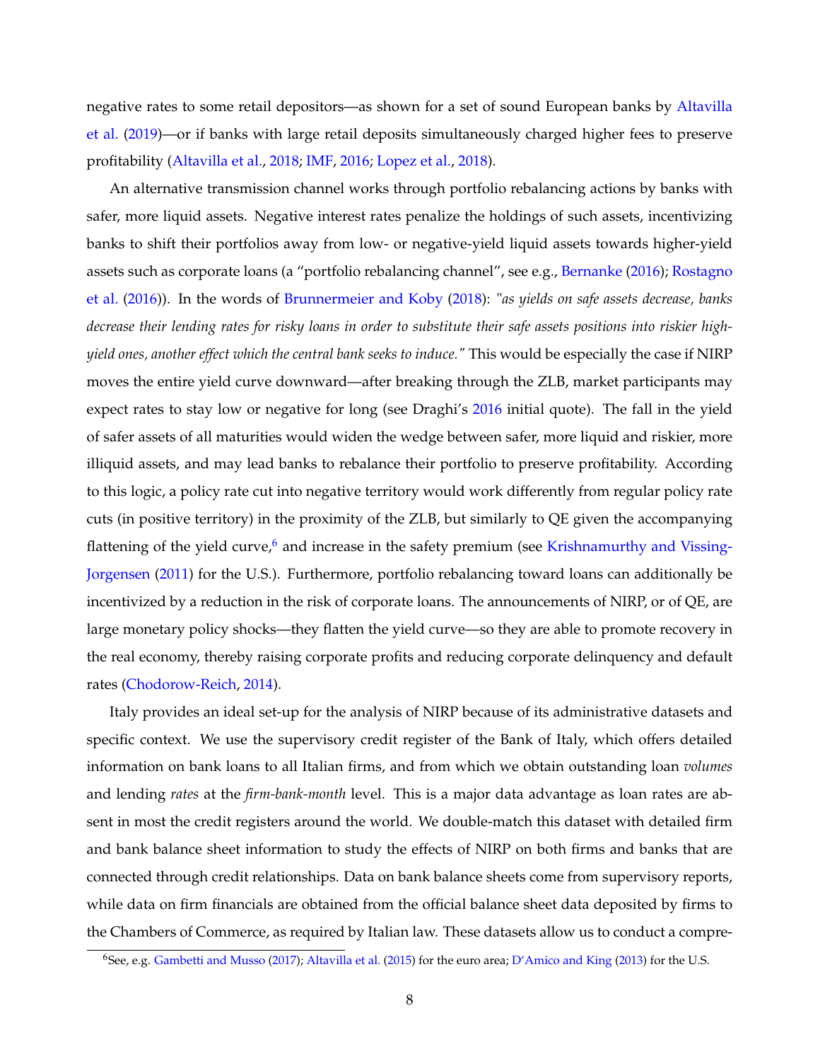negative rates to some retail depositors—as shown for a set of sound European banks by Altavilla et al. (2019)—or if banks with large retail deposits simultaneously charged higher fees to preserve profitability (Altavilla et al., 2018; IMF, 2016; Lopez et al., 2018).

An alternative transmission channel works through portfolio rebalancing actions by banks with safer, more liquid assets. Negative interest rates penalize the holdings of such assets, incentivizing banks to shift their portfolios away from low- or negative-yield liquid assets towards higher-yield assets such as corporate loans (a "portfolio rebalancing channel", see e.g., Bernanke (2016); Rostagno et al. (2016)). In the words of Brunnermeier and Koby (2018): *"as yields on safe assets decrease, banks decrease their lending rates for risky loans in order to substitute their safe assets positions into riskier high-yield ones, another effect which the central bank seeks to induce."* This would be especially the case if NIRP moves the entire yield curve downward—after breaking through the ZLB, market participants may expect rates to stay low or negative for long (see Draghi's 2016 initial quote). The fall in the yield of safer assets of all maturities would widen the wedge between safer, more liquid and riskier, more illiquid assets, and may lead banks to rebalance their portfolio to preserve profitability. According to this logic, a policy rate cut into negative territory would work differently from regular policy rate cuts (in positive territory) in the proximity of the ZLB, but similarly to QE given the accompanying flattening of the yield curve,[6] and increase in the safety premium (see Krishnamurthy and Vissing-Jorgensen (2011) for the U.S.). Furthermore, portfolio rebalancing toward loans can additionally be incentivized by a reduction in the risk of corporate loans. The announcements of NIRP, or of QE, are large monetary policy shocks—they flatten the yield curve—so they are able to promote recovery in the real economy, thereby raising corporate profits and reducing corporate delinquency and default rates (Chodorow-Reich, 2014).

Italy provides an ideal set-up for the analysis of NIRP because of its administrative datasets and specific context. We use the supervisory credit register of the Bank of Italy, which offers detailed information on bank loans to all Italian firms, and from which we obtain outstanding loan *volumes* and lending *rates* at the *firm-bank-month* level. This is a major data advantage as loan rates are absent in most the credit registers around the world. We double-match this dataset with detailed firm and bank balance sheet information to study the effects of NIRP on both firms and banks that are connected through credit relationships. Data on bank balance sheets come from supervisory reports, while data on firm financials are obtained from the official balance sheet data deposited by firms to the Chambers of Commerce, as required by Italian law. These datasets allow us to conduct a compre-

[6] See, e.g. Gambetti and Musso (2017); Altavilla et al. (2015) for the euro area; D'Amico and King (2013) for the U.S.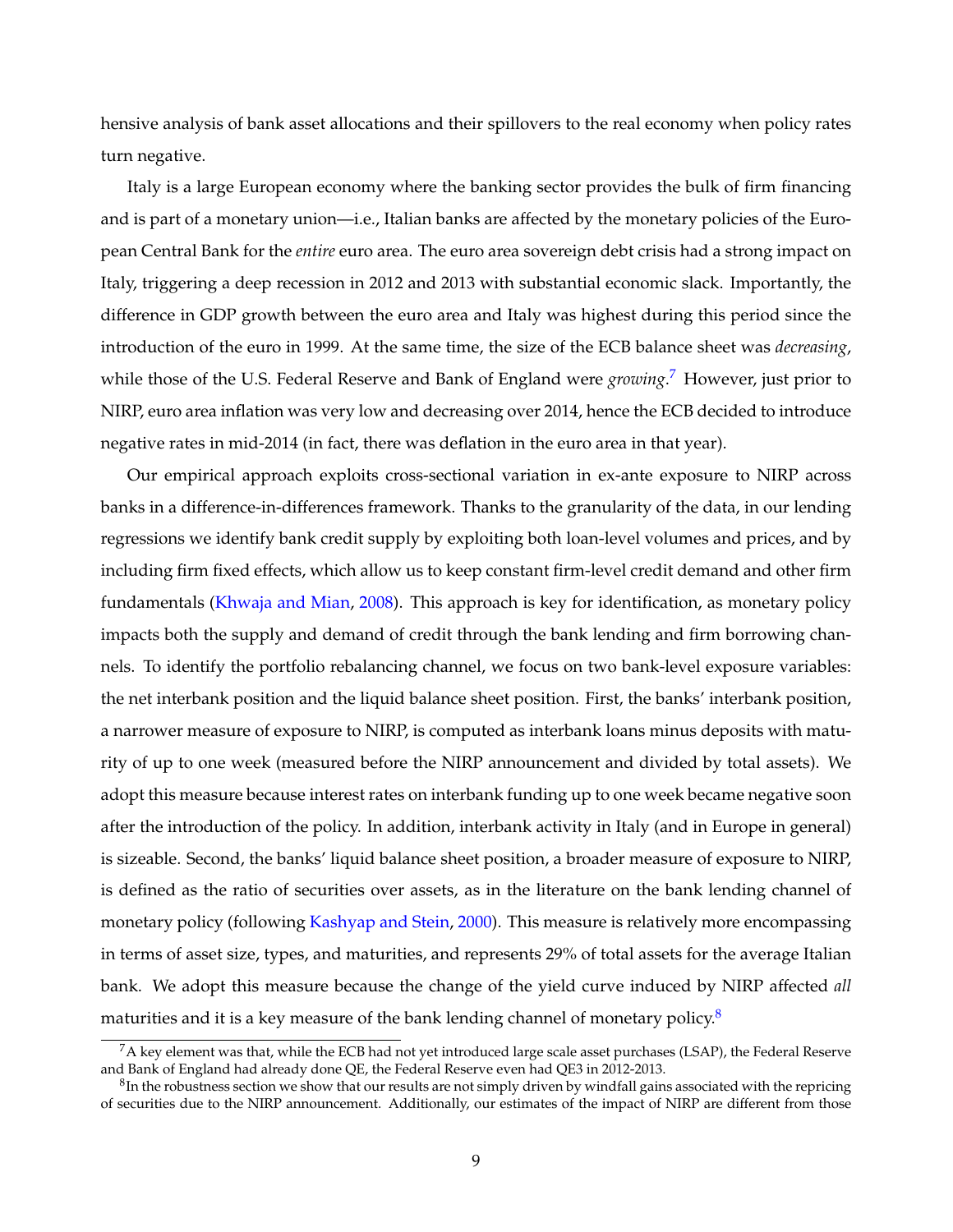hensive analysis of bank asset allocations and their spillovers to the real economy when policy rates turn negative.

Italy is a large European economy where the banking sector provides the bulk of firm financing and is part of a monetary union—i.e., Italian banks are affected by the monetary policies of the European Central Bank for the *entire* euro area. The euro area sovereign debt crisis had a strong impact on Italy, triggering a deep recession in 2012 and 2013 with substantial economic slack. Importantly, the difference in GDP growth between the euro area and Italy was highest during this period since the introduction of the euro in 1999. At the same time, the size of the ECB balance sheet was *decreasing*, while those of the U.S. Federal Reserve and Bank of England were *growing*.[7] However, just prior to NIRP, euro area inflation was very low and decreasing over 2014, hence the ECB decided to introduce negative rates in mid-2014 (in fact, there was deflation in the euro area in that year).

Our empirical approach exploits cross-sectional variation in ex-ante exposure to NIRP across banks in a difference-in-differences framework. Thanks to the granularity of the data, in our lending regressions we identify bank credit supply by exploiting both loan-level volumes and prices, and by including firm fixed effects, which allow us to keep constant firm-level credit demand and other firm fundamentals (Khwaja and Mian, 2008). This approach is key for identification, as monetary policy impacts both the supply and demand of credit through the bank lending and firm borrowing channels. To identify the portfolio rebalancing channel, we focus on two bank-level exposure variables: the net interbank position and the liquid balance sheet position. First, the banks' interbank position, a narrower measure of exposure to NIRP, is computed as interbank loans minus deposits with maturity of up to one week (measured before the NIRP announcement and divided by total assets). We adopt this measure because interest rates on interbank funding up to one week became negative soon after the introduction of the policy. In addition, interbank activity in Italy (and in Europe in general) is sizeable. Second, the banks' liquid balance sheet position, a broader measure of exposure to NIRP, is defined as the ratio of securities over assets, as in the literature on the bank lending channel of monetary policy (following Kashyap and Stein, 2000). This measure is relatively more encompassing in terms of asset size, types, and maturities, and represents 29% of total assets for the average Italian bank. We adopt this measure because the change of the yield curve induced by NIRP affected *all* maturities and it is a key measure of the bank lending channel of monetary policy.[8]

---

[7] A key element was that, while the ECB had not yet introduced large scale asset purchases (LSAP), the Federal Reserve and Bank of England had already done QE, the Federal Reserve even had QE3 in 2012-2013.

[8] In the robustness section we show that our results are not simply driven by windfall gains associated with the repricing of securities due to the NIRP announcement. Additionally, our estimates of the impact of NIRP are different from those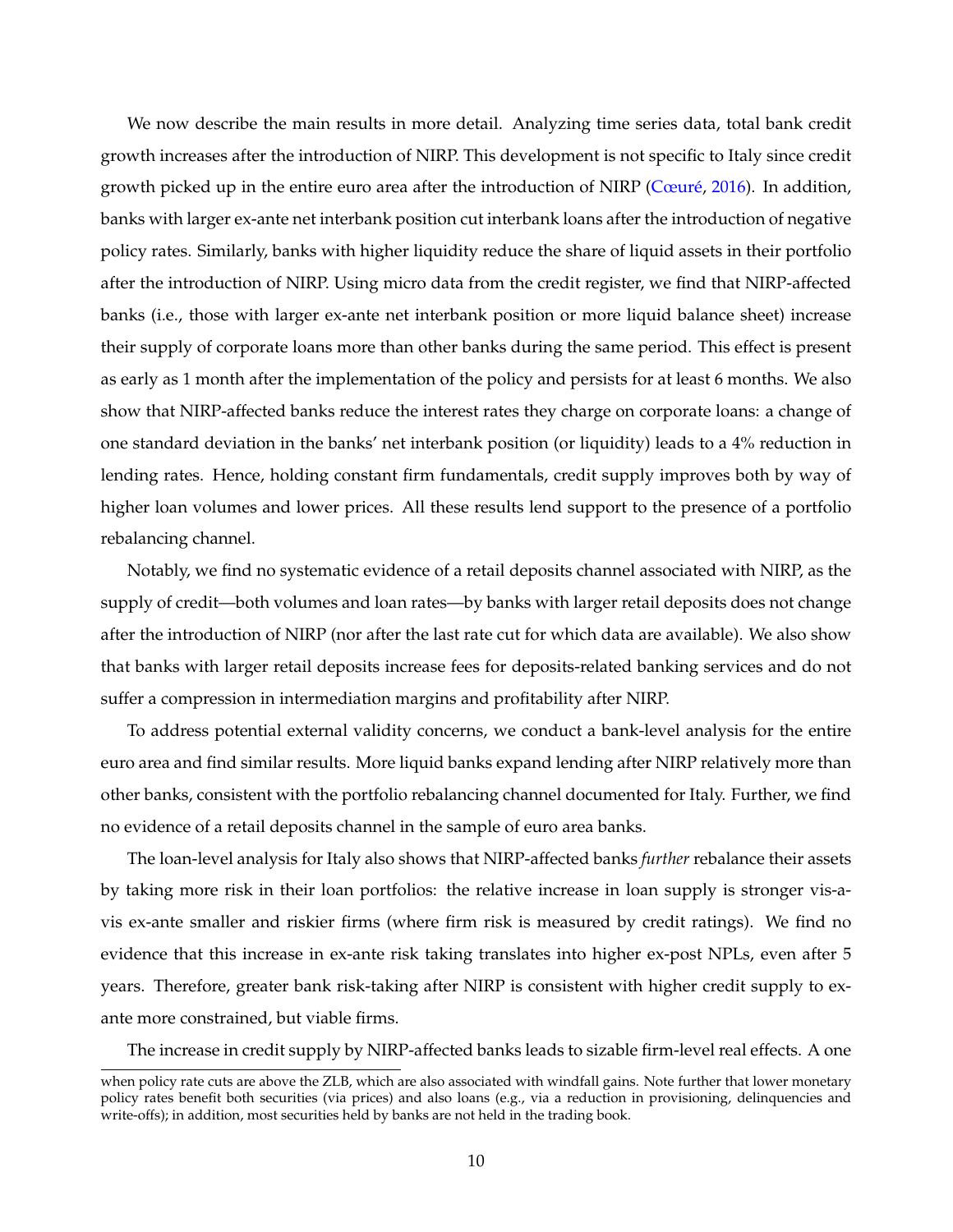We now describe the main results in more detail. Analyzing time series data, total bank credit growth increases after the introduction of NIRP. This development is not specific to Italy since credit growth picked up in the entire euro area after the introduction of NIRP (Cœuré, 2016). In addition, banks with larger ex-ante net interbank position cut interbank loans after the introduction of negative policy rates. Similarly, banks with higher liquidity reduce the share of liquid assets in their portfolio after the introduction of NIRP. Using micro data from the credit register, we find that NIRP-affected banks (i.e., those with larger ex-ante net interbank position or more liquid balance sheet) increase their supply of corporate loans more than other banks during the same period. This effect is present as early as 1 month after the implementation of the policy and persists for at least 6 months. We also show that NIRP-affected banks reduce the interest rates they charge on corporate loans: a change of one standard deviation in the banks' net interbank position (or liquidity) leads to a 4% reduction in lending rates. Hence, holding constant firm fundamentals, credit supply improves both by way of higher loan volumes and lower prices. All these results lend support to the presence of a portfolio rebalancing channel.

Notably, we find no systematic evidence of a retail deposits channel associated with NIRP, as the supply of credit—both volumes and loan rates—by banks with larger retail deposits does not change after the introduction of NIRP (nor after the last rate cut for which data are available). We also show that banks with larger retail deposits increase fees for deposits-related banking services and do not suffer a compression in intermediation margins and profitability after NIRP.

To address potential external validity concerns, we conduct a bank-level analysis for the entire euro area and find similar results. More liquid banks expand lending after NIRP relatively more than other banks, consistent with the portfolio rebalancing channel documented for Italy. Further, we find no evidence of a retail deposits channel in the sample of euro area banks.

The loan-level analysis for Italy also shows that NIRP-affected banks *further* rebalance their assets by taking more risk in their loan portfolios: the relative increase in loan supply is stronger vis-a-vis ex-ante smaller and riskier firms (where firm risk is measured by credit ratings). We find no evidence that this increase in ex-ante risk taking translates into higher ex-post NPLs, even after 5 years. Therefore, greater bank risk-taking after NIRP is consistent with higher credit supply to ex-ante more constrained, but viable firms.

The increase in credit supply by NIRP-affected banks leads to sizable firm-level real effects. A one

when policy rate cuts are above the ZLB, which are also associated with windfall gains. Note further that lower monetary policy rates benefit both securities (via prices) and also loans (e.g., via a reduction in provisioning, delinquencies and write-offs); in addition, most securities held by banks are not held in the trading book.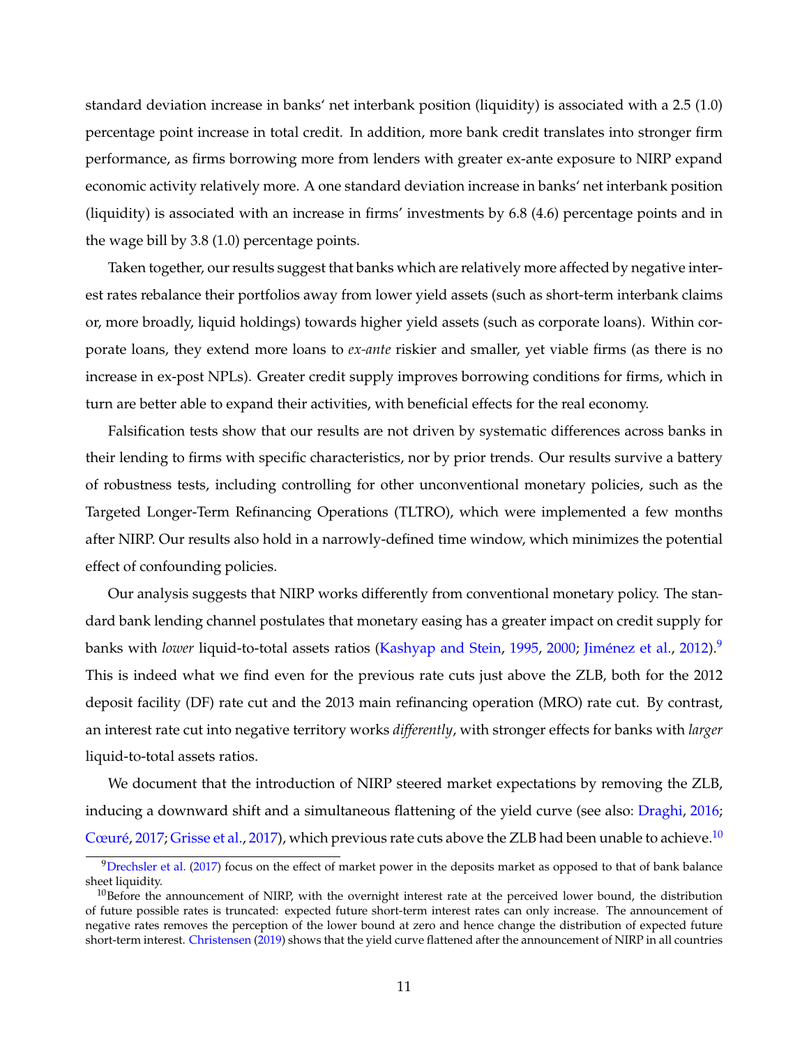standard deviation increase in banks' net interbank position (liquidity) is associated with a 2.5 (1.0) percentage point increase in total credit. In addition, more bank credit translates into stronger firm performance, as firms borrowing more from lenders with greater ex-ante exposure to NIRP expand economic activity relatively more. A one standard deviation increase in banks' net interbank position (liquidity) is associated with an increase in firms' investments by 6.8 (4.6) percentage points and in the wage bill by 3.8 (1.0) percentage points.

Taken together, our results suggest that banks which are relatively more affected by negative interest rates rebalance their portfolios away from lower yield assets (such as short-term interbank claims or, more broadly, liquid holdings) towards higher yield assets (such as corporate loans). Within corporate loans, they extend more loans to *ex-ante* riskier and smaller, yet viable firms (as there is no increase in ex-post NPLs). Greater credit supply improves borrowing conditions for firms, which in turn are better able to expand their activities, with beneficial effects for the real economy.

Falsification tests show that our results are not driven by systematic differences across banks in their lending to firms with specific characteristics, nor by prior trends. Our results survive a battery of robustness tests, including controlling for other unconventional monetary policies, such as the Targeted Longer-Term Refinancing Operations (TLTRO), which were implemented a few months after NIRP. Our results also hold in a narrowly-defined time window, which minimizes the potential effect of confounding policies.

Our analysis suggests that NIRP works differently from conventional monetary policy. The standard bank lending channel postulates that monetary easing has a greater impact on credit supply for banks with *lower* liquid-to-total assets ratios (Kashyap and Stein, 1995, 2000; Jiménez et al., 2012).[9] This is indeed what we find even for the previous rate cuts just above the ZLB, both for the 2012 deposit facility (DF) rate cut and the 2013 main refinancing operation (MRO) rate cut. By contrast, an interest rate cut into negative territory works *differently*, with stronger effects for banks with *larger* liquid-to-total assets ratios.

We document that the introduction of NIRP steered market expectations by removing the ZLB, inducing a downward shift and a simultaneous flattening of the yield curve (see also: Draghi, 2016; Cœuré, 2017; Grisse et al., 2017), which previous rate cuts above the ZLB had been unable to achieve.[10]

[9] Drechsler et al. (2017) focus on the effect of market power in the deposits market as opposed to that of bank balance sheet liquidity.

[10] Before the announcement of NIRP, with the overnight interest rate at the perceived lower bound, the distribution of future possible rates is truncated: expected future short-term interest rates can only increase. The announcement of negative rates removes the perception of the lower bound at zero and hence change the distribution of expected future short-term interest. Christensen (2019) shows that the yield curve flattened after the announcement of NIRP in all countries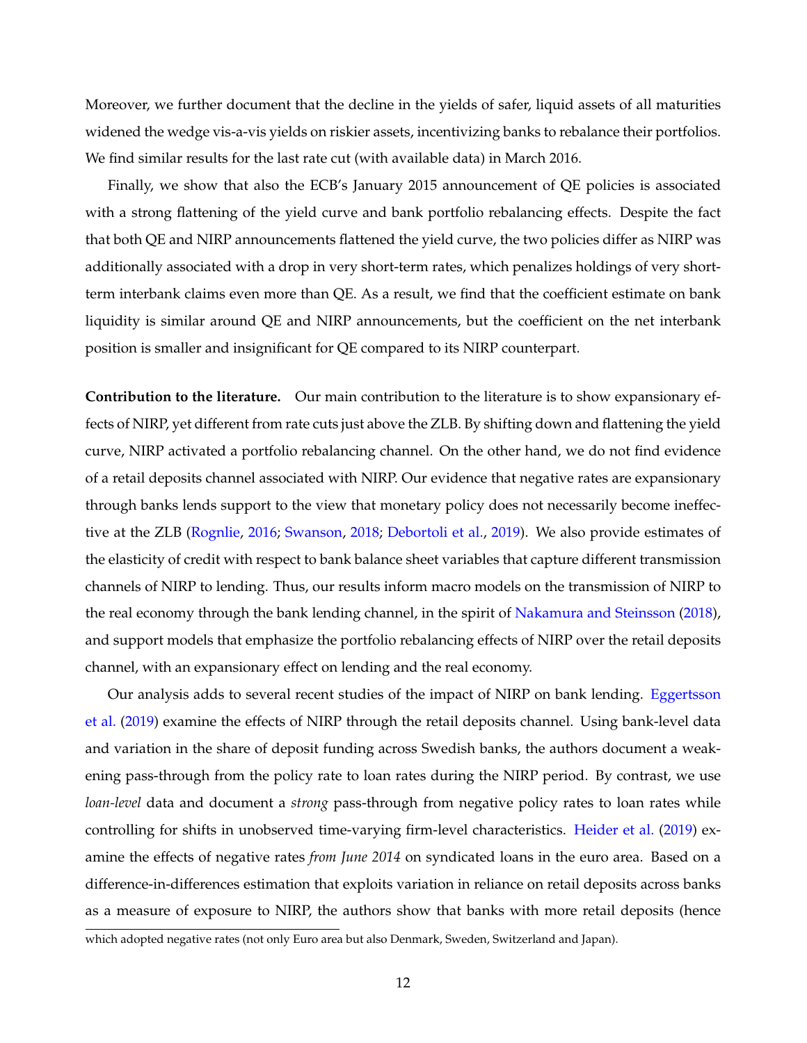Moreover, we further document that the decline in the yields of safer, liquid assets of all maturities widened the wedge vis-a-vis yields on riskier assets, incentivizing banks to rebalance their portfolios. We find similar results for the last rate cut (with available data) in March 2016.

Finally, we show that also the ECB's January 2015 announcement of QE policies is associated with a strong flattening of the yield curve and bank portfolio rebalancing effects. Despite the fact that both QE and NIRP announcements flattened the yield curve, the two policies differ as NIRP was additionally associated with a drop in very short-term rates, which penalizes holdings of very short-term interbank claims even more than QE. As a result, we find that the coefficient estimate on bank liquidity is similar around QE and NIRP announcements, but the coefficient on the net interbank position is smaller and insignificant for QE compared to its NIRP counterpart.

**Contribution to the literature.** Our main contribution to the literature is to show expansionary effects of NIRP, yet different from rate cuts just above the ZLB. By shifting down and flattening the yield curve, NIRP activated a portfolio rebalancing channel. On the other hand, we do not find evidence of a retail deposits channel associated with NIRP. Our evidence that negative rates are expansionary through banks lends support to the view that monetary policy does not necessarily become ineffective at the ZLB (Rognlie, 2016; Swanson, 2018; Debortoli et al., 2019). We also provide estimates of the elasticity of credit with respect to bank balance sheet variables that capture different transmission channels of NIRP to lending. Thus, our results inform macro models on the transmission of NIRP to the real economy through the bank lending channel, in the spirit of Nakamura and Steinsson (2018), and support models that emphasize the portfolio rebalancing effects of NIRP over the retail deposits channel, with an expansionary effect on lending and the real economy.

Our analysis adds to several recent studies of the impact of NIRP on bank lending. Eggertsson et al. (2019) examine the effects of NIRP through the retail deposits channel. Using bank-level data and variation in the share of deposit funding across Swedish banks, the authors document a weakening pass-through from the policy rate to loan rates during the NIRP period. By contrast, we use *loan-level* data and document a *strong* pass-through from negative policy rates to loan rates while controlling for shifts in unobserved time-varying firm-level characteristics. Heider et al. (2019) examine the effects of negative rates *from June 2014* on syndicated loans in the euro area. Based on a difference-in-differences estimation that exploits variation in reliance on retail deposits across banks as a measure of exposure to NIRP, the authors show that banks with more retail deposits (hence

which adopted negative rates (not only Euro area but also Denmark, Sweden, Switzerland and Japan).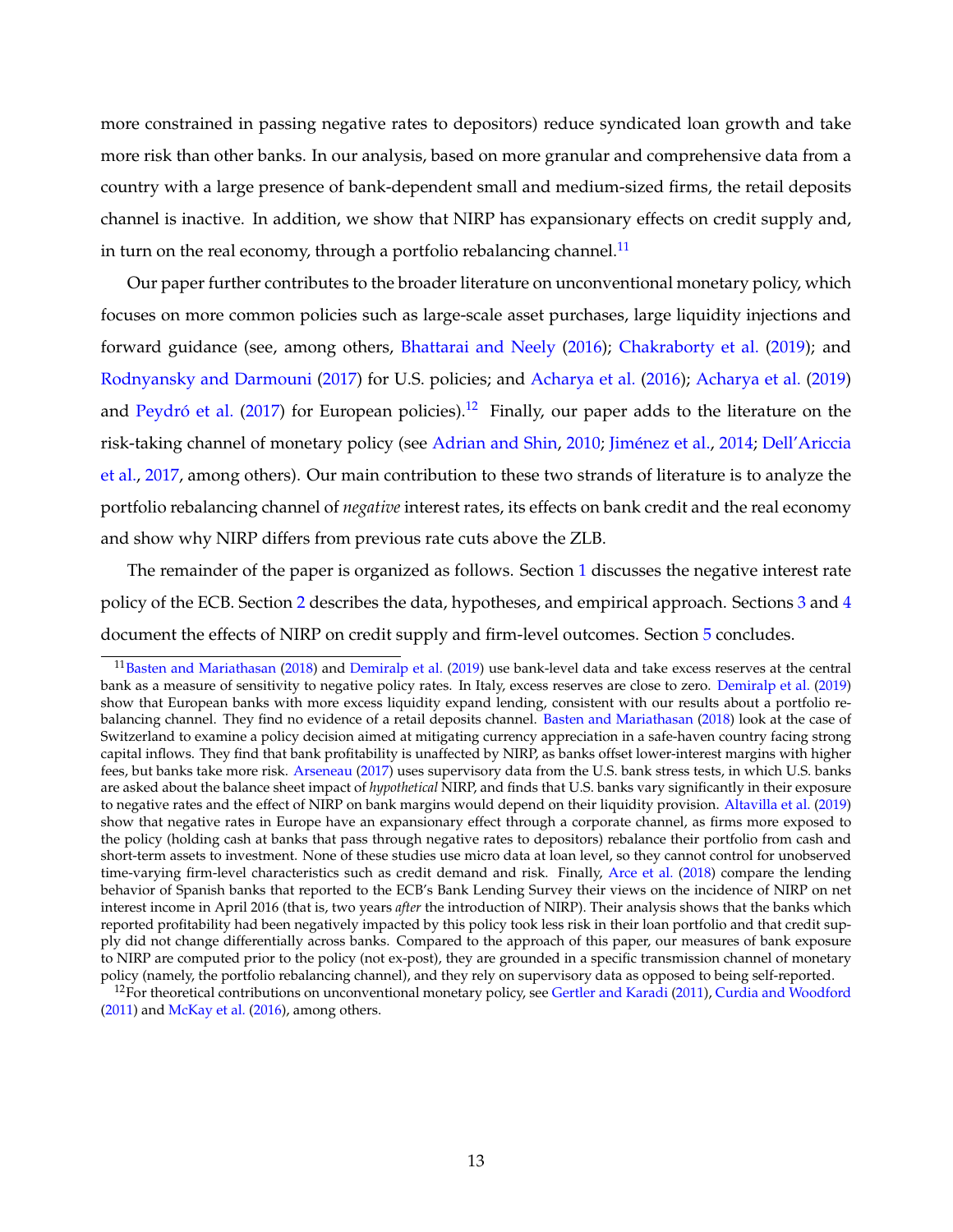more constrained in passing negative rates to depositors) reduce syndicated loan growth and take more risk than other banks. In our analysis, based on more granular and comprehensive data from a country with a large presence of bank-dependent small and medium-sized firms, the retail deposits channel is inactive. In addition, we show that NIRP has expansionary effects on credit supply and, in turn on the real economy, through a portfolio rebalancing channel.[11]

Our paper further contributes to the broader literature on unconventional monetary policy, which focuses on more common policies such as large-scale asset purchases, large liquidity injections and forward guidance (see, among others, Bhattarai and Neely (2016); Chakraborty et al. (2019); and Rodnyansky and Darmouni (2017) for U.S. policies; and Acharya et al. (2016); Acharya et al. (2019) and Peydró et al. (2017) for European policies).[12] Finally, our paper adds to the literature on the risk-taking channel of monetary policy (see Adrian and Shin, 2010; Jiménez et al., 2014; Dell'Ariccia et al., 2017, among others). Our main contribution to these two strands of literature is to analyze the portfolio rebalancing channel of *negative* interest rates, its effects on bank credit and the real economy and show why NIRP differs from previous rate cuts above the ZLB.

The remainder of the paper is organized as follows. Section 1 discusses the negative interest rate policy of the ECB. Section 2 describes the data, hypotheses, and empirical approach. Sections 3 and 4 document the effects of NIRP on credit supply and firm-level outcomes. Section 5 concludes.

---

[11] Basten and Mariathasan (2018) and Demiralp et al. (2019) use bank-level data and take excess reserves at the central bank as a measure of sensitivity to negative policy rates. In Italy, excess reserves are close to zero. Demiralp et al. (2019) show that European banks with more excess liquidity expand lending, consistent with our results about a portfolio rebalancing channel. They find no evidence of a retail deposits channel. Basten and Mariathasan (2018) look at the case of Switzerland to examine a policy decision aimed at mitigating currency appreciation in a safe-haven country facing strong capital inflows. They find that bank profitability is unaffected by NIRP, as banks offset lower-interest margins with higher fees, but banks take more risk. Arseneau (2017) uses supervisory data from the U.S. bank stress tests, in which U.S. banks are asked about the balance sheet impact of *hypothetical* NIRP, and finds that U.S. banks vary significantly in their exposure to negative rates and the effect of NIRP on bank margins would depend on their liquidity provision. Altavilla et al. (2019) show that negative rates in Europe have an expansionary effect through a corporate channel, as firms more exposed to the policy (holding cash at banks that pass through negative rates to depositors) rebalance their portfolio from cash and short-term assets to investment. None of these studies use micro data at loan level, so they cannot control for unobserved time-varying firm-level characteristics such as credit demand and risk. Finally, Arce et al. (2018) compare the lending behavior of Spanish banks that reported to the ECB's Bank Lending Survey their views on the incidence of NIRP on net interest income in April 2016 (that is, two years *after* the introduction of NIRP). Their analysis shows that the banks which reported profitability had been negatively impacted by this policy took less risk in their loan portfolio and that credit supply did not change differentially across banks. Compared to the approach of this paper, our measures of bank exposure to NIRP are computed prior to the policy (not ex-post), they are grounded in a specific transmission channel of monetary policy (namely, the portfolio rebalancing channel), and they rely on supervisory data as opposed to being self-reported.

[12] For theoretical contributions on unconventional monetary policy, see Gertler and Karadi (2011), Curdia and Woodford (2011) and McKay et al. (2016), among others.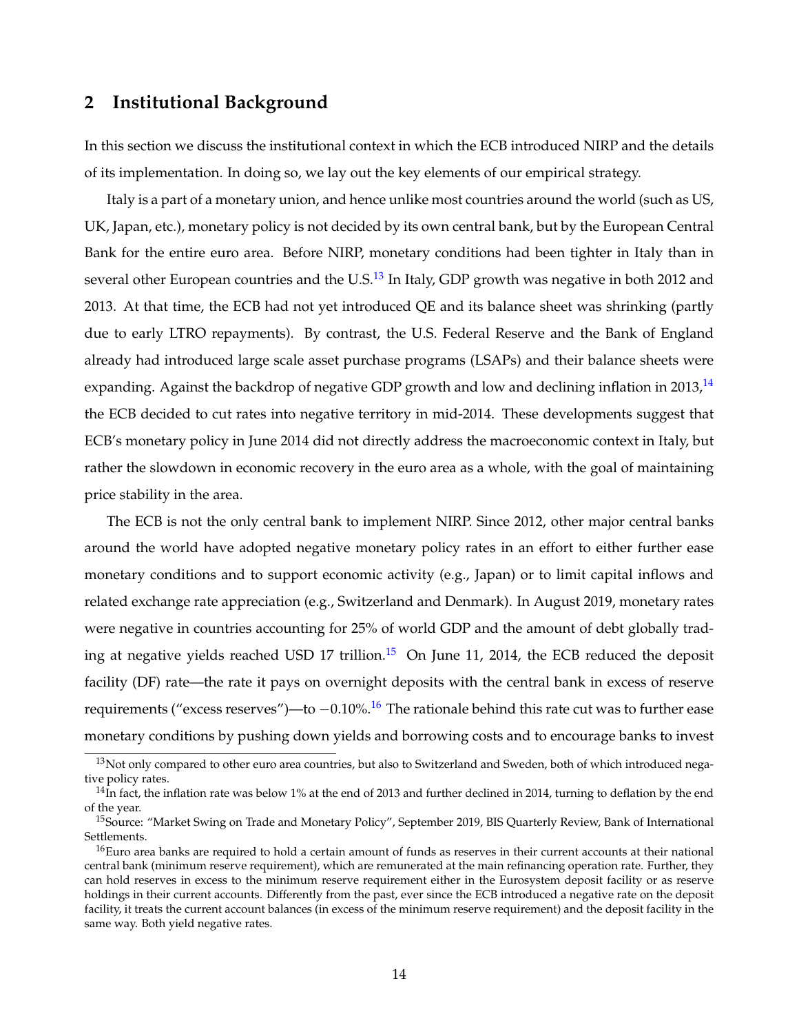## 2 Institutional Background

In this section we discuss the institutional context in which the ECB introduced NIRP and the details of its implementation. In doing so, we lay out the key elements of our empirical strategy.

Italy is a part of a monetary union, and hence unlike most countries around the world (such as US, UK, Japan, etc.), monetary policy is not decided by its own central bank, but by the European Central Bank for the entire euro area. Before NIRP, monetary conditions had been tighter in Italy than in several other European countries and the U.S.[13] In Italy, GDP growth was negative in both 2012 and 2013. At that time, the ECB had not yet introduced QE and its balance sheet was shrinking (partly due to early LTRO repayments). By contrast, the U.S. Federal Reserve and the Bank of England already had introduced large scale asset purchase programs (LSAPs) and their balance sheets were expanding. Against the backdrop of negative GDP growth and low and declining inflation in 2013,[14] the ECB decided to cut rates into negative territory in mid-2014. These developments suggest that ECB's monetary policy in June 2014 did not directly address the macroeconomic context in Italy, but rather the slowdown in economic recovery in the euro area as a whole, with the goal of maintaining price stability in the area.

The ECB is not the only central bank to implement NIRP. Since 2012, other major central banks around the world have adopted negative monetary policy rates in an effort to either further ease monetary conditions and to support economic activity (e.g., Japan) or to limit capital inflows and related exchange rate appreciation (e.g., Switzerland and Denmark). In August 2019, monetary rates were negative in countries accounting for 25% of world GDP and the amount of debt globally trading at negative yields reached USD 17 trillion.[15] On June 11, 2014, the ECB reduced the deposit facility (DF) rate—the rate it pays on overnight deposits with the central bank in excess of reserve requirements ("excess reserves")—to $-0.10\%$.[16] The rationale behind this rate cut was to further ease monetary conditions by pushing down yields and borrowing costs and to encourage banks to invest

[13] Not only compared to other euro area countries, but also to Switzerland and Sweden, both of which introduced negative policy rates.

[14] In fact, the inflation rate was below 1% at the end of 2013 and further declined in 2014, turning to deflation by the end of the year.

[15] Source: "Market Swing on Trade and Monetary Policy", September 2019, BIS Quarterly Review, Bank of International Settlements.

[16] Euro area banks are required to hold a certain amount of funds as reserves in their current accounts at their national central bank (minimum reserve requirement), which are remunerated at the main refinancing operation rate. Further, they can hold reserves in excess to the minimum reserve requirement either in the Eurosystem deposit facility or as reserve holdings in their current accounts. Differently from the past, ever since the ECB introduced a negative rate on the deposit facility, it treats the current account balances (in excess of the minimum reserve requirement) and the deposit facility in the same way. Both yield negative rates.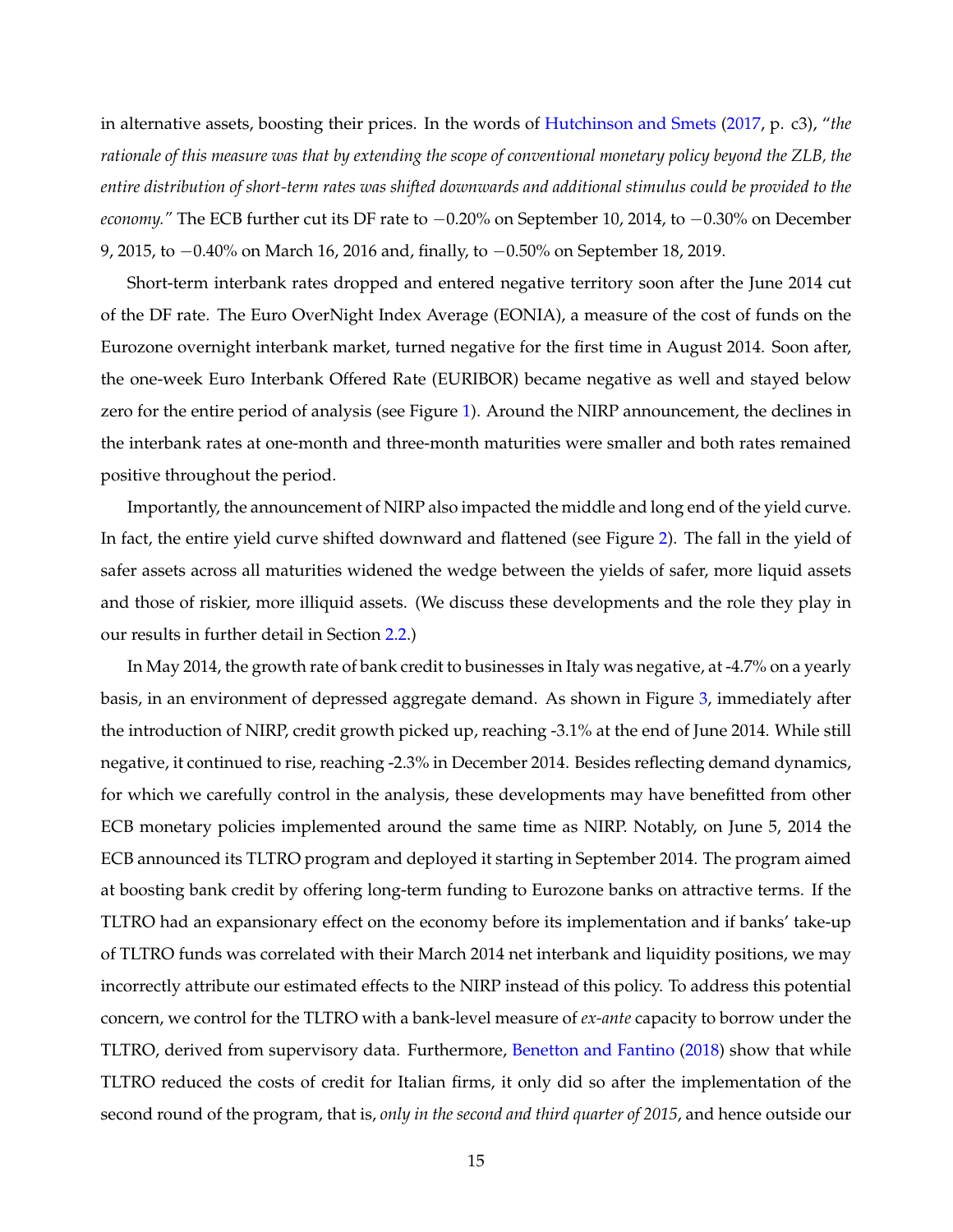in alternative assets, boosting their prices. In the words of Hutchinson and Smets (2017, p. c3), "*the rationale of this measure was that by extending the scope of conventional monetary policy beyond the ZLB, the entire distribution of short-term rates was shifted downwards and additional stimulus could be provided to the economy.*" The ECB further cut its DF rate to $-0.20\%$ on September 10, 2014, to $-0.30\%$ on December 9, 2015, to $-0.40\%$ on March 16, 2016 and, finally, to $-0.50\%$ on September 18, 2019.

Short-term interbank rates dropped and entered negative territory soon after the June 2014 cut of the DF rate. The Euro OverNight Index Average (EONIA), a measure of the cost of funds on the Eurozone overnight interbank market, turned negative for the first time in August 2014. Soon after, the one-week Euro Interbank Offered Rate (EURIBOR) became negative as well and stayed below zero for the entire period of analysis (see Figure 1). Around the NIRP announcement, the declines in the interbank rates at one-month and three-month maturities were smaller and both rates remained positive throughout the period.

Importantly, the announcement of NIRP also impacted the middle and long end of the yield curve. In fact, the entire yield curve shifted downward and flattened (see Figure 2). The fall in the yield of safer assets across all maturities widened the wedge between the yields of safer, more liquid assets and those of riskier, more illiquid assets. (We discuss these developments and the role they play in our results in further detail in Section 2.2.)

In May 2014, the growth rate of bank credit to businesses in Italy was negative, at -4.7% on a yearly basis, in an environment of depressed aggregate demand. As shown in Figure 3, immediately after the introduction of NIRP, credit growth picked up, reaching -3.1% at the end of June 2014. While still negative, it continued to rise, reaching -2.3% in December 2014. Besides reflecting demand dynamics, for which we carefully control in the analysis, these developments may have benefitted from other ECB monetary policies implemented around the same time as NIRP. Notably, on June 5, 2014 the ECB announced its TLTRO program and deployed it starting in September 2014. The program aimed at boosting bank credit by offering long-term funding to Eurozone banks on attractive terms. If the TLTRO had an expansionary effect on the economy before its implementation and if banks' take-up of TLTRO funds was correlated with their March 2014 net interbank and liquidity positions, we may incorrectly attribute our estimated effects to the NIRP instead of this policy. To address this potential concern, we control for the TLTRO with a bank-level measure of *ex-ante* capacity to borrow under the TLTRO, derived from supervisory data. Furthermore, Benetton and Fantino (2018) show that while TLTRO reduced the costs of credit for Italian firms, it only did so after the implementation of the second round of the program, that is, *only in the second and third quarter of 2015*, and hence outside our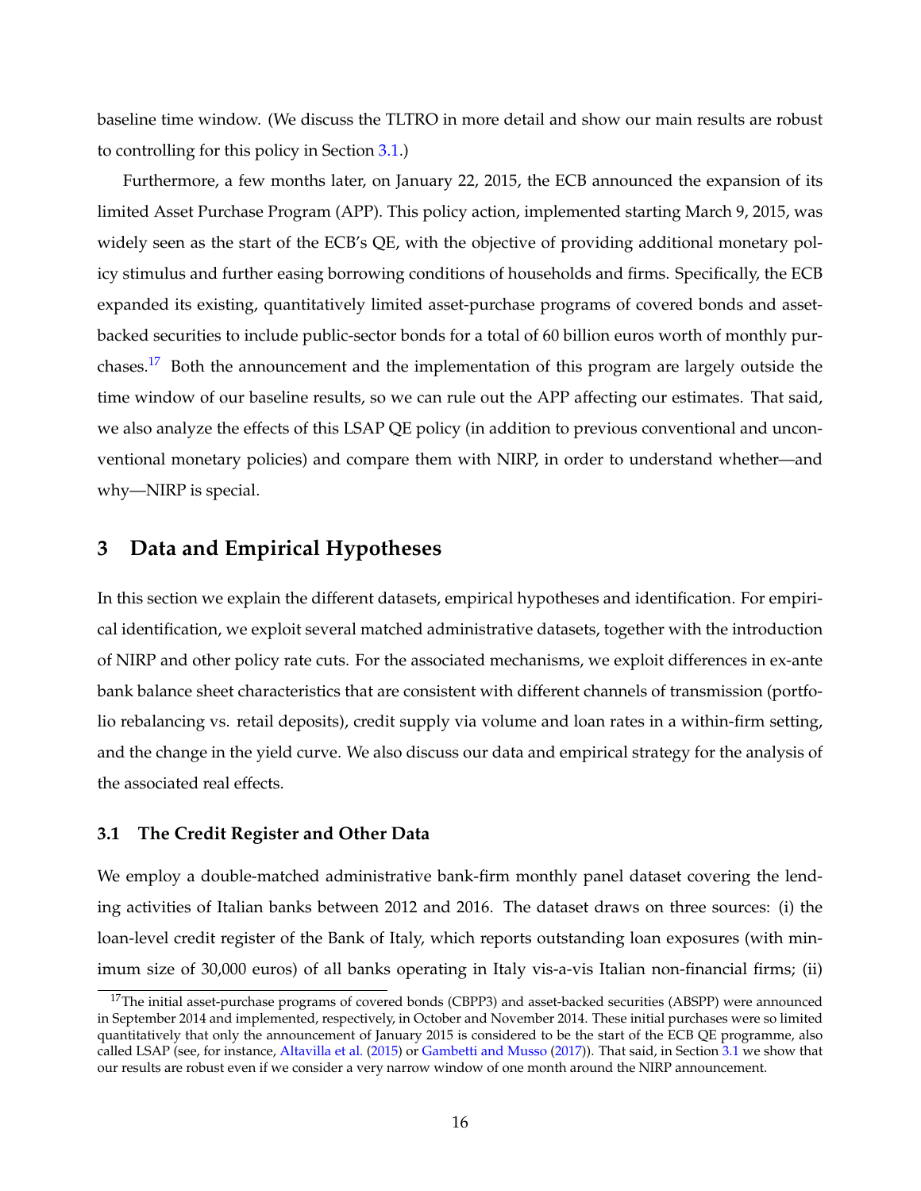baseline time window. (We discuss the TLTRO in more detail and show our main results are robust to controlling for this policy in Section 3.1.)

Furthermore, a few months later, on January 22, 2015, the ECB announced the expansion of its limited Asset Purchase Program (APP). This policy action, implemented starting March 9, 2015, was widely seen as the start of the ECB's QE, with the objective of providing additional monetary policy stimulus and further easing borrowing conditions of households and firms. Specifically, the ECB expanded its existing, quantitatively limited asset-purchase programs of covered bonds and asset-backed securities to include public-sector bonds for a total of 60 billion euros worth of monthly purchases.[17] Both the announcement and the implementation of this program are largely outside the time window of our baseline results, so we can rule out the APP affecting our estimates. That said, we also analyze the effects of this LSAP QE policy (in addition to previous conventional and unconventional monetary policies) and compare them with NIRP, in order to understand whether—and why—NIRP is special.

## 3 Data and Empirical Hypotheses

In this section we explain the different datasets, empirical hypotheses and identification. For empirical identification, we exploit several matched administrative datasets, together with the introduction of NIRP and other policy rate cuts. For the associated mechanisms, we exploit differences in ex-ante bank balance sheet characteristics that are consistent with different channels of transmission (portfolio rebalancing vs. retail deposits), credit supply via volume and loan rates in a within-firm setting, and the change in the yield curve. We also discuss our data and empirical strategy for the analysis of the associated real effects.

### 3.1 The Credit Register and Other Data

We employ a double-matched administrative bank-firm monthly panel dataset covering the lending activities of Italian banks between 2012 and 2016. The dataset draws on three sources: (i) the loan-level credit register of the Bank of Italy, which reports outstanding loan exposures (with minimum size of 30,000 euros) of all banks operating in Italy vis-a-vis Italian non-financial firms; (ii)

[17] The initial asset-purchase programs of covered bonds (CBPP3) and asset-backed securities (ABSPP) were announced in September 2014 and implemented, respectively, in October and November 2014. These initial purchases were so limited quantitatively that only the announcement of January 2015 is considered to be the start of the ECB QE programme, also called LSAP (see, for instance, Altavilla et al. (2015) or Gambetti and Musso (2017)). That said, in Section 3.1 we show that our results are robust even if we consider a very narrow window of one month around the NIRP announcement.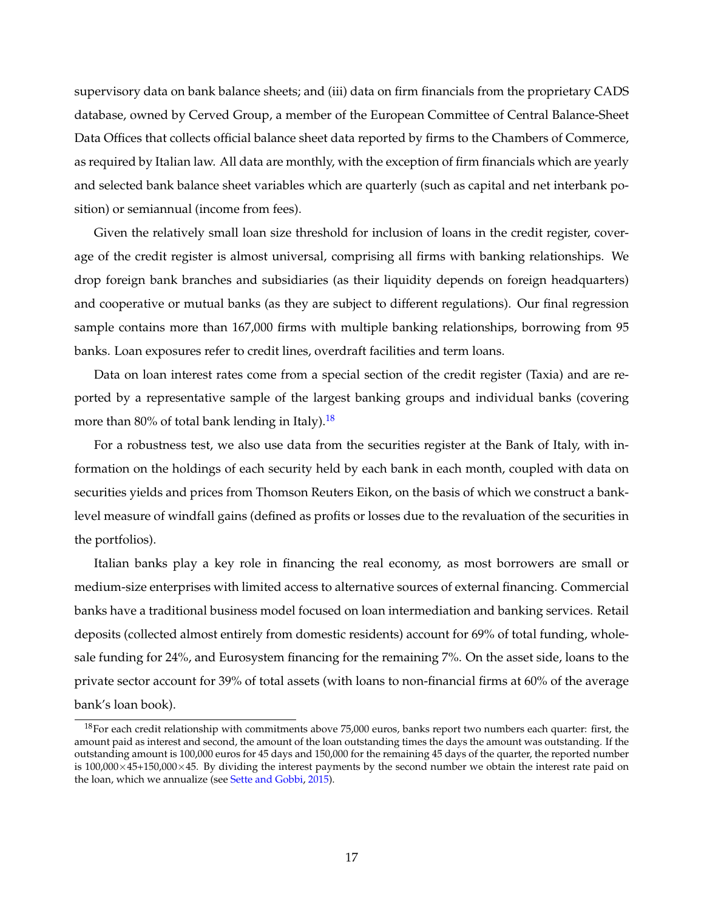supervisory data on bank balance sheets; and (iii) data on firm financials from the proprietary CADS database, owned by Cerved Group, a member of the European Committee of Central Balance-Sheet Data Offices that collects official balance sheet data reported by firms to the Chambers of Commerce, as required by Italian law. All data are monthly, with the exception of firm financials which are yearly and selected bank balance sheet variables which are quarterly (such as capital and net interbank position) or semiannual (income from fees).

Given the relatively small loan size threshold for inclusion of loans in the credit register, coverage of the credit register is almost universal, comprising all firms with banking relationships. We drop foreign bank branches and subsidiaries (as their liquidity depends on foreign headquarters) and cooperative or mutual banks (as they are subject to different regulations). Our final regression sample contains more than 167,000 firms with multiple banking relationships, borrowing from 95 banks. Loan exposures refer to credit lines, overdraft facilities and term loans.

Data on loan interest rates come from a special section of the credit register (Taxia) and are reported by a representative sample of the largest banking groups and individual banks (covering more than 80% of total bank lending in Italy).[18]

For a robustness test, we also use data from the securities register at the Bank of Italy, with information on the holdings of each security held by each bank in each month, coupled with data on securities yields and prices from Thomson Reuters Eikon, on the basis of which we construct a bank-level measure of windfall gains (defined as profits or losses due to the revaluation of the securities in the portfolios).

Italian banks play a key role in financing the real economy, as most borrowers are small or medium-size enterprises with limited access to alternative sources of external financing. Commercial banks have a traditional business model focused on loan intermediation and banking services. Retail deposits (collected almost entirely from domestic residents) account for 69% of total funding, wholesale funding for 24%, and Eurosystem financing for the remaining 7%. On the asset side, loans to the private sector account for 39% of total assets (with loans to non-financial firms at 60% of the average bank's loan book).

[18]For each credit relationship with commitments above 75,000 euros, banks report two numbers each quarter: first, the amount paid as interest and second, the amount of the loan outstanding times the days the amount was outstanding. If the outstanding amount is 100,000 euros for 45 days and 150,000 for the remaining 45 days of the quarter, the reported number is $100{,}000 \times 45 + 150{,}000 \times 45$. By dividing the interest payments by the second number we obtain the interest rate paid on the loan, which we annualize (see Sette and Gobbi, 2015).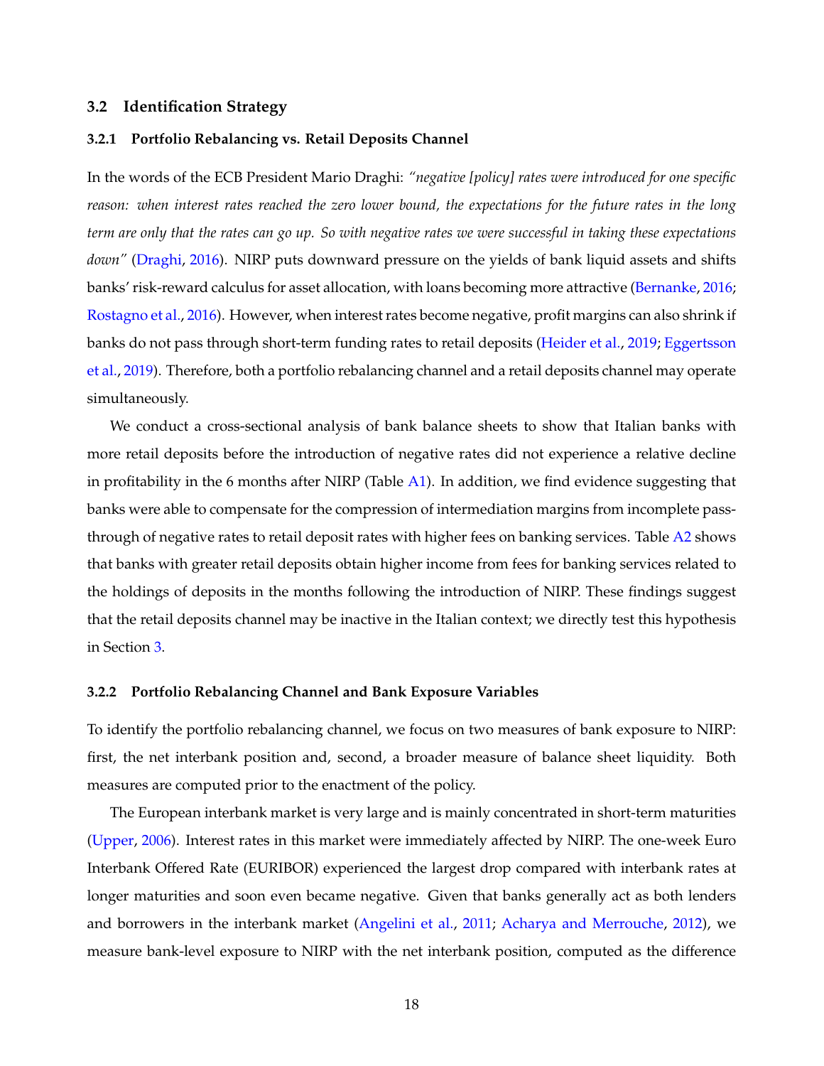### 3.2 Identification Strategy

#### 3.2.1 Portfolio Rebalancing vs. Retail Deposits Channel

In the words of the ECB President Mario Draghi: *"negative [policy] rates were introduced for one specific reason: when interest rates reached the zero lower bound, the expectations for the future rates in the long term are only that the rates can go up. So with negative rates we were successful in taking these expectations down"* (Draghi, 2016). NIRP puts downward pressure on the yields of bank liquid assets and shifts banks' risk-reward calculus for asset allocation, with loans becoming more attractive (Bernanke, 2016; Rostagno et al., 2016). However, when interest rates become negative, profit margins can also shrink if banks do not pass through short-term funding rates to retail deposits (Heider et al., 2019; Eggertsson et al., 2019). Therefore, both a portfolio rebalancing channel and a retail deposits channel may operate simultaneously.

We conduct a cross-sectional analysis of bank balance sheets to show that Italian banks with more retail deposits before the introduction of negative rates did not experience a relative decline in profitability in the 6 months after NIRP (Table A1). In addition, we find evidence suggesting that banks were able to compensate for the compression of intermediation margins from incomplete pass-through of negative rates to retail deposit rates with higher fees on banking services. Table A2 shows that banks with greater retail deposits obtain higher income from fees for banking services related to the holdings of deposits in the months following the introduction of NIRP. These findings suggest that the retail deposits channel may be inactive in the Italian context; we directly test this hypothesis in Section 3.

#### 3.2.2 Portfolio Rebalancing Channel and Bank Exposure Variables

To identify the portfolio rebalancing channel, we focus on two measures of bank exposure to NIRP: first, the net interbank position and, second, a broader measure of balance sheet liquidity. Both measures are computed prior to the enactment of the policy.

The European interbank market is very large and is mainly concentrated in short-term maturities (Upper, 2006). Interest rates in this market were immediately affected by NIRP. The one-week Euro Interbank Offered Rate (EURIBOR) experienced the largest drop compared with interbank rates at longer maturities and soon even became negative. Given that banks generally act as both lenders and borrowers in the interbank market (Angelini et al., 2011; Acharya and Merrouche, 2012), we measure bank-level exposure to NIRP with the net interbank position, computed as the difference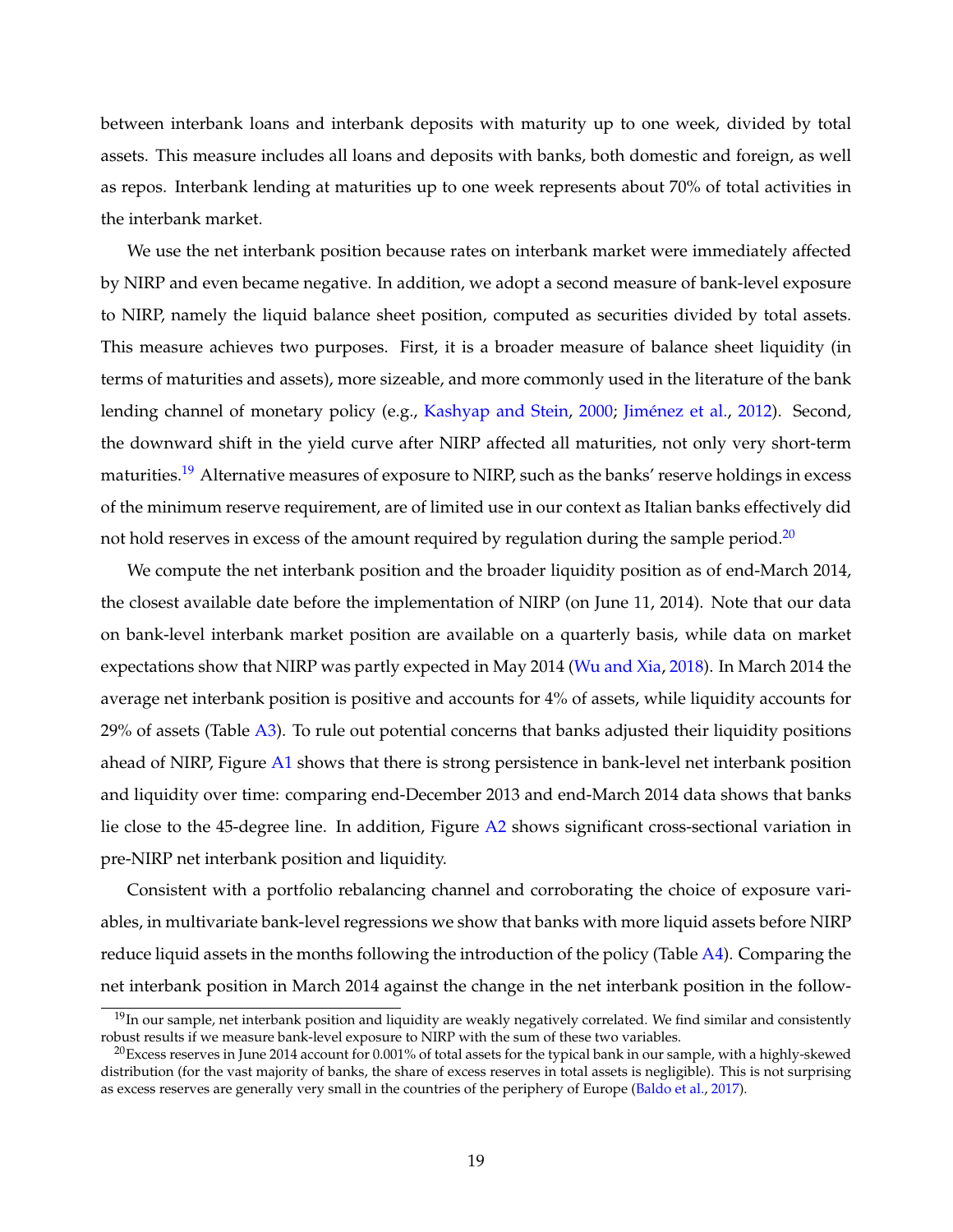between interbank loans and interbank deposits with maturity up to one week, divided by total assets. This measure includes all loans and deposits with banks, both domestic and foreign, as well as repos. Interbank lending at maturities up to one week represents about 70% of total activities in the interbank market.

We use the net interbank position because rates on interbank market were immediately affected by NIRP and even became negative. In addition, we adopt a second measure of bank-level exposure to NIRP, namely the liquid balance sheet position, computed as securities divided by total assets. This measure achieves two purposes. First, it is a broader measure of balance sheet liquidity (in terms of maturities and assets), more sizeable, and more commonly used in the literature of the bank lending channel of monetary policy (e.g., Kashyap and Stein, 2000; Jiménez et al., 2012). Second, the downward shift in the yield curve after NIRP affected all maturities, not only very short-term maturities.[19] Alternative measures of exposure to NIRP, such as the banks' reserve holdings in excess of the minimum reserve requirement, are of limited use in our context as Italian banks effectively did not hold reserves in excess of the amount required by regulation during the sample period.[20]

We compute the net interbank position and the broader liquidity position as of end-March 2014, the closest available date before the implementation of NIRP (on June 11, 2014). Note that our data on bank-level interbank market position are available on a quarterly basis, while data on market expectations show that NIRP was partly expected in May 2014 (Wu and Xia, 2018). In March 2014 the average net interbank position is positive and accounts for 4% of assets, while liquidity accounts for 29% of assets (Table A3). To rule out potential concerns that banks adjusted their liquidity positions ahead of NIRP, Figure A1 shows that there is strong persistence in bank-level net interbank position and liquidity over time: comparing end-December 2013 and end-March 2014 data shows that banks lie close to the 45-degree line. In addition, Figure A2 shows significant cross-sectional variation in pre-NIRP net interbank position and liquidity.

Consistent with a portfolio rebalancing channel and corroborating the choice of exposure variables, in multivariate bank-level regressions we show that banks with more liquid assets before NIRP reduce liquid assets in the months following the introduction of the policy (Table A4). Comparing the net interbank position in March 2014 against the change in the net interbank position in the follow-

[19] In our sample, net interbank position and liquidity are weakly negatively correlated. We find similar and consistently robust results if we measure bank-level exposure to NIRP with the sum of these two variables.

[20] Excess reserves in June 2014 account for 0.001% of total assets for the typical bank in our sample, with a highly-skewed distribution (for the vast majority of banks, the share of excess reserves in total assets is negligible). This is not surprising as excess reserves are generally very small in the countries of the periphery of Europe (Baldo et al., 2017).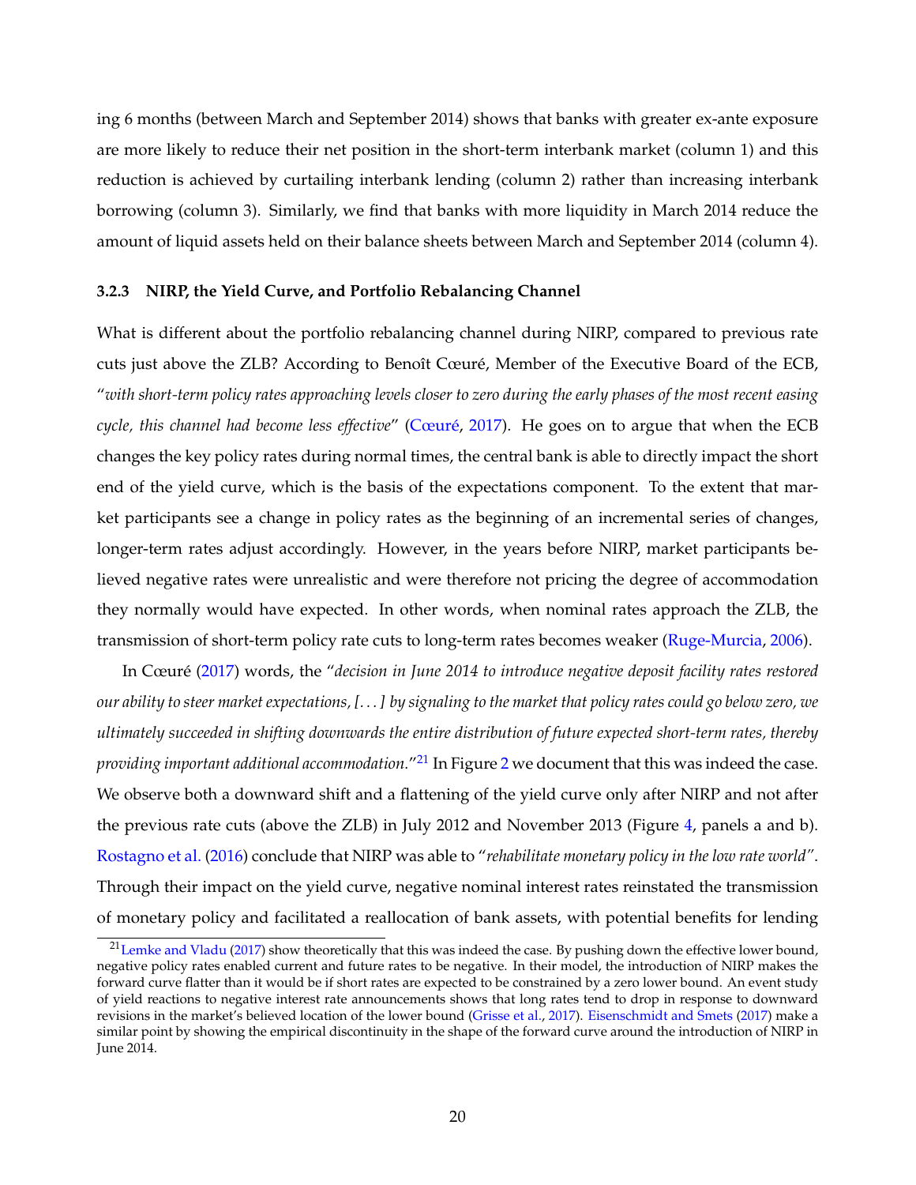ing 6 months (between March and September 2014) shows that banks with greater ex-ante exposure are more likely to reduce their net position in the short-term interbank market (column 1) and this reduction is achieved by curtailing interbank lending (column 2) rather than increasing interbank borrowing (column 3). Similarly, we find that banks with more liquidity in March 2014 reduce the amount of liquid assets held on their balance sheets between March and September 2014 (column 4).

### 3.2.3 NIRP, the Yield Curve, and Portfolio Rebalancing Channel

What is different about the portfolio rebalancing channel during NIRP, compared to previous rate cuts just above the ZLB? According to Benoît Cœuré, Member of the Executive Board of the ECB, "*with short-term policy rates approaching levels closer to zero during the early phases of the most recent easing cycle, this channel had become less effective*" (Cœuré, 2017). He goes on to argue that when the ECB changes the key policy rates during normal times, the central bank is able to directly impact the short end of the yield curve, which is the basis of the expectations component. To the extent that market participants see a change in policy rates as the beginning of an incremental series of changes, longer-term rates adjust accordingly. However, in the years before NIRP, market participants believed negative rates were unrealistic and were therefore not pricing the degree of accommodation they normally would have expected. In other words, when nominal rates approach the ZLB, the transmission of short-term policy rate cuts to long-term rates becomes weaker (Ruge-Murcia, 2006).

In Cœuré (2017) words, the "*decision in June 2014 to introduce negative deposit facility rates restored our ability to steer market expectations, [...] by signaling to the market that policy rates could go below zero, we ultimately succeeded in shifting downwards the entire distribution of future expected short-term rates, thereby providing important additional accommodation.*"[21] In Figure 2 we document that this was indeed the case. We observe both a downward shift and a flattening of the yield curve only after NIRP and not after the previous rate cuts (above the ZLB) in July 2012 and November 2013 (Figure 4, panels a and b). Rostagno et al. (2016) conclude that NIRP was able to "*rehabilitate monetary policy in the low rate world*". Through their impact on the yield curve, negative nominal interest rates reinstated the transmission of monetary policy and facilitated a reallocation of bank assets, with potential benefits for lending

[21] Lemke and Vladu (2017) show theoretically that this was indeed the case. By pushing down the effective lower bound, negative policy rates enabled current and future rates to be negative. In their model, the introduction of NIRP makes the forward curve flatter than it would be if short rates are expected to be constrained by a zero lower bound. An event study of yield reactions to negative interest rate announcements shows that long rates tend to drop in response to downward revisions in the market's believed location of the lower bound (Grisse et al., 2017). Eisenschmidt and Smets (2017) make a similar point by showing the empirical discontinuity in the shape of the forward curve around the introduction of NIRP in June 2014.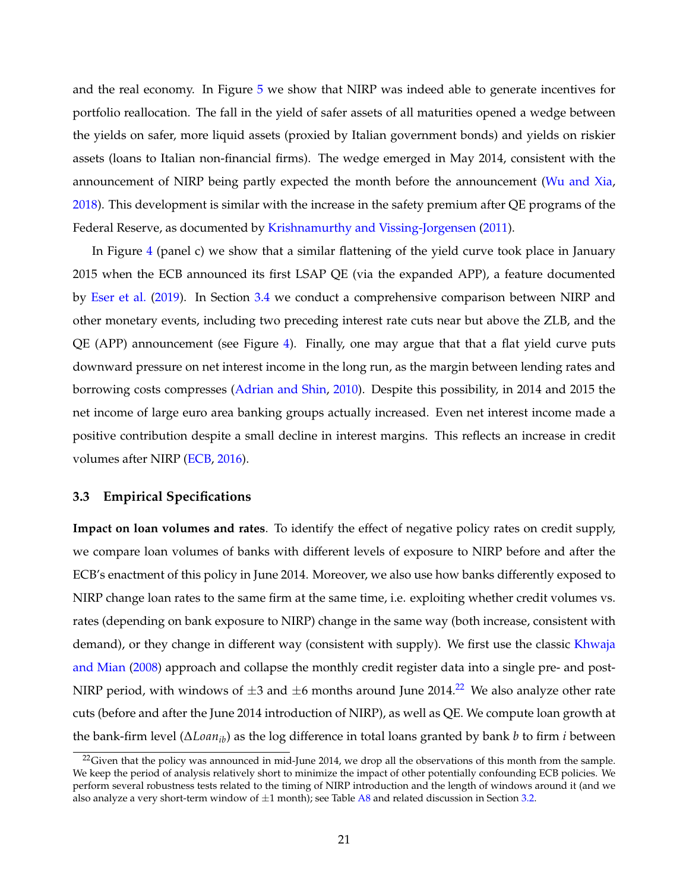and the real economy. In Figure 5 we show that NIRP was indeed able to generate incentives for portfolio reallocation. The fall in the yield of safer assets of all maturities opened a wedge between the yields on safer, more liquid assets (proxied by Italian government bonds) and yields on riskier assets (loans to Italian non-financial firms). The wedge emerged in May 2014, consistent with the announcement of NIRP being partly expected the month before the announcement (Wu and Xia, 2018). This development is similar with the increase in the safety premium after QE programs of the Federal Reserve, as documented by Krishnamurthy and Vissing-Jorgensen (2011).

In Figure 4 (panel c) we show that a similar flattening of the yield curve took place in January 2015 when the ECB announced its first LSAP QE (via the expanded APP), a feature documented by Eser et al. (2019). In Section 3.4 we conduct a comprehensive comparison between NIRP and other monetary events, including two preceding interest rate cuts near but above the ZLB, and the QE (APP) announcement (see Figure 4). Finally, one may argue that that a flat yield curve puts downward pressure on net interest income in the long run, as the margin between lending rates and borrowing costs compresses (Adrian and Shin, 2010). Despite this possibility, in 2014 and 2015 the net income of large euro area banking groups actually increased. Even net interest income made a positive contribution despite a small decline in interest margins. This reflects an increase in credit volumes after NIRP (ECB, 2016).

### 3.3 Empirical Specifications

**Impact on loan volumes and rates**. To identify the effect of negative policy rates on credit supply, we compare loan volumes of banks with different levels of exposure to NIRP before and after the ECB's enactment of this policy in June 2014. Moreover, we also use how banks differently exposed to NIRP change loan rates to the same firm at the same time, i.e. exploiting whether credit volumes vs. rates (depending on bank exposure to NIRP) change in the same way (both increase, consistent with demand), or they change in different way (consistent with supply). We first use the classic Khwaja and Mian (2008) approach and collapse the monthly credit register data into a single pre- and post-NIRP period, with windows of $\pm3$ and $\pm6$ months around June 2014.[22] We also analyze other rate cuts (before and after the June 2014 introduction of NIRP), as well as QE. We compute loan growth at the bank-firm level ($\Delta Loan_{ib}$) as the log difference in total loans granted by bank $b$ to firm $i$ between

[22] Given that the policy was announced in mid-June 2014, we drop all the observations of this month from the sample. We keep the period of analysis relatively short to minimize the impact of other potentially confounding ECB policies. We perform several robustness tests related to the timing of NIRP introduction and the length of windows around it (and we also analyze a very short-term window of $\pm1$ month); see Table A8 and related discussion in Section 3.2.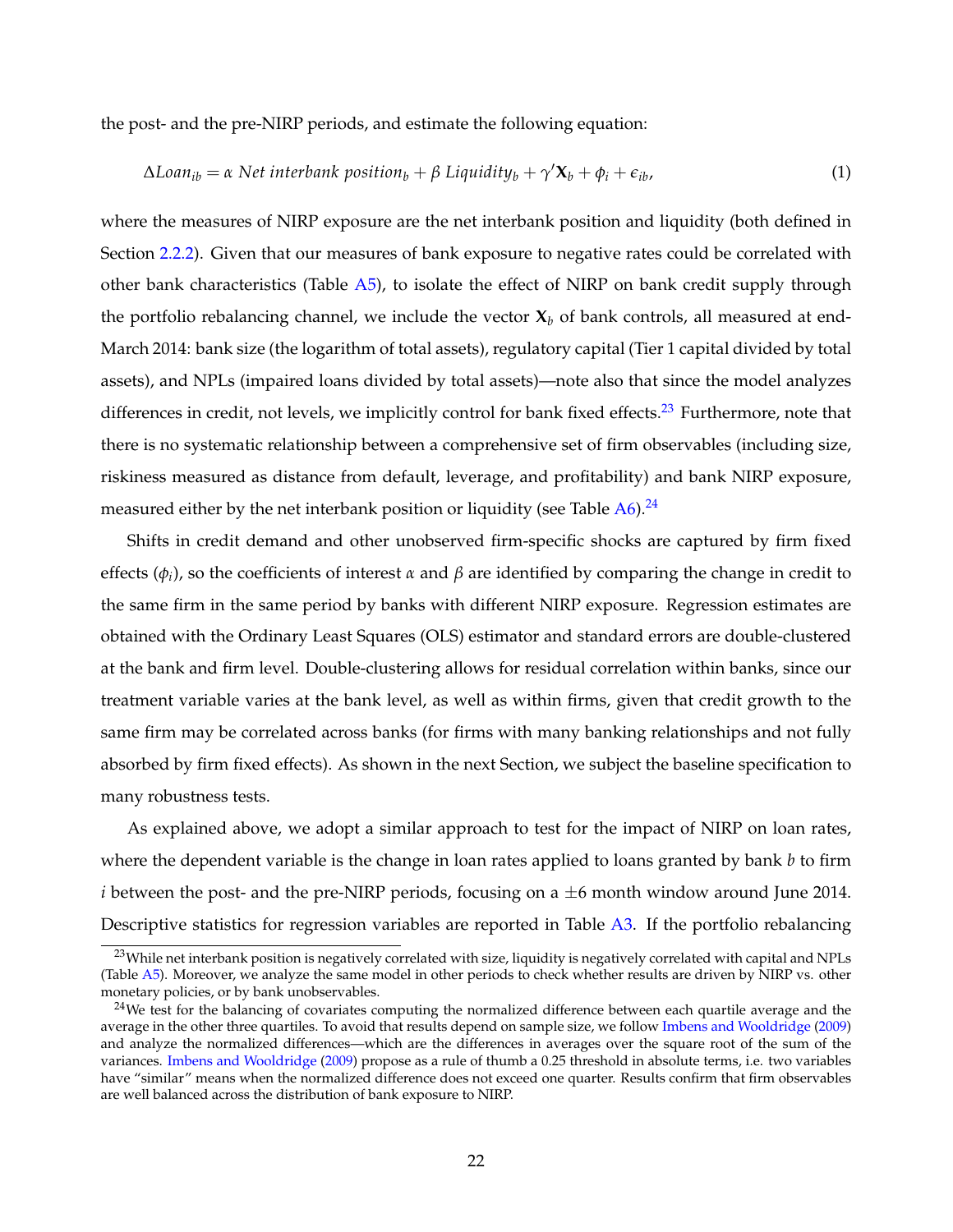the post- and the pre-NIRP periods, and estimate the following equation:

$$\Delta Loan_{ib} = \alpha \; Net\ interbank\ position_b + \beta \; Liquidity_b + \gamma' \mathbf{X}_b + \phi_i + \epsilon_{ib}, \tag{1}$$

where the measures of NIRP exposure are the net interbank position and liquidity (both defined in Section 2.2.2). Given that our measures of bank exposure to negative rates could be correlated with other bank characteristics (Table A5), to isolate the effect of NIRP on bank credit supply through the portfolio rebalancing channel, we include the vector $\mathbf{X}_b$ of bank controls, all measured at end-March 2014: bank size (the logarithm of total assets), regulatory capital (Tier 1 capital divided by total assets), and NPLs (impaired loans divided by total assets)—note also that since the model analyzes differences in credit, not levels, we implicitly control for bank fixed effects.[23] Furthermore, note that there is no systematic relationship between a comprehensive set of firm observables (including size, riskiness measured as distance from default, leverage, and profitability) and bank NIRP exposure, measured either by the net interbank position or liquidity (see Table A6).[24]

Shifts in credit demand and other unobserved firm-specific shocks are captured by firm fixed effects ($\phi_i$), so the coefficients of interest $\alpha$ and $\beta$ are identified by comparing the change in credit to the same firm in the same period by banks with different NIRP exposure. Regression estimates are obtained with the Ordinary Least Squares (OLS) estimator and standard errors are double-clustered at the bank and firm level. Double-clustering allows for residual correlation within banks, since our treatment variable varies at the bank level, as well as within firms, given that credit growth to the same firm may be correlated across banks (for firms with many banking relationships and not fully absorbed by firm fixed effects). As shown in the next Section, we subject the baseline specification to many robustness tests.

As explained above, we adopt a similar approach to test for the impact of NIRP on loan rates, where the dependent variable is the change in loan rates applied to loans granted by bank $b$ to firm $i$ between the post- and the pre-NIRP periods, focusing on a $\pm 6$ month window around June 2014. Descriptive statistics for regression variables are reported in Table A3. If the portfolio rebalancing

[23] While net interbank position is negatively correlated with size, liquidity is negatively correlated with capital and NPLs (Table A5). Moreover, we analyze the same model in other periods to check whether results are driven by NIRP vs. other monetary policies, or by bank unobservables.

[24] We test for the balancing of covariates computing the normalized difference between each quartile average and the average in the other three quartiles. To avoid that results depend on sample size, we follow Imbens and Wooldridge (2009) and analyze the normalized differences—which are the differences in averages over the square root of the sum of the variances. Imbens and Wooldridge (2009) propose as a rule of thumb a 0.25 threshold in absolute terms, i.e. two variables have "similar" means when the normalized difference does not exceed one quarter. Results confirm that firm observables are well balanced across the distribution of bank exposure to NIRP.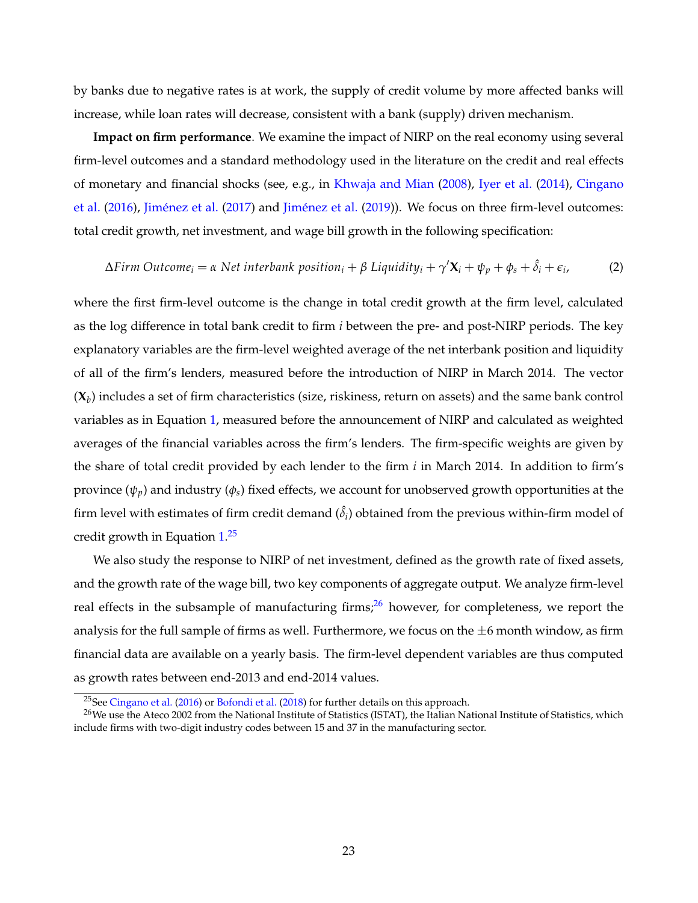by banks due to negative rates is at work, the supply of credit volume by more affected banks will increase, while loan rates will decrease, consistent with a bank (supply) driven mechanism.

**Impact on firm performance**. We examine the impact of NIRP on the real economy using several firm-level outcomes and a standard methodology used in the literature on the credit and real effects of monetary and financial shocks (see, e.g., in Khwaja and Mian (2008), Iyer et al. (2014), Cingano et al. (2016), Jiménez et al. (2017) and Jiménez et al. (2019)). We focus on three firm-level outcomes: total credit growth, net investment, and wage bill growth in the following specification:

$$\Delta Firm\ Outcome_i = \alpha\ Net\ interbank\ position_i + \beta\ Liquidity_i + \gamma' \mathbf{X}_i + \psi_p + \phi_s + \hat{\delta}_i + \epsilon_i, \tag{2}$$

where the first firm-level outcome is the change in total credit growth at the firm level, calculated as the log difference in total bank credit to firm $i$ between the pre- and post-NIRP periods. The key explanatory variables are the firm-level weighted average of the net interbank position and liquidity of all of the firm's lenders, measured before the introduction of NIRP in March 2014. The vector ($\mathbf{X}_b$) includes a set of firm characteristics (size, riskiness, return on assets) and the same bank control variables as in Equation 1, measured before the announcement of NIRP and calculated as weighted averages of the financial variables across the firm's lenders. The firm-specific weights are given by the share of total credit provided by each lender to the firm $i$ in March 2014. In addition to firm's province ($\psi_p$) and industry ($\phi_s$) fixed effects, we account for unobserved growth opportunities at the firm level with estimates of firm credit demand ($\hat{\delta}_i$) obtained from the previous within-firm model of credit growth in Equation 1.[25]

We also study the response to NIRP of net investment, defined as the growth rate of fixed assets, and the growth rate of the wage bill, two key components of aggregate output. We analyze firm-level real effects in the subsample of manufacturing firms;[26] however, for completeness, we report the analysis for the full sample of firms as well. Furthermore, we focus on the $\pm 6$ month window, as firm financial data are available on a yearly basis. The firm-level dependent variables are thus computed as growth rates between end-2013 and end-2014 values.

[25] See Cingano et al. (2016) or Bofondi et al. (2018) for further details on this approach.

[26] We use the Ateco 2002 from the National Institute of Statistics (ISTAT), the Italian National Institute of Statistics, which include firms with two-digit industry codes between 15 and 37 in the manufacturing sector.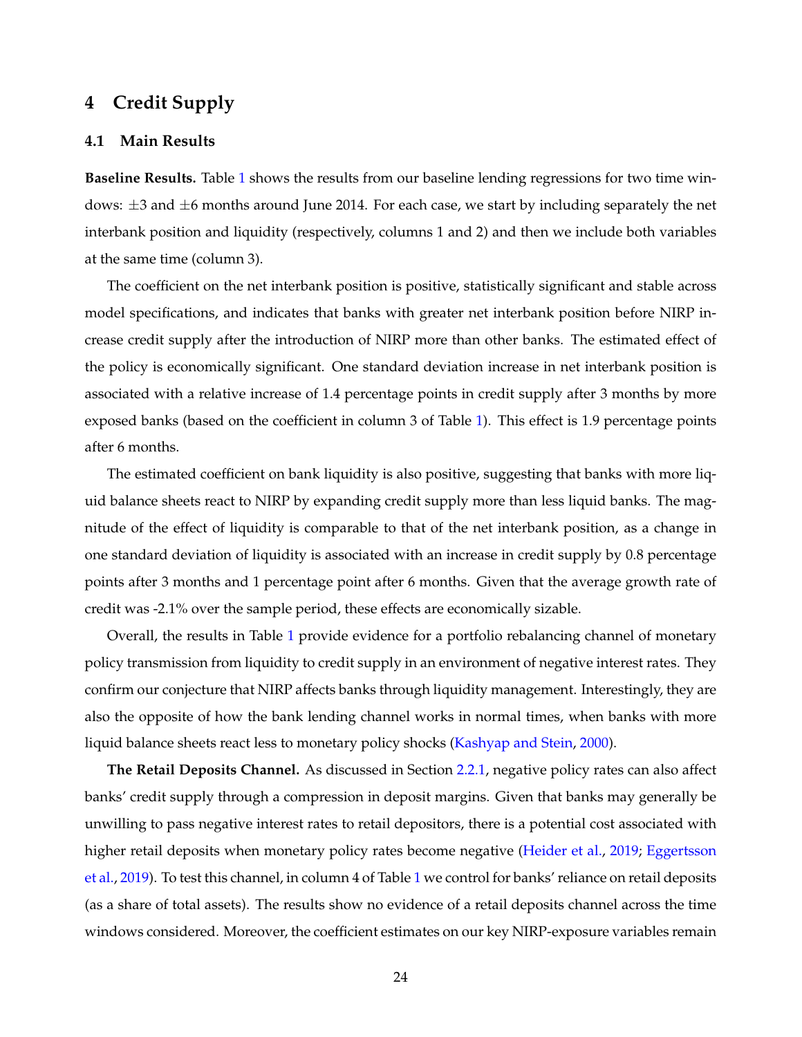## 4 Credit Supply

### 4.1 Main Results

**Baseline Results.** Table 1 shows the results from our baseline lending regressions for two time windows: $\pm 3$ and $\pm 6$ months around June 2014. For each case, we start by including separately the net interbank position and liquidity (respectively, columns 1 and 2) and then we include both variables at the same time (column 3).

The coefficient on the net interbank position is positive, statistically significant and stable across model specifications, and indicates that banks with greater net interbank position before NIRP increase credit supply after the introduction of NIRP more than other banks. The estimated effect of the policy is economically significant. One standard deviation increase in net interbank position is associated with a relative increase of 1.4 percentage points in credit supply after 3 months by more exposed banks (based on the coefficient in column 3 of Table 1). This effect is 1.9 percentage points after 6 months.

The estimated coefficient on bank liquidity is also positive, suggesting that banks with more liquid balance sheets react to NIRP by expanding credit supply more than less liquid banks. The magnitude of the effect of liquidity is comparable to that of the net interbank position, as a change in one standard deviation of liquidity is associated with an increase in credit supply by 0.8 percentage points after 3 months and 1 percentage point after 6 months. Given that the average growth rate of credit was -2.1% over the sample period, these effects are economically sizable.

Overall, the results in Table 1 provide evidence for a portfolio rebalancing channel of monetary policy transmission from liquidity to credit supply in an environment of negative interest rates. They confirm our conjecture that NIRP affects banks through liquidity management. Interestingly, they are also the opposite of how the bank lending channel works in normal times, when banks with more liquid balance sheets react less to monetary policy shocks (Kashyap and Stein, 2000).

**The Retail Deposits Channel.** As discussed in Section 2.2.1, negative policy rates can also affect banks' credit supply through a compression in deposit margins. Given that banks may generally be unwilling to pass negative interest rates to retail depositors, there is a potential cost associated with higher retail deposits when monetary policy rates become negative (Heider et al., 2019; Eggertsson et al., 2019). To test this channel, in column 4 of Table 1 we control for banks' reliance on retail deposits (as a share of total assets). The results show no evidence of a retail deposits channel across the time windows considered. Moreover, the coefficient estimates on our key NIRP-exposure variables remain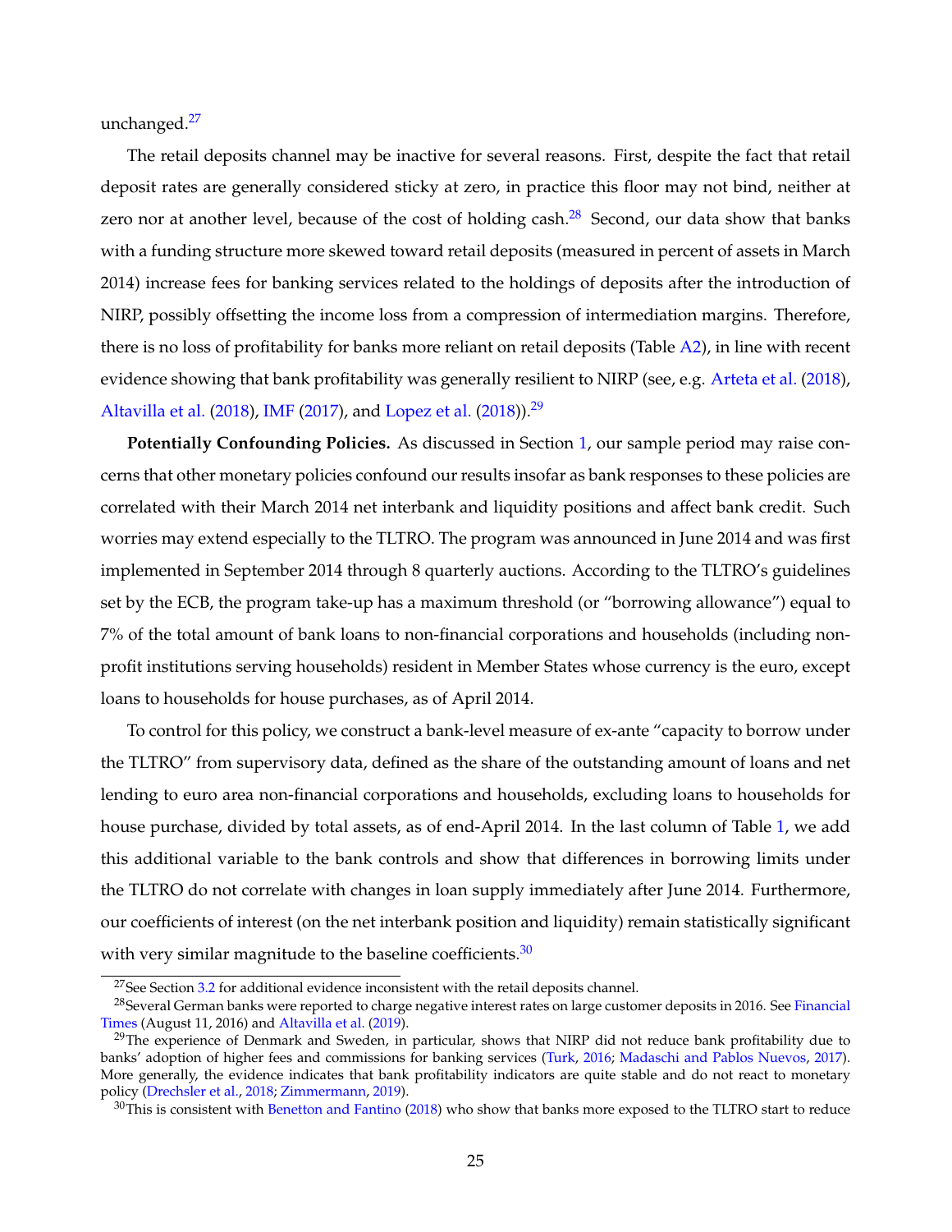unchanged.[27]

The retail deposits channel may be inactive for several reasons. First, despite the fact that retail deposit rates are generally considered sticky at zero, in practice this floor may not bind, neither at zero nor at another level, because of the cost of holding cash.[28] Second, our data show that banks with a funding structure more skewed toward retail deposits (measured in percent of assets in March 2014) increase fees for banking services related to the holdings of deposits after the introduction of NIRP, possibly offsetting the income loss from a compression of intermediation margins. Therefore, there is no loss of profitability for banks more reliant on retail deposits (Table A2), in line with recent evidence showing that bank profitability was generally resilient to NIRP (see, e.g. Arteta et al. (2018), Altavilla et al. (2018), IMF (2017), and Lopez et al. (2018)).[29]

**Potentially Confounding Policies.** As discussed in Section 1, our sample period may raise concerns that other monetary policies confound our results insofar as bank responses to these policies are correlated with their March 2014 net interbank and liquidity positions and affect bank credit. Such worries may extend especially to the TLTRO. The program was announced in June 2014 and was first implemented in September 2014 through 8 quarterly auctions. According to the TLTRO's guidelines set by the ECB, the program take-up has a maximum threshold (or "borrowing allowance") equal to 7% of the total amount of bank loans to non-financial corporations and households (including non-profit institutions serving households) resident in Member States whose currency is the euro, except loans to households for house purchases, as of April 2014.

To control for this policy, we construct a bank-level measure of ex-ante "capacity to borrow under the TLTRO" from supervisory data, defined as the share of the outstanding amount of loans and net lending to euro area non-financial corporations and households, excluding loans to households for house purchase, divided by total assets, as of end-April 2014. In the last column of Table 1, we add this additional variable to the bank controls and show that differences in borrowing limits under the TLTRO do not correlate with changes in loan supply immediately after June 2014. Furthermore, our coefficients of interest (on the net interbank position and liquidity) remain statistically significant with very similar magnitude to the baseline coefficients.[30]

[27]See Section 3.2 for additional evidence inconsistent with the retail deposits channel.

[28]Several German banks were reported to charge negative interest rates on large customer deposits in 2016. See Financial Times (August 11, 2016) and Altavilla et al. (2019).

[29]The experience of Denmark and Sweden, in particular, shows that NIRP did not reduce bank profitability due to banks' adoption of higher fees and commissions for banking services (Turk, 2016; Madaschi and Pablos Nuevos, 2017). More generally, the evidence indicates that bank profitability indicators are quite stable and do not react to monetary policy (Drechsler et al., 2018; Zimmermann, 2019).

[30]This is consistent with Benetton and Fantino (2018) who show that banks more exposed to the TLTRO start to reduce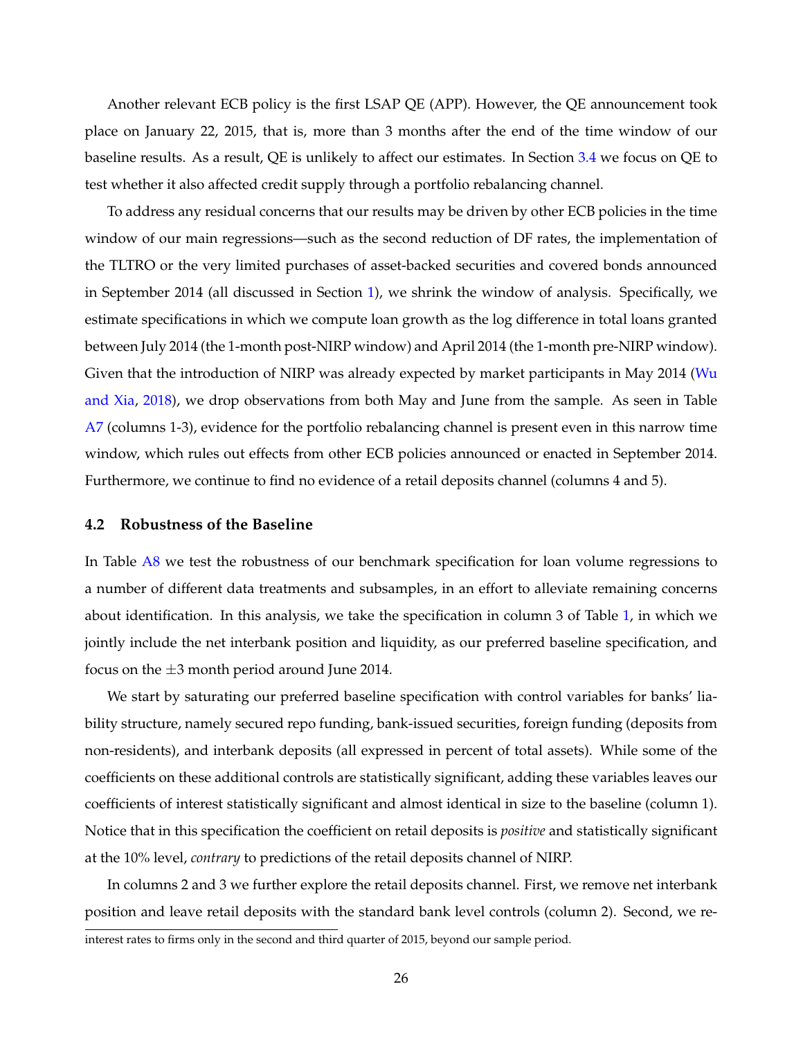Another relevant ECB policy is the first LSAP QE (APP). However, the QE announcement took place on January 22, 2015, that is, more than 3 months after the end of the time window of our baseline results. As a result, QE is unlikely to affect our estimates. In Section 3.4 we focus on QE to test whether it also affected credit supply through a portfolio rebalancing channel.

To address any residual concerns that our results may be driven by other ECB policies in the time window of our main regressions—such as the second reduction of DF rates, the implementation of the TLTRO or the very limited purchases of asset-backed securities and covered bonds announced in September 2014 (all discussed in Section 1), we shrink the window of analysis. Specifically, we estimate specifications in which we compute loan growth as the log difference in total loans granted between July 2014 (the 1-month post-NIRP window) and April 2014 (the 1-month pre-NIRP window). Given that the introduction of NIRP was already expected by market participants in May 2014 (Wu and Xia, 2018), we drop observations from both May and June from the sample. As seen in Table A7 (columns 1-3), evidence for the portfolio rebalancing channel is present even in this narrow time window, which rules out effects from other ECB policies announced or enacted in September 2014. Furthermore, we continue to find no evidence of a retail deposits channel (columns 4 and 5).

## 4.2 Robustness of the Baseline

In Table A8 we test the robustness of our benchmark specification for loan volume regressions to a number of different data treatments and subsamples, in an effort to alleviate remaining concerns about identification. In this analysis, we take the specification in column 3 of Table 1, in which we jointly include the net interbank position and liquidity, as our preferred baseline specification, and focus on the $\pm 3$ month period around June 2014.

We start by saturating our preferred baseline specification with control variables for banks' liability structure, namely secured repo funding, bank-issued securities, foreign funding (deposits from non-residents), and interbank deposits (all expressed in percent of total assets). While some of the coefficients on these additional controls are statistically significant, adding these variables leaves our coefficients of interest statistically significant and almost identical in size to the baseline (column 1). Notice that in this specification the coefficient on retail deposits is *positive* and statistically significant at the 10% level, *contrary* to predictions of the retail deposits channel of NIRP.

In columns 2 and 3 we further explore the retail deposits channel. First, we remove net interbank position and leave retail deposits with the standard bank level controls (column 2). Second, we re-

interest rates to firms only in the second and third quarter of 2015, beyond our sample period.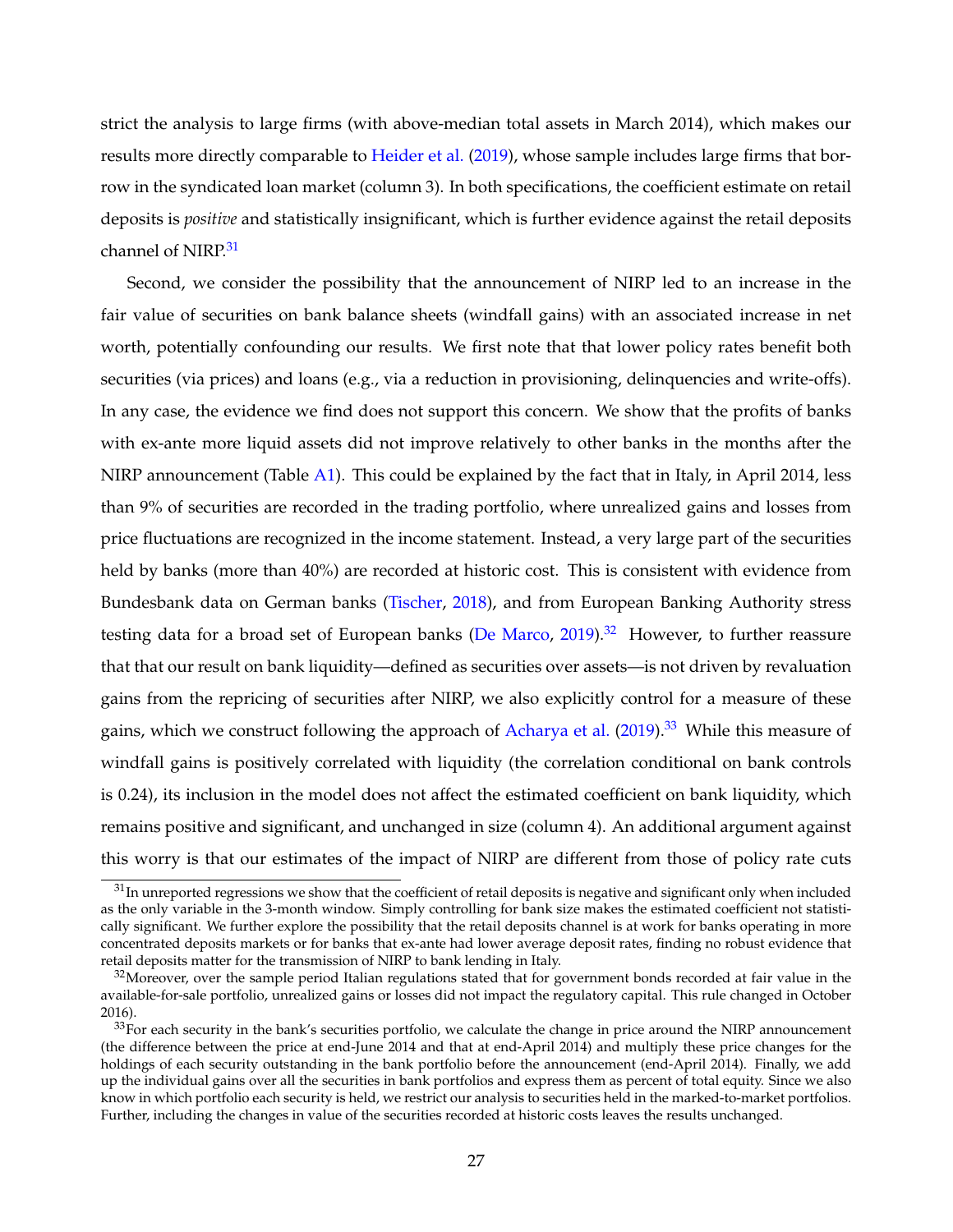strict the analysis to large firms (with above-median total assets in March 2014), which makes our results more directly comparable to Heider et al. (2019), whose sample includes large firms that borrow in the syndicated loan market (column 3). In both specifications, the coefficient estimate on retail deposits is *positive* and statistically insignificant, which is further evidence against the retail deposits channel of NIRP.[31]

Second, we consider the possibility that the announcement of NIRP led to an increase in the fair value of securities on bank balance sheets (windfall gains) with an associated increase in net worth, potentially confounding our results. We first note that that lower policy rates benefit both securities (via prices) and loans (e.g., via a reduction in provisioning, delinquencies and write-offs). In any case, the evidence we find does not support this concern. We show that the profits of banks with ex-ante more liquid assets did not improve relatively to other banks in the months after the NIRP announcement (Table A1). This could be explained by the fact that in Italy, in April 2014, less than 9% of securities are recorded in the trading portfolio, where unrealized gains and losses from price fluctuations are recognized in the income statement. Instead, a very large part of the securities held by banks (more than 40%) are recorded at historic cost. This is consistent with evidence from Bundesbank data on German banks (Tischer, 2018), and from European Banking Authority stress testing data for a broad set of European banks (De Marco, 2019).[32] However, to further reassure that that our result on bank liquidity—defined as securities over assets—is not driven by revaluation gains from the repricing of securities after NIRP, we also explicitly control for a measure of these gains, which we construct following the approach of Acharya et al. (2019).[33] While this measure of windfall gains is positively correlated with liquidity (the correlation conditional on bank controls is 0.24), its inclusion in the model does not affect the estimated coefficient on bank liquidity, which remains positive and significant, and unchanged in size (column 4). An additional argument against this worry is that our estimates of the impact of NIRP are different from those of policy rate cuts

[31] In unreported regressions we show that the coefficient of retail deposits is negative and significant only when included as the only variable in the 3-month window. Simply controlling for bank size makes the estimated coefficient not statistically significant. We further explore the possibility that the retail deposits channel is at work for banks operating in more concentrated deposits markets or for banks that ex-ante had lower average deposit rates, finding no robust evidence that retail deposits matter for the transmission of NIRP to bank lending in Italy.

[32] Moreover, over the sample period Italian regulations stated that for government bonds recorded at fair value in the available-for-sale portfolio, unrealized gains or losses did not impact the regulatory capital. This rule changed in October 2016).

[33] For each security in the bank's securities portfolio, we calculate the change in price around the NIRP announcement (the difference between the price at end-June 2014 and that at end-April 2014) and multiply these price changes for the holdings of each security outstanding in the bank portfolio before the announcement (end-April 2014). Finally, we add up the individual gains over all the securities in bank portfolios and express them as percent of total equity. Since we also know in which portfolio each security is held, we restrict our analysis to securities held in the marked-to-market portfolios. Further, including the changes in value of the securities recorded at historic costs leaves the results unchanged.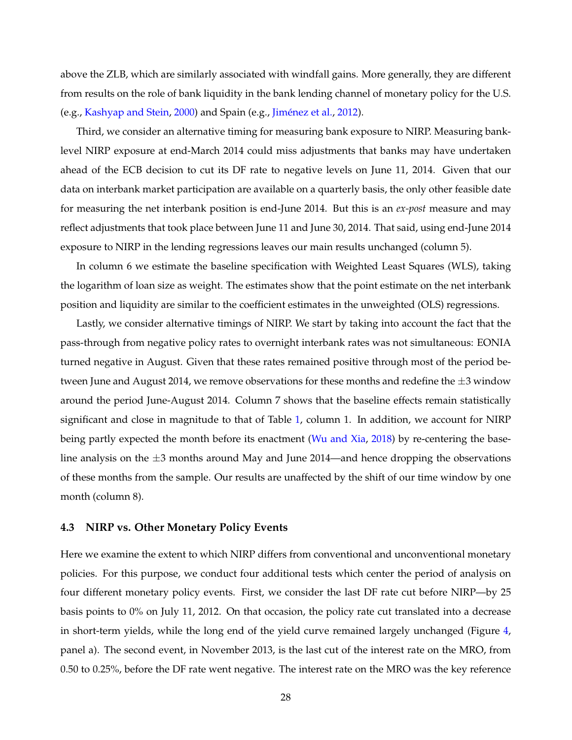above the ZLB, which are similarly associated with windfall gains. More generally, they are different from results on the role of bank liquidity in the bank lending channel of monetary policy for the U.S. (e.g., Kashyap and Stein, 2000) and Spain (e.g., Jiménez et al., 2012).

Third, we consider an alternative timing for measuring bank exposure to NIRP. Measuring bank-level NIRP exposure at end-March 2014 could miss adjustments that banks may have undertaken ahead of the ECB decision to cut its DF rate to negative levels on June 11, 2014. Given that our data on interbank market participation are available on a quarterly basis, the only other feasible date for measuring the net interbank position is end-June 2014. But this is an *ex-post* measure and may reflect adjustments that took place between June 11 and June 30, 2014. That said, using end-June 2014 exposure to NIRP in the lending regressions leaves our main results unchanged (column 5).

In column 6 we estimate the baseline specification with Weighted Least Squares (WLS), taking the logarithm of loan size as weight. The estimates show that the point estimate on the net interbank position and liquidity are similar to the coefficient estimates in the unweighted (OLS) regressions.

Lastly, we consider alternative timings of NIRP. We start by taking into account the fact that the pass-through from negative policy rates to overnight interbank rates was not simultaneous: EONIA turned negative in August. Given that these rates remained positive through most of the period between June and August 2014, we remove observations for these months and redefine the $\pm 3$ window around the period June-August 2014. Column 7 shows that the baseline effects remain statistically significant and close in magnitude to that of Table 1, column 1. In addition, we account for NIRP being partly expected the month before its enactment (Wu and Xia, 2018) by re-centering the baseline analysis on the $\pm 3$ months around May and June 2014—and hence dropping the observations of these months from the sample. Our results are unaffected by the shift of our time window by one month (column 8).

### 4.3 NIRP vs. Other Monetary Policy Events

Here we examine the extent to which NIRP differs from conventional and unconventional monetary policies. For this purpose, we conduct four additional tests which center the period of analysis on four different monetary policy events. First, we consider the last DF rate cut before NIRP—by 25 basis points to 0% on July 11, 2012. On that occasion, the policy rate cut translated into a decrease in short-term yields, while the long end of the yield curve remained largely unchanged (Figure 4, panel a). The second event, in November 2013, is the last cut of the interest rate on the MRO, from 0.50 to 0.25%, before the DF rate went negative. The interest rate on the MRO was the key reference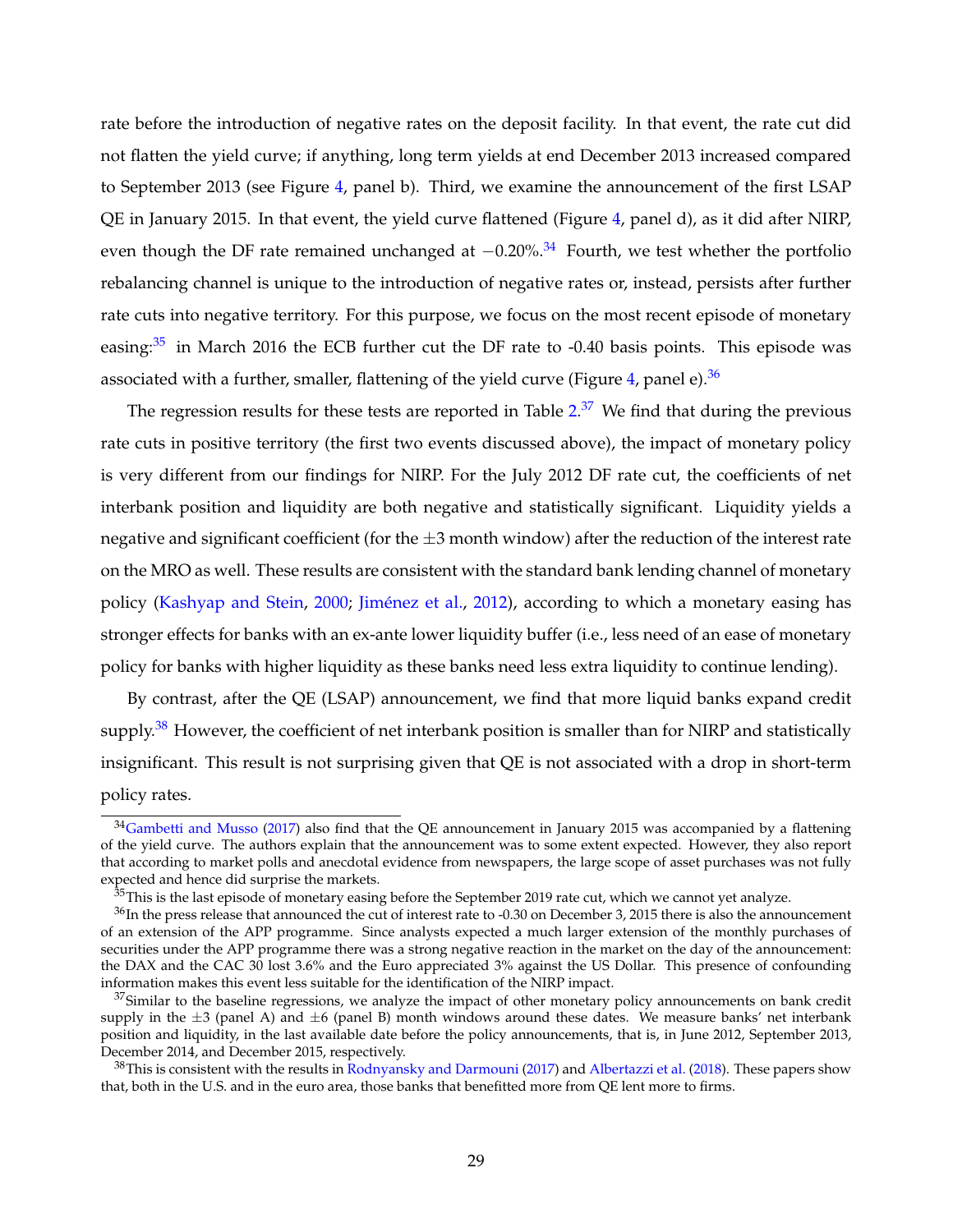rate before the introduction of negative rates on the deposit facility. In that event, the rate cut did not flatten the yield curve; if anything, long term yields at end December 2013 increased compared to September 2013 (see Figure 4, panel b). Third, we examine the announcement of the first LSAP QE in January 2015. In that event, the yield curve flattened (Figure 4, panel d), as it did after NIRP, even though the DF rate remained unchanged at $-0.20\%$.[34] Fourth, we test whether the portfolio rebalancing channel is unique to the introduction of negative rates or, instead, persists after further rate cuts into negative territory. For this purpose, we focus on the most recent episode of monetary easing:[35] in March 2016 the ECB further cut the DF rate to -0.40 basis points. This episode was associated with a further, smaller, flattening of the yield curve (Figure 4, panel e).[36]

The regression results for these tests are reported in Table 2.[37] We find that during the previous rate cuts in positive territory (the first two events discussed above), the impact of monetary policy is very different from our findings for NIRP. For the July 2012 DF rate cut, the coefficients of net interbank position and liquidity are both negative and statistically significant. Liquidity yields a negative and significant coefficient (for the $\pm 3$ month window) after the reduction of the interest rate on the MRO as well. These results are consistent with the standard bank lending channel of monetary policy (Kashyap and Stein, 2000; Jiménez et al., 2012), according to which a monetary easing has stronger effects for banks with an ex-ante lower liquidity buffer (i.e., less need of an ease of monetary policy for banks with higher liquidity as these banks need less extra liquidity to continue lending).

By contrast, after the QE (LSAP) announcement, we find that more liquid banks expand credit supply.[38] However, the coefficient of net interbank position is smaller than for NIRP and statistically insignificant. This result is not surprising given that QE is not associated with a drop in short-term policy rates.

[34] Gambetti and Musso (2017) also find that the QE announcement in January 2015 was accompanied by a flattening of the yield curve. The authors explain that the announcement was to some extent expected. However, they also report that according to market polls and anecdotal evidence from newspapers, the large scope of asset purchases was not fully expected and hence did surprise the markets.

[35] This is the last episode of monetary easing before the September 2019 rate cut, which we cannot yet analyze.

[36] In the press release that announced the cut of interest rate to -0.30 on December 3, 2015 there is also the announcement of an extension of the APP programme. Since analysts expected a much larger extension of the monthly purchases of securities under the APP programme there was a strong negative reaction in the market on the day of the announcement: the DAX and the CAC 30 lost 3.6% and the Euro appreciated 3% against the US Dollar. This presence of confounding information makes this event less suitable for the identification of the NIRP impact.

[37] Similar to the baseline regressions, we analyze the impact of other monetary policy announcements on bank credit supply in the $\pm 3$ (panel A) and $\pm 6$ (panel B) month windows around these dates. We measure banks' net interbank position and liquidity, in the last available date before the policy announcements, that is, in June 2012, September 2013, December 2014, and December 2015, respectively.

[38] This is consistent with the results in Rodnyansky and Darmouni (2017) and Albertazzi et al. (2018). These papers show that, both in the U.S. and in the euro area, those banks that benefitted more from QE lent more to firms.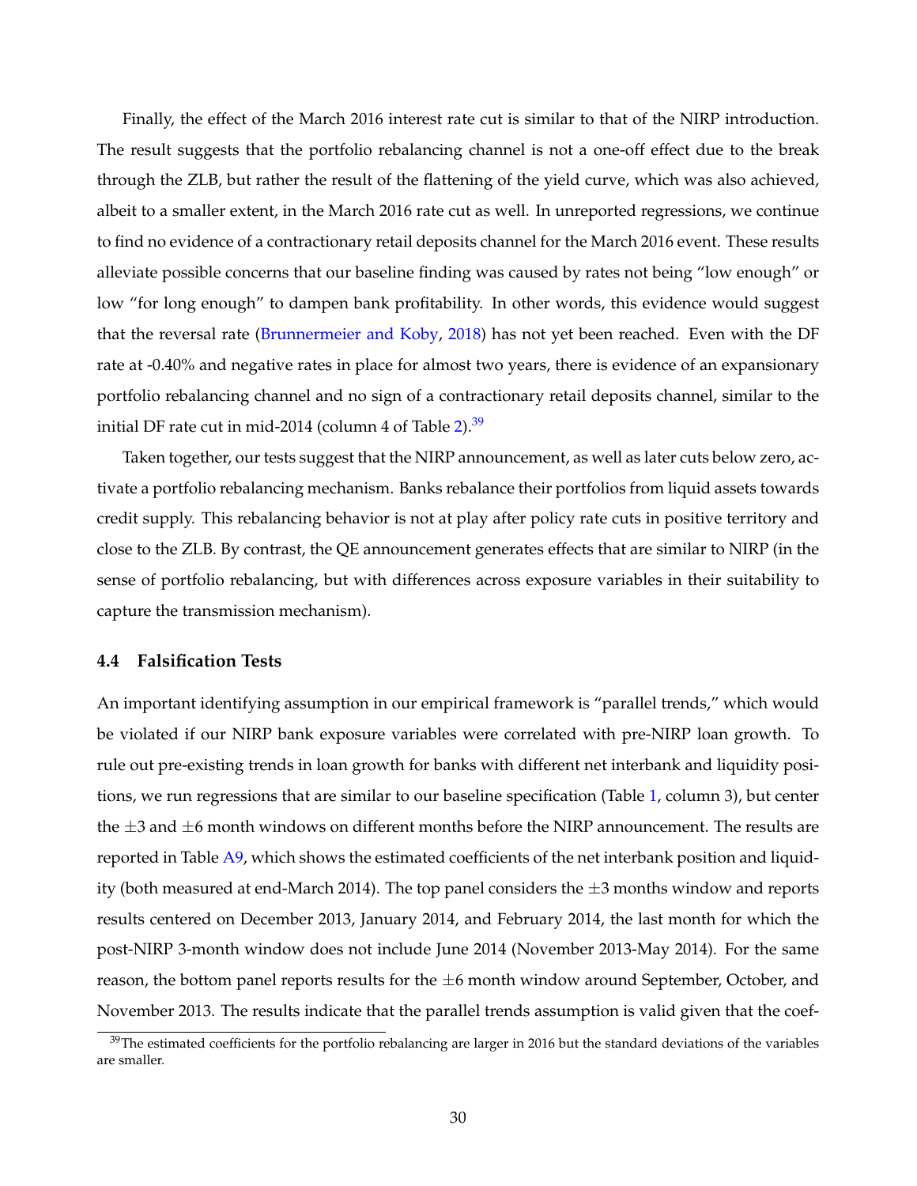Finally, the effect of the March 2016 interest rate cut is similar to that of the NIRP introduction. The result suggests that the portfolio rebalancing channel is not a one-off effect due to the break through the ZLB, but rather the result of the flattening of the yield curve, which was also achieved, albeit to a smaller extent, in the March 2016 rate cut as well. In unreported regressions, we continue to find no evidence of a contractionary retail deposits channel for the March 2016 event. These results alleviate possible concerns that our baseline finding was caused by rates not being "low enough" or low "for long enough" to dampen bank profitability. In other words, this evidence would suggest that the reversal rate (Brunnermeier and Koby, 2018) has not yet been reached. Even with the DF rate at -0.40% and negative rates in place for almost two years, there is evidence of an expansionary portfolio rebalancing channel and no sign of a contractionary retail deposits channel, similar to the initial DF rate cut in mid-2014 (column 4 of Table 2).[39]

Taken together, our tests suggest that the NIRP announcement, as well as later cuts below zero, activate a portfolio rebalancing mechanism. Banks rebalance their portfolios from liquid assets towards credit supply. This rebalancing behavior is not at play after policy rate cuts in positive territory and close to the ZLB. By contrast, the QE announcement generates effects that are similar to NIRP (in the sense of portfolio rebalancing, but with differences across exposure variables in their suitability to capture the transmission mechanism).

### 4.4 Falsification Tests

An important identifying assumption in our empirical framework is "parallel trends," which would be violated if our NIRP bank exposure variables were correlated with pre-NIRP loan growth. To rule out pre-existing trends in loan growth for banks with different net interbank and liquidity positions, we run regressions that are similar to our baseline specification (Table 1, column 3), but center the $\pm 3$ and $\pm 6$ month windows on different months before the NIRP announcement. The results are reported in Table A9, which shows the estimated coefficients of the net interbank position and liquidity (both measured at end-March 2014). The top panel considers the $\pm 3$ months window and reports results centered on December 2013, January 2014, and February 2014, the last month for which the post-NIRP 3-month window does not include June 2014 (November 2013-May 2014). For the same reason, the bottom panel reports results for the $\pm 6$ month window around September, October, and November 2013. The results indicate that the parallel trends assumption is valid given that the coef-

[39] The estimated coefficients for the portfolio rebalancing are larger in 2016 but the standard deviations of the variables are smaller.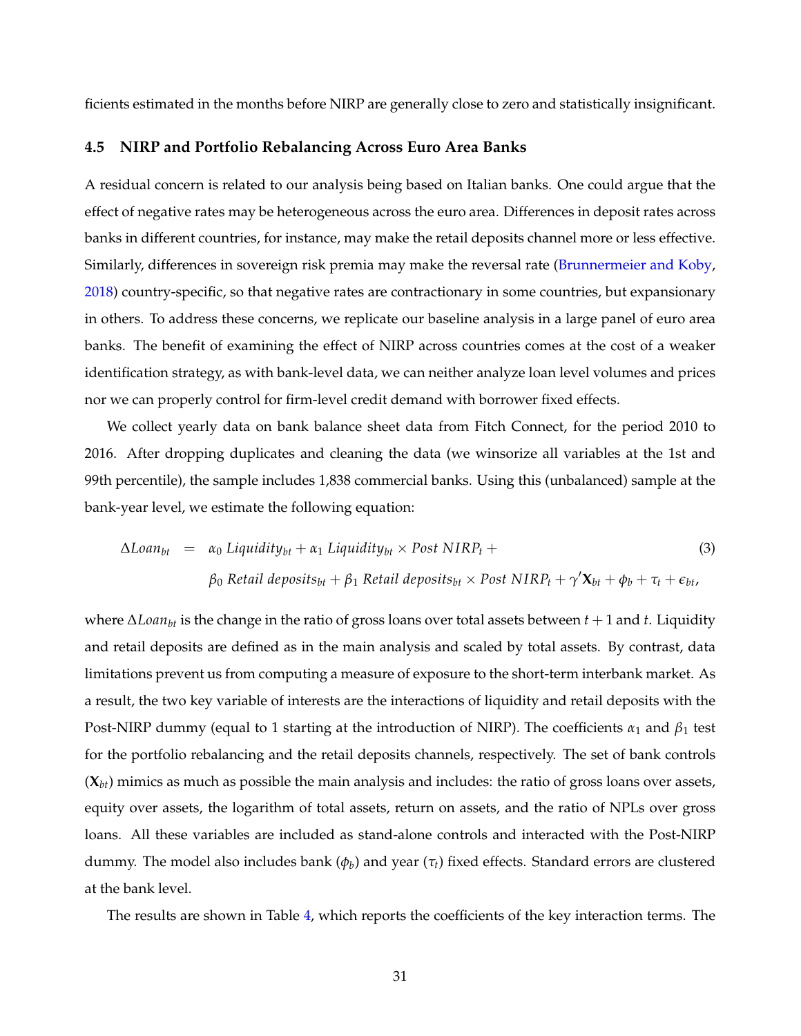ficients estimated in the months before NIRP are generally close to zero and statistically insignificant.

### 4.5 NIRP and Portfolio Rebalancing Across Euro Area Banks

A residual concern is related to our analysis being based on Italian banks. One could argue that the effect of negative rates may be heterogeneous across the euro area. Differences in deposit rates across banks in different countries, for instance, may make the retail deposits channel more or less effective. Similarly, differences in sovereign risk premia may make the reversal rate (Brunnermeier and Koby, 2018) country-specific, so that negative rates are contractionary in some countries, but expansionary in others. To address these concerns, we replicate our baseline analysis in a large panel of euro area banks. The benefit of examining the effect of NIRP across countries comes at the cost of a weaker identification strategy, as with bank-level data, we can neither analyze loan level volumes and prices nor we can properly control for firm-level credit demand with borrower fixed effects.

We collect yearly data on bank balance sheet data from Fitch Connect, for the period 2010 to 2016. After dropping duplicates and cleaning the data (we winsorize all variables at the 1st and 99th percentile), the sample includes 1,838 commercial banks. Using this (unbalanced) sample at the bank-year level, we estimate the following equation:

$$
\begin{aligned}
\Delta Loan_{bt} \quad = \quad & \alpha_0 \; Liquidity_{bt} + \alpha_1 \; Liquidity_{bt} \times Post \; NIRP_t + \\
& \beta_0 \; Retail \; deposits_{bt} + \beta_1 \; Retail \; deposits_{bt} \times Post \; NIRP_t + \gamma' \mathbf{X}_{bt} + \phi_b + \tau_t + \epsilon_{bt},
\end{aligned} \tag{3}
$$

where $\Delta Loan_{bt}$ is the change in the ratio of gross loans over total assets between $t+1$ and $t$. Liquidity and retail deposits are defined as in the main analysis and scaled by total assets. By contrast, data limitations prevent us from computing a measure of exposure to the short-term interbank market. As a result, the two key variable of interests are the interactions of liquidity and retail deposits with the Post-NIRP dummy (equal to 1 starting at the introduction of NIRP). The coefficients $\alpha_1$ and $\beta_1$ test for the portfolio rebalancing and the retail deposits channels, respectively. The set of bank controls ($\mathbf{X}_{bt}$) mimics as much as possible the main analysis and includes: the ratio of gross loans over assets, equity over assets, the logarithm of total assets, return on assets, and the ratio of NPLs over gross loans. All these variables are included as stand-alone controls and interacted with the Post-NIRP dummy. The model also includes bank ($\phi_b$) and year ($\tau_t$) fixed effects. Standard errors are clustered at the bank level.

The results are shown in Table 4, which reports the coefficients of the key interaction terms. The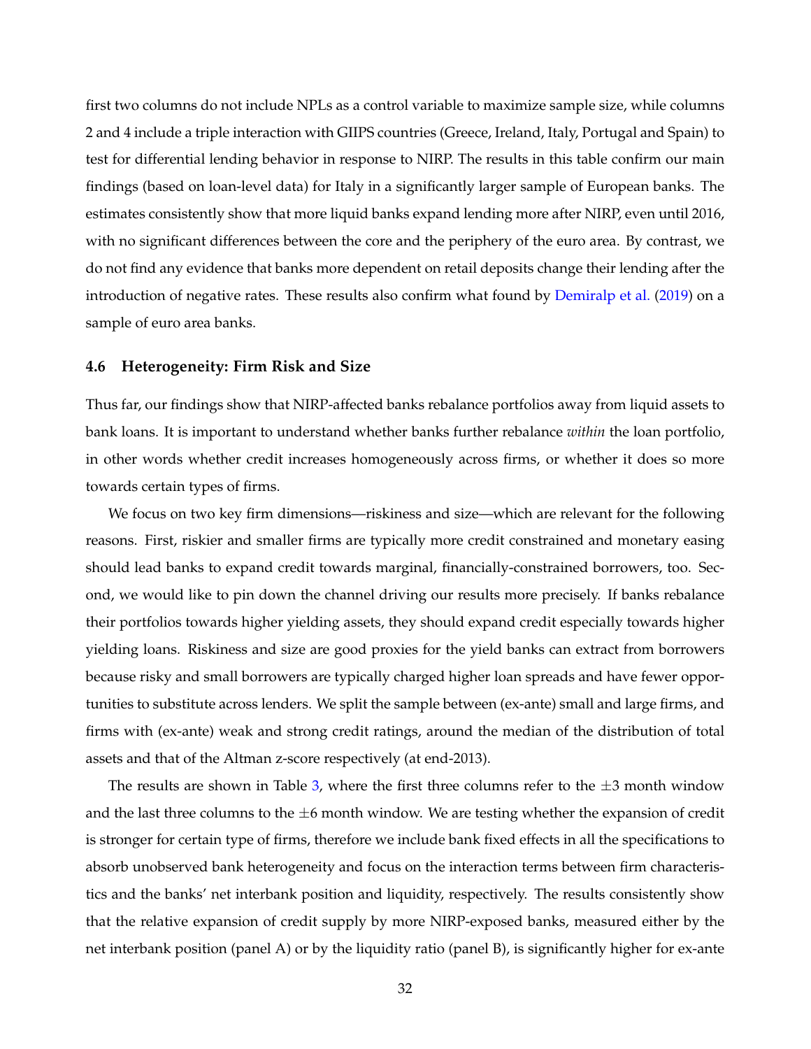first two columns do not include NPLs as a control variable to maximize sample size, while columns 2 and 4 include a triple interaction with GIIPS countries (Greece, Ireland, Italy, Portugal and Spain) to test for differential lending behavior in response to NIRP. The results in this table confirm our main findings (based on loan-level data) for Italy in a significantly larger sample of European banks. The estimates consistently show that more liquid banks expand lending more after NIRP, even until 2016, with no significant differences between the core and the periphery of the euro area. By contrast, we do not find any evidence that banks more dependent on retail deposits change their lending after the introduction of negative rates. These results also confirm what found by Demiralp et al. (2019) on a sample of euro area banks.

### 4.6 Heterogeneity: Firm Risk and Size

Thus far, our findings show that NIRP-affected banks rebalance portfolios away from liquid assets to bank loans. It is important to understand whether banks further rebalance *within* the loan portfolio, in other words whether credit increases homogeneously across firms, or whether it does so more towards certain types of firms.

We focus on two key firm dimensions—riskiness and size—which are relevant for the following reasons. First, riskier and smaller firms are typically more credit constrained and monetary easing should lead banks to expand credit towards marginal, financially-constrained borrowers, too. Second, we would like to pin down the channel driving our results more precisely. If banks rebalance their portfolios towards higher yielding assets, they should expand credit especially towards higher yielding loans. Riskiness and size are good proxies for the yield banks can extract from borrowers because risky and small borrowers are typically charged higher loan spreads and have fewer opportunities to substitute across lenders. We split the sample between (ex-ante) small and large firms, and firms with (ex-ante) weak and strong credit ratings, around the median of the distribution of total assets and that of the Altman z-score respectively (at end-2013).

The results are shown in Table 3, where the first three columns refer to the $\pm 3$ month window and the last three columns to the $\pm 6$ month window. We are testing whether the expansion of credit is stronger for certain type of firms, therefore we include bank fixed effects in all the specifications to absorb unobserved bank heterogeneity and focus on the interaction terms between firm characteristics and the banks' net interbank position and liquidity, respectively. The results consistently show that the relative expansion of credit supply by more NIRP-exposed banks, measured either by the net interbank position (panel A) or by the liquidity ratio (panel B), is significantly higher for ex-ante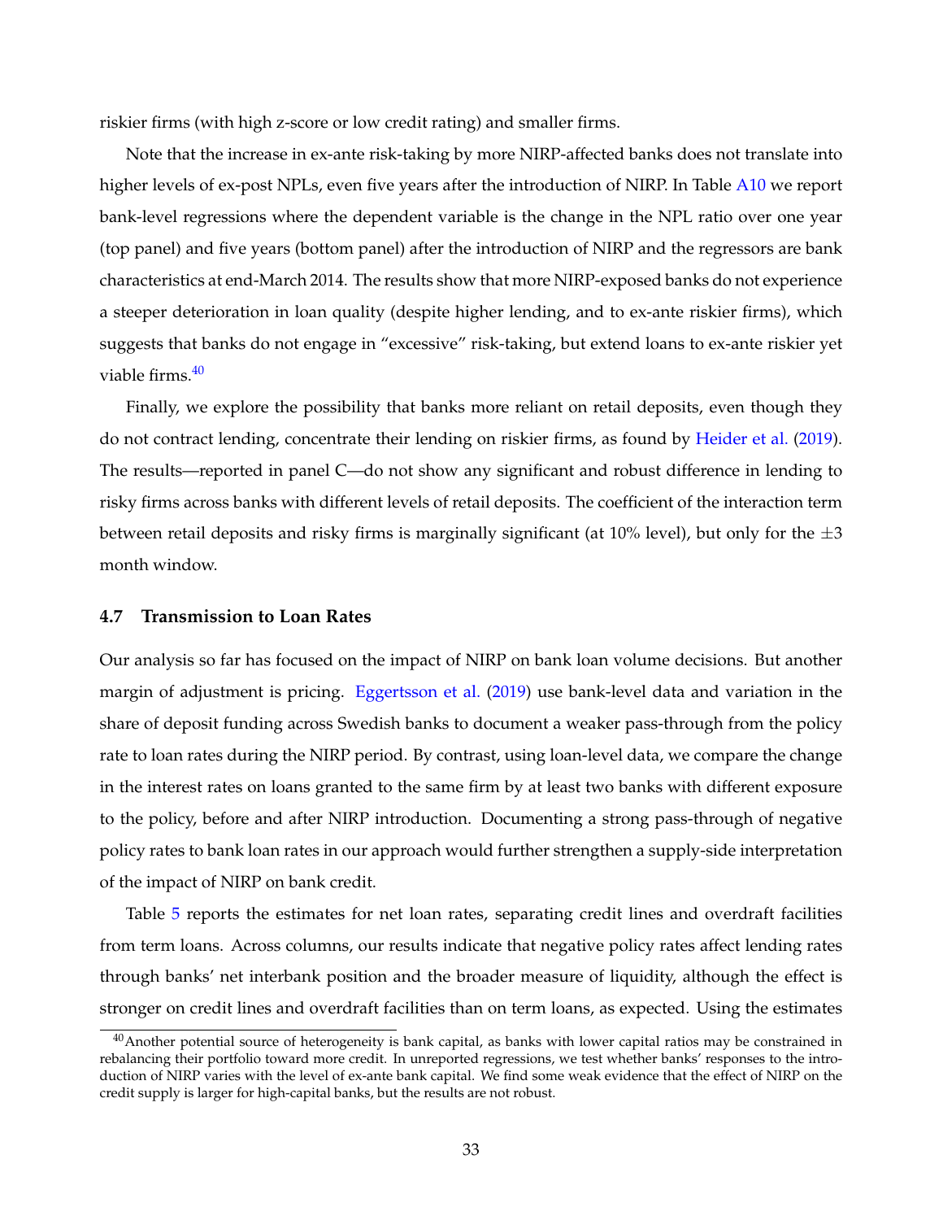riskier firms (with high z-score or low credit rating) and smaller firms.

Note that the increase in ex-ante risk-taking by more NIRP-affected banks does not translate into higher levels of ex-post NPLs, even five years after the introduction of NIRP. In Table A10 we report bank-level regressions where the dependent variable is the change in the NPL ratio over one year (top panel) and five years (bottom panel) after the introduction of NIRP and the regressors are bank characteristics at end-March 2014. The results show that more NIRP-exposed banks do not experience a steeper deterioration in loan quality (despite higher lending, and to ex-ante riskier firms), which suggests that banks do not engage in "excessive" risk-taking, but extend loans to ex-ante riskier yet viable firms.[40]

Finally, we explore the possibility that banks more reliant on retail deposits, even though they do not contract lending, concentrate their lending on riskier firms, as found by Heider et al. (2019). The results—reported in panel C—do not show any significant and robust difference in lending to risky firms across banks with different levels of retail deposits. The coefficient of the interaction term between retail deposits and risky firms is marginally significant (at 10% level), but only for the $\pm 3$ month window.

### 4.7 Transmission to Loan Rates

Our analysis so far has focused on the impact of NIRP on bank loan volume decisions. But another margin of adjustment is pricing. Eggertsson et al. (2019) use bank-level data and variation in the share of deposit funding across Swedish banks to document a weaker pass-through from the policy rate to loan rates during the NIRP period. By contrast, using loan-level data, we compare the change in the interest rates on loans granted to the same firm by at least two banks with different exposure to the policy, before and after NIRP introduction. Documenting a strong pass-through of negative policy rates to bank loan rates in our approach would further strengthen a supply-side interpretation of the impact of NIRP on bank credit.

Table 5 reports the estimates for net loan rates, separating credit lines and overdraft facilities from term loans. Across columns, our results indicate that negative policy rates affect lending rates through banks' net interbank position and the broader measure of liquidity, although the effect is stronger on credit lines and overdraft facilities than on term loans, as expected. Using the estimates

[40] Another potential source of heterogeneity is bank capital, as banks with lower capital ratios may be constrained in rebalancing their portfolio toward more credit. In unreported regressions, we test whether banks' responses to the introduction of NIRP varies with the level of ex-ante bank capital. We find some weak evidence that the effect of NIRP on the credit supply is larger for high-capital banks, but the results are not robust.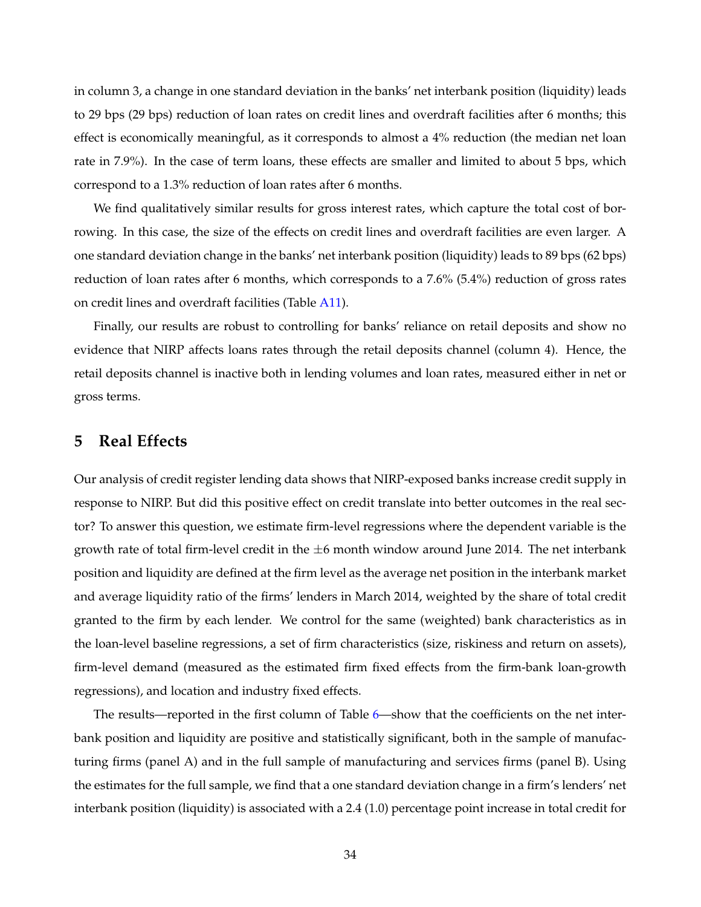in column 3, a change in one standard deviation in the banks' net interbank position (liquidity) leads to 29 bps (29 bps) reduction of loan rates on credit lines and overdraft facilities after 6 months; this effect is economically meaningful, as it corresponds to almost a 4% reduction (the median net loan rate in 7.9%). In the case of term loans, these effects are smaller and limited to about 5 bps, which correspond to a 1.3% reduction of loan rates after 6 months.

We find qualitatively similar results for gross interest rates, which capture the total cost of borrowing. In this case, the size of the effects on credit lines and overdraft facilities are even larger. A one standard deviation change in the banks' net interbank position (liquidity) leads to 89 bps (62 bps) reduction of loan rates after 6 months, which corresponds to a 7.6% (5.4%) reduction of gross rates on credit lines and overdraft facilities (Table A11).

Finally, our results are robust to controlling for banks' reliance on retail deposits and show no evidence that NIRP affects loans rates through the retail deposits channel (column 4). Hence, the retail deposits channel is inactive both in lending volumes and loan rates, measured either in net or gross terms.

## 5 Real Effects

Our analysis of credit register lending data shows that NIRP-exposed banks increase credit supply in response to NIRP. But did this positive effect on credit translate into better outcomes in the real sector? To answer this question, we estimate firm-level regressions where the dependent variable is the growth rate of total firm-level credit in the $\pm 6$ month window around June 2014. The net interbank position and liquidity are defined at the firm level as the average net position in the interbank market and average liquidity ratio of the firms' lenders in March 2014, weighted by the share of total credit granted to the firm by each lender. We control for the same (weighted) bank characteristics as in the loan-level baseline regressions, a set of firm characteristics (size, riskiness and return on assets), firm-level demand (measured as the estimated firm fixed effects from the firm-bank loan-growth regressions), and location and industry fixed effects.

The results—reported in the first column of Table 6—show that the coefficients on the net interbank position and liquidity are positive and statistically significant, both in the sample of manufacturing firms (panel A) and in the full sample of manufacturing and services firms (panel B). Using the estimates for the full sample, we find that a one standard deviation change in a firm's lenders' net interbank position (liquidity) is associated with a 2.4 (1.0) percentage point increase in total credit for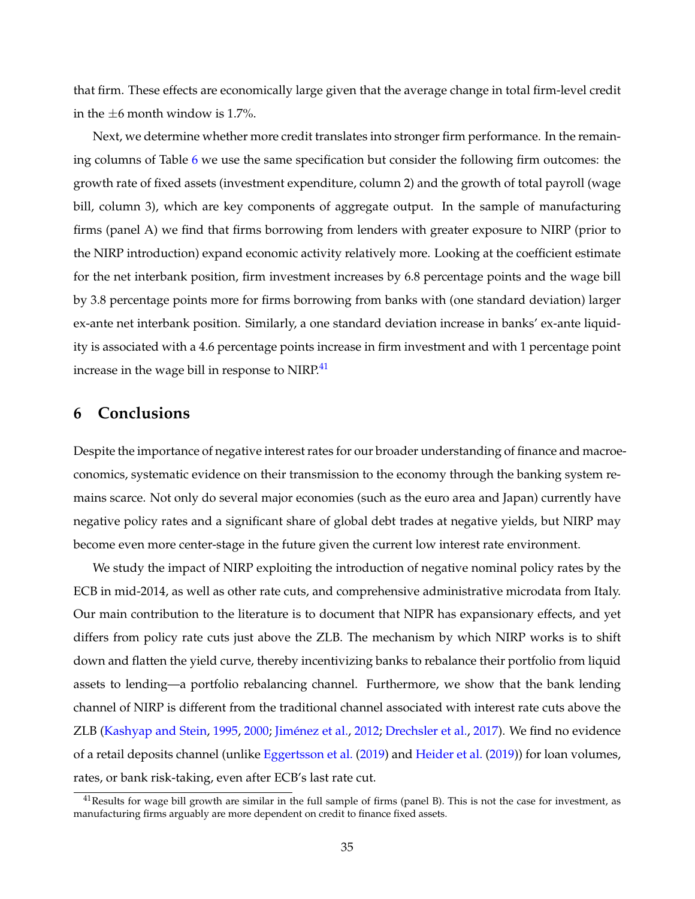that firm. These effects are economically large given that the average change in total firm-level credit in the $\pm 6$ month window is 1.7%.

Next, we determine whether more credit translates into stronger firm performance. In the remaining columns of Table 6 we use the same specification but consider the following firm outcomes: the growth rate of fixed assets (investment expenditure, column 2) and the growth of total payroll (wage bill, column 3), which are key components of aggregate output. In the sample of manufacturing firms (panel A) we find that firms borrowing from lenders with greater exposure to NIRP (prior to the NIRP introduction) expand economic activity relatively more. Looking at the coefficient estimate for the net interbank position, firm investment increases by 6.8 percentage points and the wage bill by 3.8 percentage points more for firms borrowing from banks with (one standard deviation) larger ex-ante net interbank position. Similarly, a one standard deviation increase in banks' ex-ante liquidity is associated with a 4.6 percentage points increase in firm investment and with 1 percentage point increase in the wage bill in response to NIRP.[41]

# 6 Conclusions

Despite the importance of negative interest rates for our broader understanding of finance and macroeconomics, systematic evidence on their transmission to the economy through the banking system remains scarce. Not only do several major economies (such as the euro area and Japan) currently have negative policy rates and a significant share of global debt trades at negative yields, but NIRP may become even more center-stage in the future given the current low interest rate environment.

We study the impact of NIRP exploiting the introduction of negative nominal policy rates by the ECB in mid-2014, as well as other rate cuts, and comprehensive administrative microdata from Italy. Our main contribution to the literature is to document that NIPR has expansionary effects, and yet differs from policy rate cuts just above the ZLB. The mechanism by which NIRP works is to shift down and flatten the yield curve, thereby incentivizing banks to rebalance their portfolio from liquid assets to lending—a portfolio rebalancing channel. Furthermore, we show that the bank lending channel of NIRP is different from the traditional channel associated with interest rate cuts above the ZLB (Kashyap and Stein, 1995, 2000; Jiménez et al., 2012; Drechsler et al., 2017). We find no evidence of a retail deposits channel (unlike Eggertsson et al. (2019) and Heider et al. (2019)) for loan volumes, rates, or bank risk-taking, even after ECB's last rate cut.

[41] Results for wage bill growth are similar in the full sample of firms (panel B). This is not the case for investment, as manufacturing firms arguably are more dependent on credit to finance fixed assets.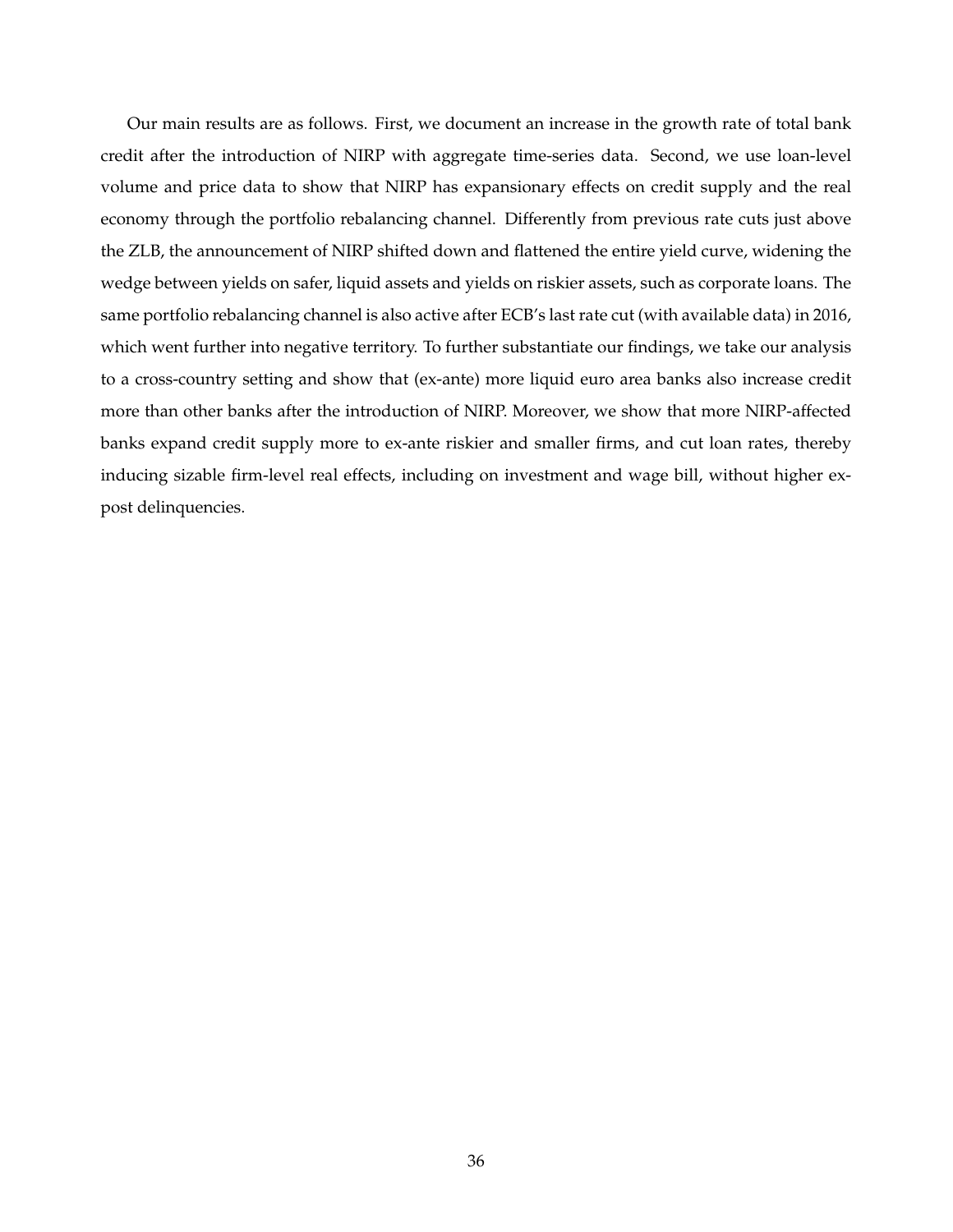Our main results are as follows. First, we document an increase in the growth rate of total bank credit after the introduction of NIRP with aggregate time-series data. Second, we use loan-level volume and price data to show that NIRP has expansionary effects on credit supply and the real economy through the portfolio rebalancing channel. Differently from previous rate cuts just above the ZLB, the announcement of NIRP shifted down and flattened the entire yield curve, widening the wedge between yields on safer, liquid assets and yields on riskier assets, such as corporate loans. The same portfolio rebalancing channel is also active after ECB's last rate cut (with available data) in 2016, which went further into negative territory. To further substantiate our findings, we take our analysis to a cross-country setting and show that (ex-ante) more liquid euro area banks also increase credit more than other banks after the introduction of NIRP. Moreover, we show that more NIRP-affected banks expand credit supply more to ex-ante riskier and smaller firms, and cut loan rates, thereby inducing sizable firm-level real effects, including on investment and wage bill, without higher ex-post delinquencies.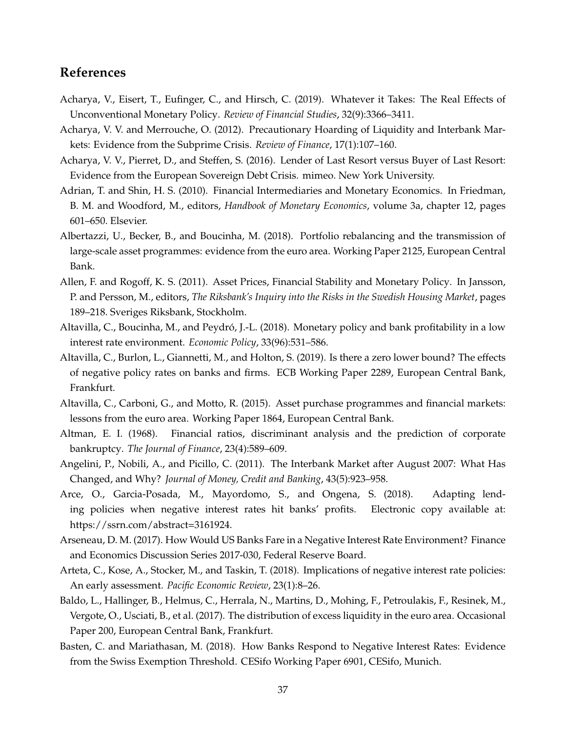## References

Acharya, V., Eisert, T., Eufinger, C., and Hirsch, C. (2019). Whatever it Takes: The Real Effects of Unconventional Monetary Policy. *Review of Financial Studies*, 32(9):3366–3411.

Acharya, V. V. and Merrouche, O. (2012). Precautionary Hoarding of Liquidity and Interbank Markets: Evidence from the Subprime Crisis. *Review of Finance*, 17(1):107–160.

Acharya, V. V., Pierret, D., and Steffen, S. (2016). Lender of Last Resort versus Buyer of Last Resort: Evidence from the European Sovereign Debt Crisis. mimeo. New York University.

Adrian, T. and Shin, H. S. (2010). Financial Intermediaries and Monetary Economics. In Friedman, B. M. and Woodford, M., editors, *Handbook of Monetary Economics*, volume 3a, chapter 12, pages 601–650. Elsevier.

Albertazzi, U., Becker, B., and Boucinha, M. (2018). Portfolio rebalancing and the transmission of large-scale asset programmes: evidence from the euro area. Working Paper 2125, European Central Bank.

Allen, F. and Rogoff, K. S. (2011). Asset Prices, Financial Stability and Monetary Policy. In Jansson, P. and Persson, M., editors, *The Riksbank's Inquiry into the Risks in the Swedish Housing Market*, pages 189–218. Sveriges Riksbank, Stockholm.

Altavilla, C., Boucinha, M., and Peydró, J.-L. (2018). Monetary policy and bank profitability in a low interest rate environment. *Economic Policy*, 33(96):531–586.

Altavilla, C., Burlon, L., Giannetti, M., and Holton, S. (2019). Is there a zero lower bound? The effects of negative policy rates on banks and firms. ECB Working Paper 2289, European Central Bank, Frankfurt.

Altavilla, C., Carboni, G., and Motto, R. (2015). Asset purchase programmes and financial markets: lessons from the euro area. Working Paper 1864, European Central Bank.

Altman, E. I. (1968). Financial ratios, discriminant analysis and the prediction of corporate bankruptcy. *The Journal of Finance*, 23(4):589–609.

Angelini, P., Nobili, A., and Picillo, C. (2011). The Interbank Market after August 2007: What Has Changed, and Why? *Journal of Money, Credit and Banking*, 43(5):923–958.

Arce, O., Garcia-Posada, M., Mayordomo, S., and Ongena, S. (2018). Adapting lending policies when negative interest rates hit banks' profits. Electronic copy available at: https://ssrn.com/abstract=3161924.

Arseneau, D. M. (2017). How Would US Banks Fare in a Negative Interest Rate Environment? Finance and Economics Discussion Series 2017-030, Federal Reserve Board.

Arteta, C., Kose, A., Stocker, M., and Taskin, T. (2018). Implications of negative interest rate policies: An early assessment. *Pacific Economic Review*, 23(1):8–26.

Baldo, L., Hallinger, B., Helmus, C., Herrala, N., Martins, D., Mohing, F., Petroulakis, F., Resinek, M., Vergote, O., Usciati, B., et al. (2017). The distribution of excess liquidity in the euro area. Occasional Paper 200, European Central Bank, Frankfurt.

Basten, C. and Mariathasan, M. (2018). How Banks Respond to Negative Interest Rates: Evidence from the Swiss Exemption Threshold. CESifo Working Paper 6901, CESifo, Munich.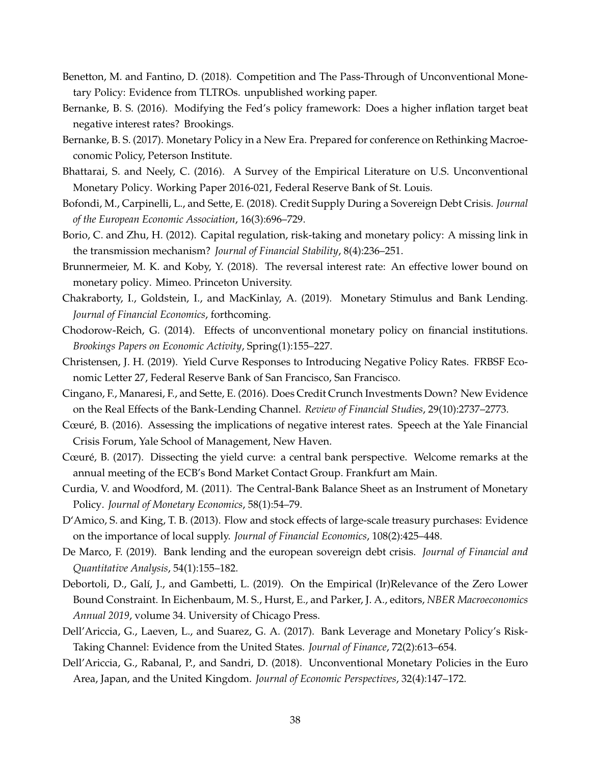Benetton, M. and Fantino, D. (2018). Competition and The Pass-Through of Unconventional Monetary Policy: Evidence from TLTROs. unpublished working paper.

Bernanke, B. S. (2016). Modifying the Fed's policy framework: Does a higher inflation target beat negative interest rates? Brookings.

Bernanke, B. S. (2017). Monetary Policy in a New Era. Prepared for conference on Rethinking Macroeconomic Policy, Peterson Institute.

Bhattarai, S. and Neely, C. (2016). A Survey of the Empirical Literature on U.S. Unconventional Monetary Policy. Working Paper 2016-021, Federal Reserve Bank of St. Louis.

Bofondi, M., Carpinelli, L., and Sette, E. (2018). Credit Supply During a Sovereign Debt Crisis. *Journal of the European Economic Association*, 16(3):696–729.

Borio, C. and Zhu, H. (2012). Capital regulation, risk-taking and monetary policy: A missing link in the transmission mechanism? *Journal of Financial Stability*, 8(4):236–251.

Brunnermeier, M. K. and Koby, Y. (2018). The reversal interest rate: An effective lower bound on monetary policy. Mimeo. Princeton University.

Chakraborty, I., Goldstein, I., and MacKinlay, A. (2019). Monetary Stimulus and Bank Lending. *Journal of Financial Economics*, forthcoming.

Chodorow-Reich, G. (2014). Effects of unconventional monetary policy on financial institutions. *Brookings Papers on Economic Activity*, Spring(1):155–227.

Christensen, J. H. (2019). Yield Curve Responses to Introducing Negative Policy Rates. FRBSF Economic Letter 27, Federal Reserve Bank of San Francisco, San Francisco.

Cingano, F., Manaresi, F., and Sette, E. (2016). Does Credit Crunch Investments Down? New Evidence on the Real Effects of the Bank-Lending Channel. *Review of Financial Studies*, 29(10):2737–2773.

Cœuré, B. (2016). Assessing the implications of negative interest rates. Speech at the Yale Financial Crisis Forum, Yale School of Management, New Haven.

Cœuré, B. (2017). Dissecting the yield curve: a central bank perspective. Welcome remarks at the annual meeting of the ECB's Bond Market Contact Group. Frankfurt am Main.

Curdia, V. and Woodford, M. (2011). The Central-Bank Balance Sheet as an Instrument of Monetary Policy. *Journal of Monetary Economics*, 58(1):54–79.

D'Amico, S. and King, T. B. (2013). Flow and stock effects of large-scale treasury purchases: Evidence on the importance of local supply. *Journal of Financial Economics*, 108(2):425–448.

De Marco, F. (2019). Bank lending and the european sovereign debt crisis. *Journal of Financial and Quantitative Analysis*, 54(1):155–182.

Debortoli, D., Galí, J., and Gambetti, L. (2019). On the Empirical (Ir)Relevance of the Zero Lower Bound Constraint. In Eichenbaum, M. S., Hurst, E., and Parker, J. A., editors, *NBER Macroeconomics Annual 2019*, volume 34. University of Chicago Press.

Dell'Ariccia, G., Laeven, L., and Suarez, G. A. (2017). Bank Leverage and Monetary Policy's Risk-Taking Channel: Evidence from the United States. *Journal of Finance*, 72(2):613–654.

Dell'Ariccia, G., Rabanal, P., and Sandri, D. (2018). Unconventional Monetary Policies in the Euro Area, Japan, and the United Kingdom. *Journal of Economic Perspectives*, 32(4):147–172.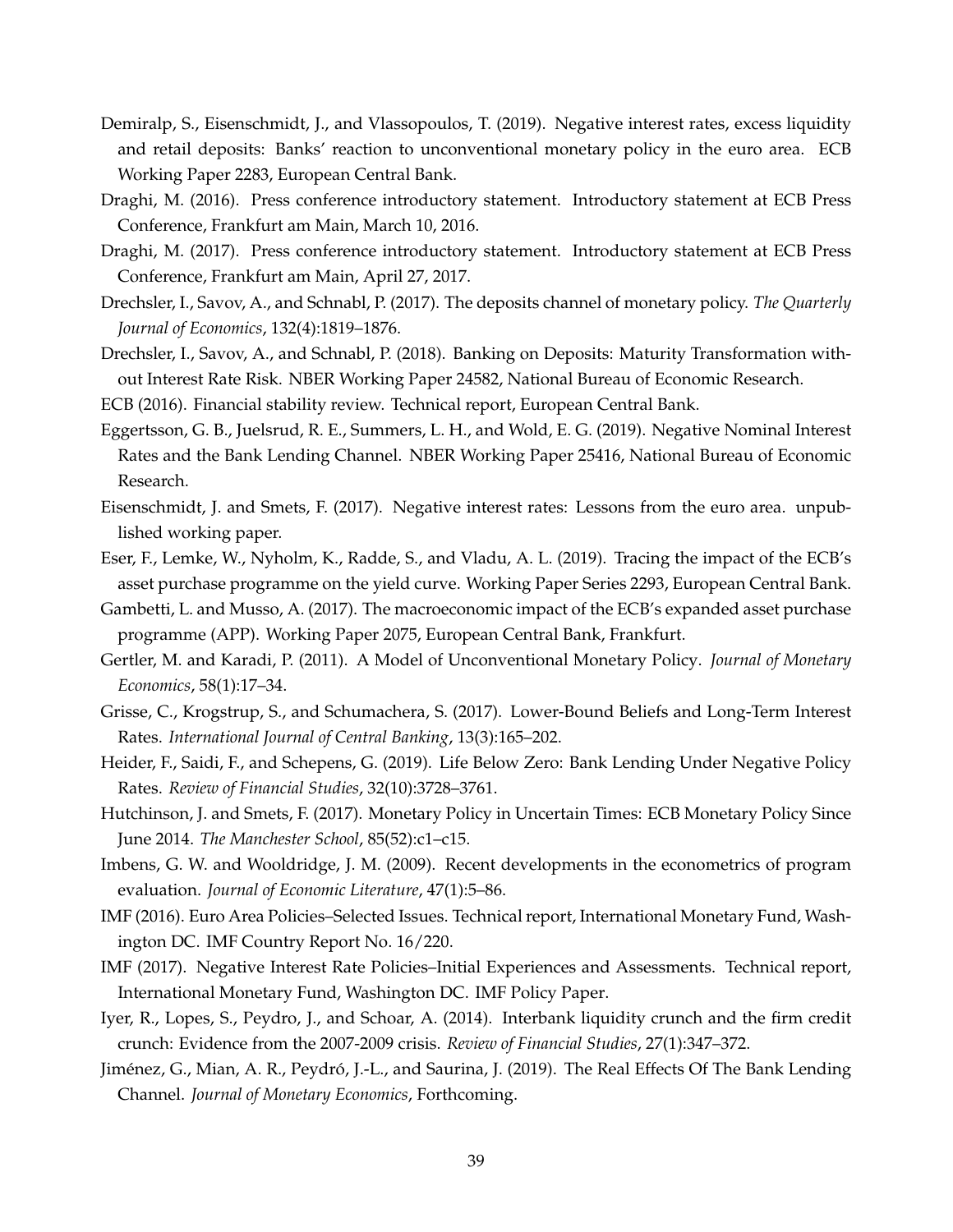Demiralp, S., Eisenschmidt, J., and Vlassopoulos, T. (2019). Negative interest rates, excess liquidity and retail deposits: Banks' reaction to unconventional monetary policy in the euro area. ECB Working Paper 2283, European Central Bank.

Draghi, M. (2016). Press conference introductory statement. Introductory statement at ECB Press Conference, Frankfurt am Main, March 10, 2016.

Draghi, M. (2017). Press conference introductory statement. Introductory statement at ECB Press Conference, Frankfurt am Main, April 27, 2017.

Drechsler, I., Savov, A., and Schnabl, P. (2017). The deposits channel of monetary policy. *The Quarterly Journal of Economics*, 132(4):1819–1876.

Drechsler, I., Savov, A., and Schnabl, P. (2018). Banking on Deposits: Maturity Transformation without Interest Rate Risk. NBER Working Paper 24582, National Bureau of Economic Research.

ECB (2016). Financial stability review. Technical report, European Central Bank.

Eggertsson, G. B., Juelsrud, R. E., Summers, L. H., and Wold, E. G. (2019). Negative Nominal Interest Rates and the Bank Lending Channel. NBER Working Paper 25416, National Bureau of Economic Research.

Eisenschmidt, J. and Smets, F. (2017). Negative interest rates: Lessons from the euro area. unpublished working paper.

Eser, F., Lemke, W., Nyholm, K., Radde, S., and Vladu, A. L. (2019). Tracing the impact of the ECB's asset purchase programme on the yield curve. Working Paper Series 2293, European Central Bank.

Gambetti, L. and Musso, A. (2017). The macroeconomic impact of the ECB's expanded asset purchase programme (APP). Working Paper 2075, European Central Bank, Frankfurt.

Gertler, M. and Karadi, P. (2011). A Model of Unconventional Monetary Policy. *Journal of Monetary Economics*, 58(1):17–34.

Grisse, C., Krogstrup, S., and Schumachera, S. (2017). Lower-Bound Beliefs and Long-Term Interest Rates. *International Journal of Central Banking*, 13(3):165–202.

Heider, F., Saidi, F., and Schepens, G. (2019). Life Below Zero: Bank Lending Under Negative Policy Rates. *Review of Financial Studies*, 32(10):3728–3761.

Hutchinson, J. and Smets, F. (2017). Monetary Policy in Uncertain Times: ECB Monetary Policy Since June 2014. *The Manchester School*, 85(52):c1–c15.

Imbens, G. W. and Wooldridge, J. M. (2009). Recent developments in the econometrics of program evaluation. *Journal of Economic Literature*, 47(1):5–86.

IMF (2016). Euro Area Policies–Selected Issues. Technical report, International Monetary Fund, Washington DC. IMF Country Report No. 16/220.

IMF (2017). Negative Interest Rate Policies–Initial Experiences and Assessments. Technical report, International Monetary Fund, Washington DC. IMF Policy Paper.

Iyer, R., Lopes, S., Peydro, J., and Schoar, A. (2014). Interbank liquidity crunch and the firm credit crunch: Evidence from the 2007-2009 crisis. *Review of Financial Studies*, 27(1):347–372.

Jiménez, G., Mian, A. R., Peydró, J.-L., and Saurina, J. (2019). The Real Effects Of The Bank Lending Channel. *Journal of Monetary Economics*, Forthcoming.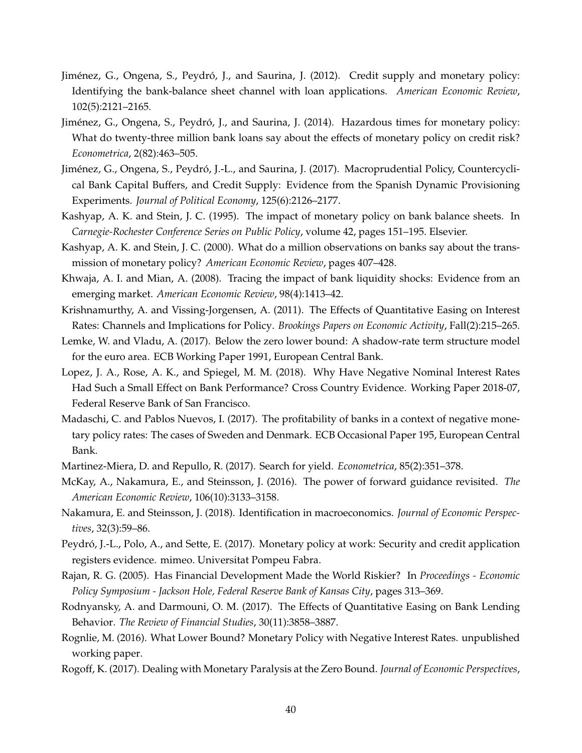Jiménez, G., Ongena, S., Peydró, J., and Saurina, J. (2012). Credit supply and monetary policy: Identifying the bank-balance sheet channel with loan applications. *American Economic Review*, 102(5):2121–2165.

Jiménez, G., Ongena, S., Peydró, J., and Saurina, J. (2014). Hazardous times for monetary policy: What do twenty-three million bank loans say about the effects of monetary policy on credit risk? *Econometrica*, 2(82):463–505.

Jiménez, G., Ongena, S., Peydró, J.-L., and Saurina, J. (2017). Macroprudential Policy, Countercyclical Bank Capital Buffers, and Credit Supply: Evidence from the Spanish Dynamic Provisioning Experiments. *Journal of Political Economy*, 125(6):2126–2177.

Kashyap, A. K. and Stein, J. C. (1995). The impact of monetary policy on bank balance sheets. In *Carnegie-Rochester Conference Series on Public Policy*, volume 42, pages 151–195. Elsevier.

Kashyap, A. K. and Stein, J. C. (2000). What do a million observations on banks say about the transmission of monetary policy? *American Economic Review*, pages 407–428.

Khwaja, A. I. and Mian, A. (2008). Tracing the impact of bank liquidity shocks: Evidence from an emerging market. *American Economic Review*, 98(4):1413–42.

Krishnamurthy, A. and Vissing-Jorgensen, A. (2011). The Effects of Quantitative Easing on Interest Rates: Channels and Implications for Policy. *Brookings Papers on Economic Activity*, Fall(2):215–265.

Lemke, W. and Vladu, A. (2017). Below the zero lower bound: A shadow-rate term structure model for the euro area. ECB Working Paper 1991, European Central Bank.

Lopez, J. A., Rose, A. K., and Spiegel, M. M. (2018). Why Have Negative Nominal Interest Rates Had Such a Small Effect on Bank Performance? Cross Country Evidence. Working Paper 2018-07, Federal Reserve Bank of San Francisco.

Madaschi, C. and Pablos Nuevos, I. (2017). The profitability of banks in a context of negative monetary policy rates: The cases of Sweden and Denmark. ECB Occasional Paper 195, European Central Bank.

Martinez-Miera, D. and Repullo, R. (2017). Search for yield. *Econometrica*, 85(2):351–378.

McKay, A., Nakamura, E., and Steinsson, J. (2016). The power of forward guidance revisited. *The American Economic Review*, 106(10):3133–3158.

Nakamura, E. and Steinsson, J. (2018). Identification in macroeconomics. *Journal of Economic Perspectives*, 32(3):59–86.

Peydró, J.-L., Polo, A., and Sette, E. (2017). Monetary policy at work: Security and credit application registers evidence. mimeo. Universitat Pompeu Fabra.

Rajan, R. G. (2005). Has Financial Development Made the World Riskier? In *Proceedings - Economic Policy Symposium - Jackson Hole, Federal Reserve Bank of Kansas City*, pages 313–369.

Rodnyansky, A. and Darmouni, O. M. (2017). The Effects of Quantitative Easing on Bank Lending Behavior. *The Review of Financial Studies*, 30(11):3858–3887.

Rognlie, M. (2016). What Lower Bound? Monetary Policy with Negative Interest Rates. unpublished working paper.

Rogoff, K. (2017). Dealing with Monetary Paralysis at the Zero Bound. *Journal of Economic Perspectives*,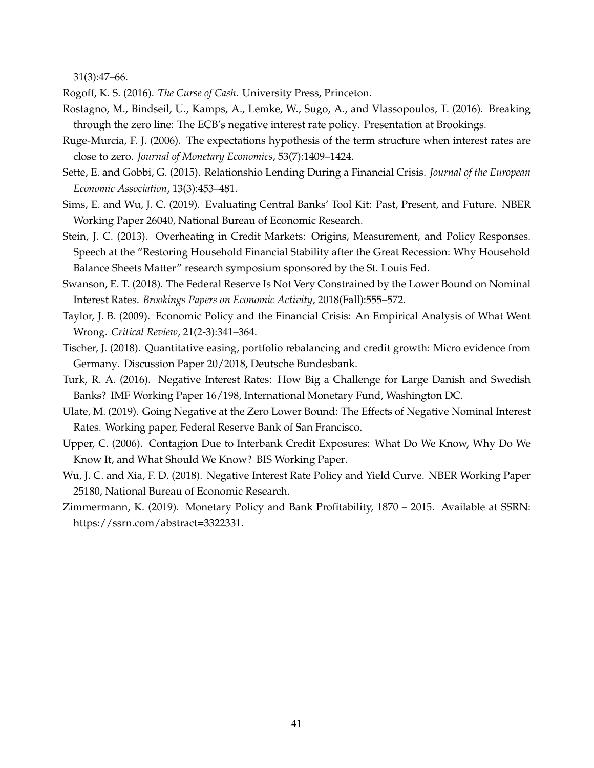31(3):47–66.

Rogoff, K. S. (2016). *The Curse of Cash*. University Press, Princeton.

Rostagno, M., Bindseil, U., Kamps, A., Lemke, W., Sugo, A., and Vlassopoulos, T. (2016). Breaking through the zero line: The ECB's negative interest rate policy. Presentation at Brookings.

Ruge-Murcia, F. J. (2006). The expectations hypothesis of the term structure when interest rates are close to zero. *Journal of Monetary Economics*, 53(7):1409–1424.

Sette, E. and Gobbi, G. (2015). Relationshio Lending During a Financial Crisis. *Journal of the European Economic Association*, 13(3):453–481.

Sims, E. and Wu, J. C. (2019). Evaluating Central Banks' Tool Kit: Past, Present, and Future. NBER Working Paper 26040, National Bureau of Economic Research.

Stein, J. C. (2013). Overheating in Credit Markets: Origins, Measurement, and Policy Responses. Speech at the "Restoring Household Financial Stability after the Great Recession: Why Household Balance Sheets Matter" research symposium sponsored by the St. Louis Fed.

Swanson, E. T. (2018). The Federal Reserve Is Not Very Constrained by the Lower Bound on Nominal Interest Rates. *Brookings Papers on Economic Activity*, 2018(Fall):555–572.

Taylor, J. B. (2009). Economic Policy and the Financial Crisis: An Empirical Analysis of What Went Wrong. *Critical Review*, 21(2-3):341–364.

Tischer, J. (2018). Quantitative easing, portfolio rebalancing and credit growth: Micro evidence from Germany. Discussion Paper 20/2018, Deutsche Bundesbank.

Turk, R. A. (2016). Negative Interest Rates: How Big a Challenge for Large Danish and Swedish Banks? IMF Working Paper 16/198, International Monetary Fund, Washington DC.

Ulate, M. (2019). Going Negative at the Zero Lower Bound: The Effects of Negative Nominal Interest Rates. Working paper, Federal Reserve Bank of San Francisco.

Upper, C. (2006). Contagion Due to Interbank Credit Exposures: What Do We Know, Why Do We Know It, and What Should We Know? BIS Working Paper.

Wu, J. C. and Xia, F. D. (2018). Negative Interest Rate Policy and Yield Curve. NBER Working Paper 25180, National Bureau of Economic Research.

Zimmermann, K. (2019). Monetary Policy and Bank Profitability, 1870 – 2015. Available at SSRN: https://ssrn.com/abstract=3322331.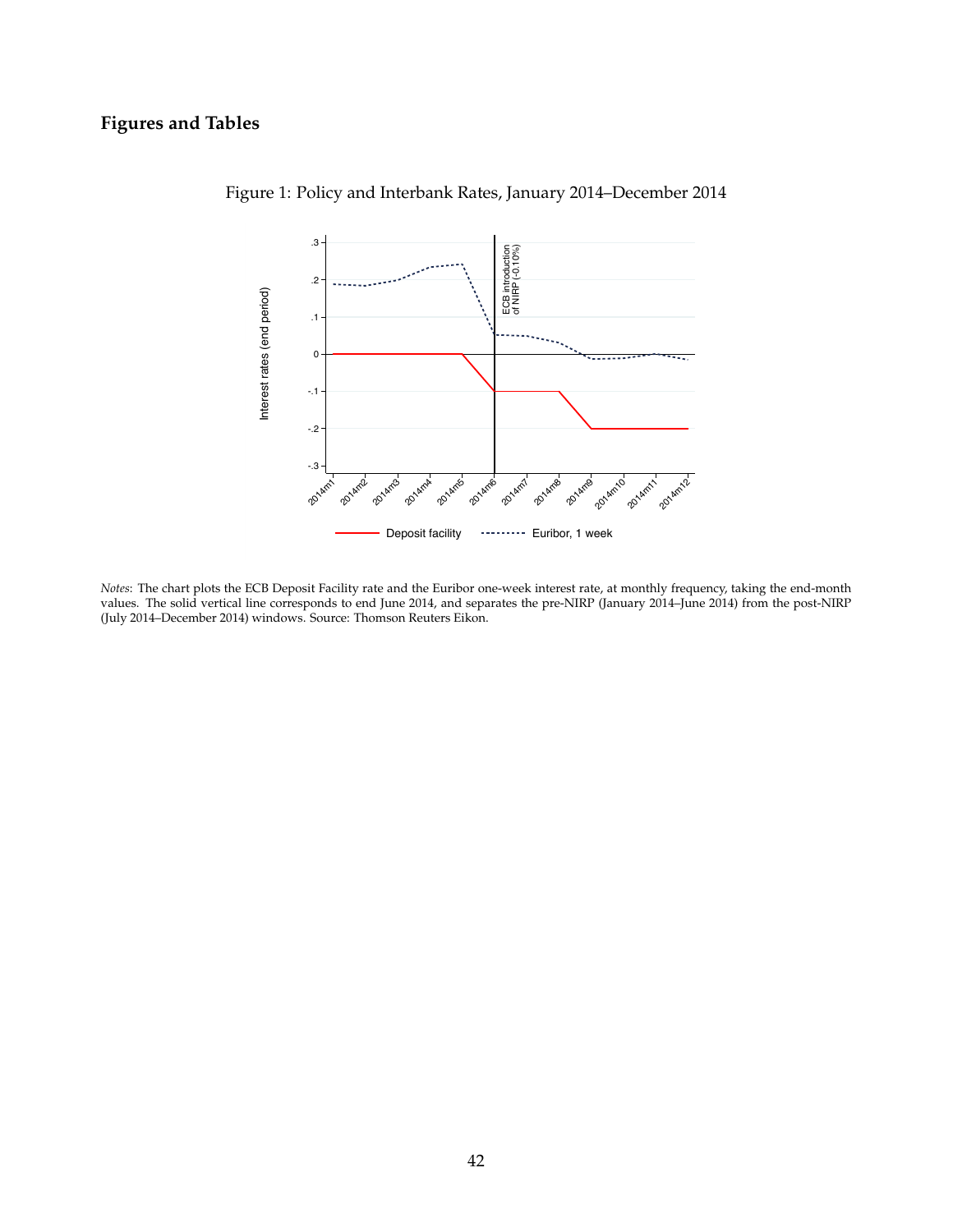## Figures and Tables

Figure 1: Policy and Interbank Rates, January 2014–December 2014

*Notes*: The chart plots the ECB Deposit Facility rate and the Euribor one-week interest rate, at monthly frequency, taking the end-month values. The solid vertical line corresponds to end June 2014, and separates the pre-NIRP (January 2014–June 2014) from the post-NIRP (July 2014–December 2014) windows. Source: Thomson Reuters Eikon.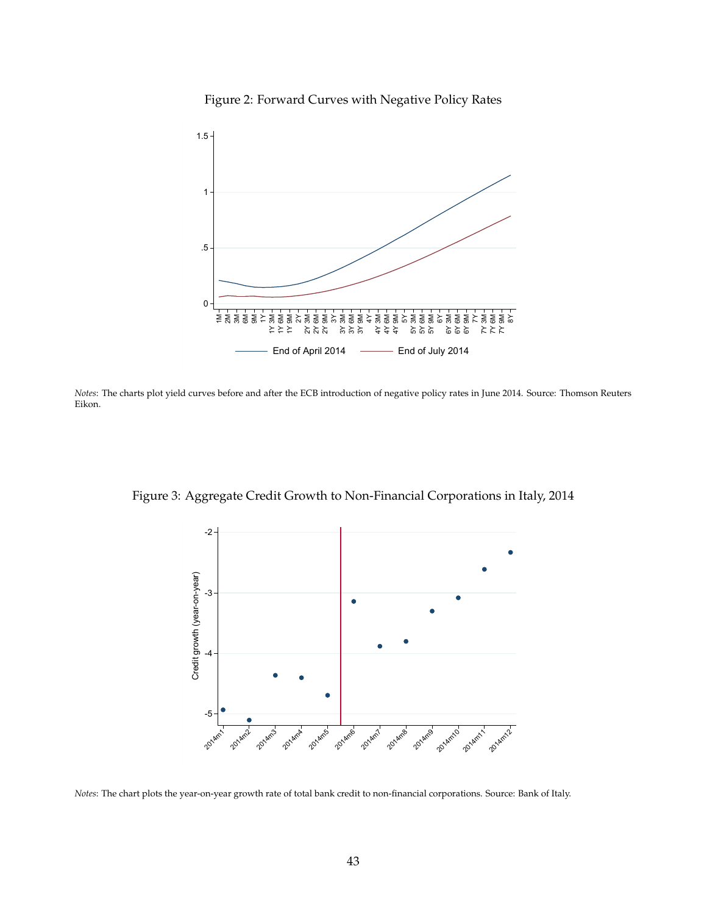Figure 2: Forward Curves with Negative Policy Rates

*Notes*: The charts plot yield curves before and after the ECB introduction of negative policy rates in June 2014. Source: Thomson Reuters Eikon.

Figure 3: Aggregate Credit Growth to Non-Financial Corporations in Italy, 2014

*Notes*: The chart plots the year-on-year growth rate of total bank credit to non-financial corporations. Source: Bank of Italy.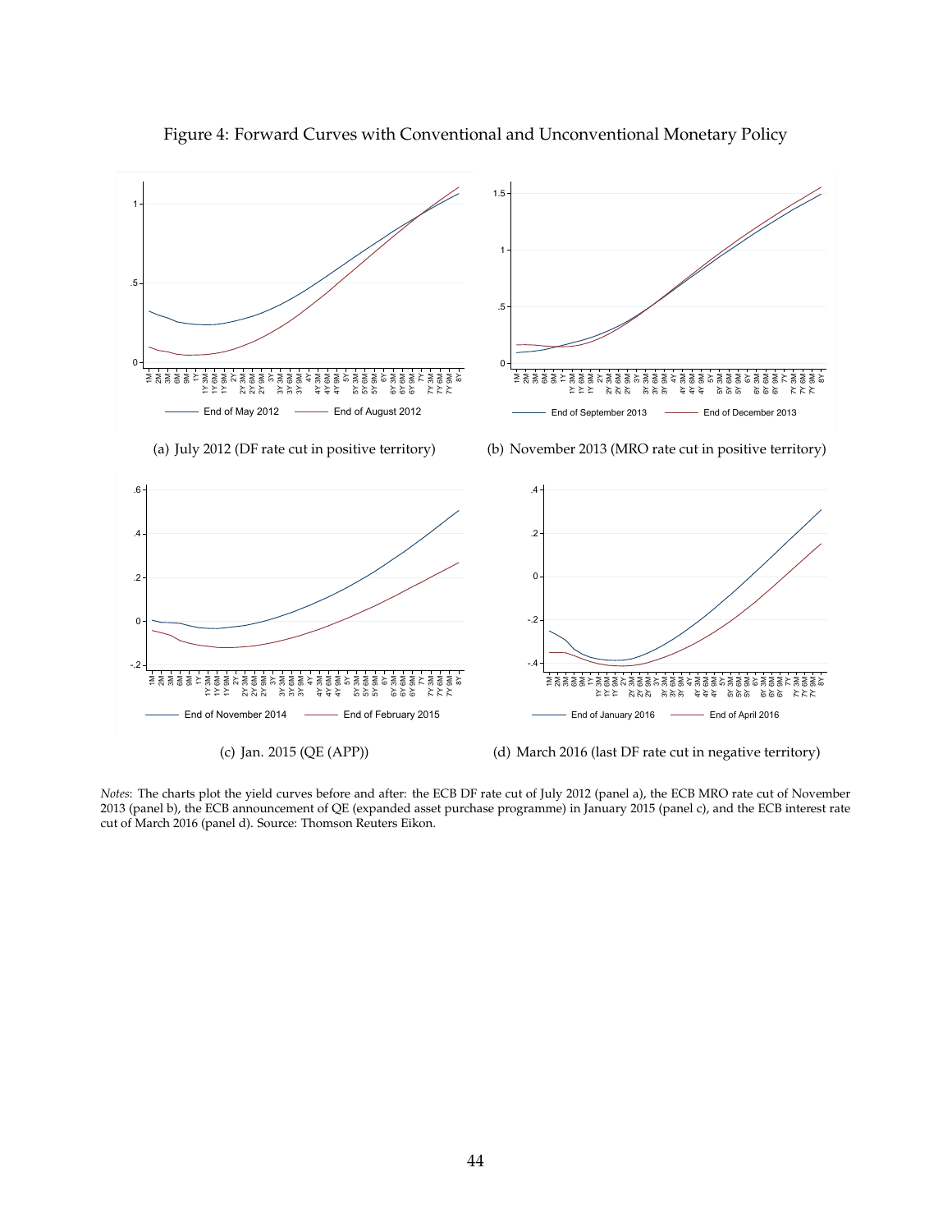Figure 4: Forward Curves with Conventional and Unconventional Monetary Policy

(a) July 2012 (DF rate cut in positive territory)

(b) November 2013 (MRO rate cut in positive territory)

(c) Jan. 2015 (QE (APP))

(d) March 2016 (last DF rate cut in negative territory)

*Notes*: The charts plot the yield curves before and after: the ECB DF rate cut of July 2012 (panel a), the ECB MRO rate cut of November 2013 (panel b), the ECB announcement of QE (expanded asset purchase programme) in January 2015 (panel c), and the ECB interest rate cut of March 2016 (panel d). Source: Thomson Reuters Eikon.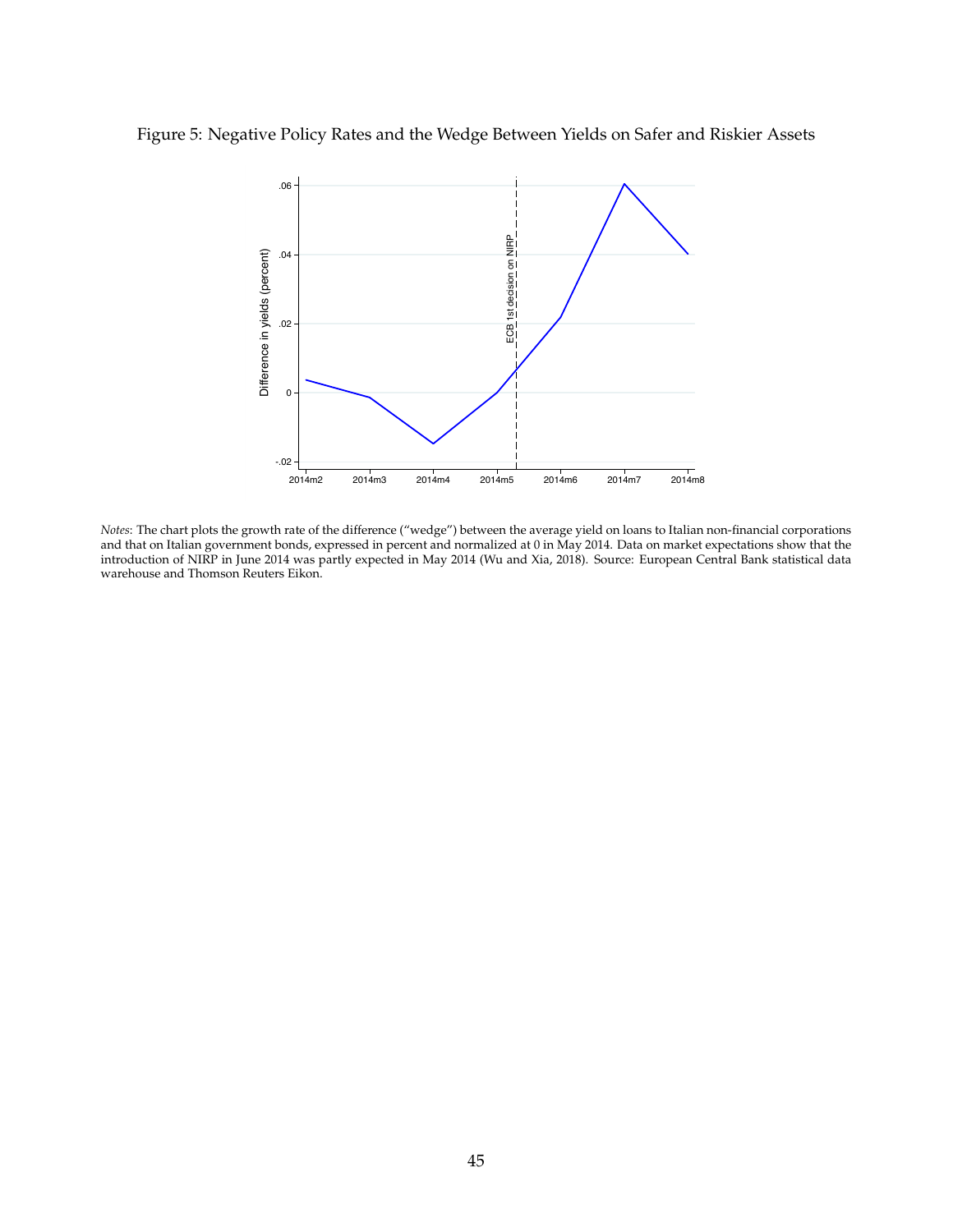Figure 5: Negative Policy Rates and the Wedge Between Yields on Safer and Riskier Assets

*Notes*: The chart plots the growth rate of the difference ("wedge") between the average yield on loans to Italian non-financial corporations and that on Italian government bonds, expressed in percent and normalized at 0 in May 2014. Data on market expectations show that the introduction of NIRP in June 2014 was partly expected in May 2014 (Wu and Xia, 2018). Source: European Central Bank statistical data warehouse and Thomson Reuters Eikon.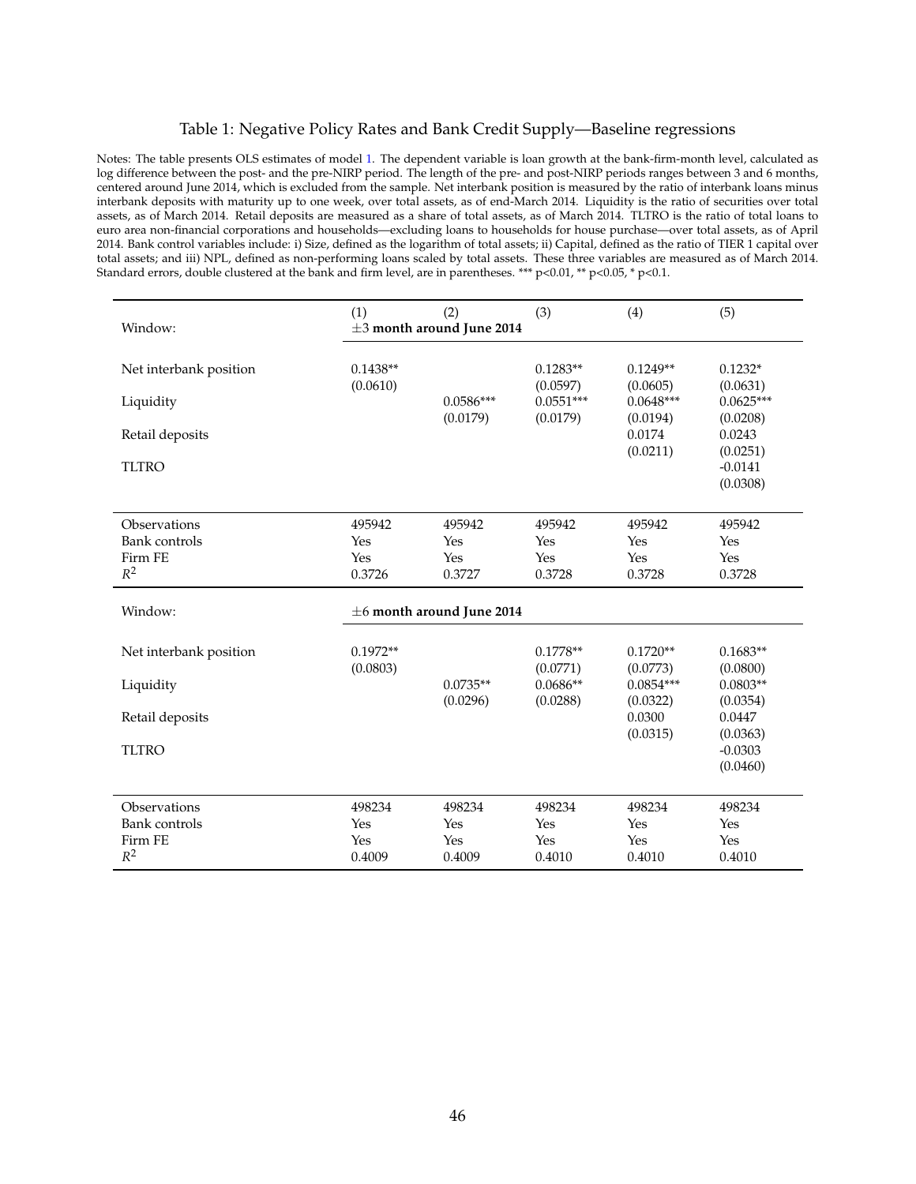# Table 1: Negative Policy Rates and Bank Credit Supply—Baseline regressions

Notes: The table presents OLS estimates of model 1. The dependent variable is loan growth at the bank-firm-month level, calculated as log difference between the post- and the pre-NIRP period. The length of the pre- and post-NIRP periods ranges between 3 and 6 months, centered around June 2014, which is excluded from the sample. Net interbank position is measured by the ratio of interbank loans minus interbank deposits with maturity up to one week, over total assets, as of end-March 2014. Liquidity is the ratio of securities over total assets, as of March 2014. Retail deposits are measured as a share of total assets, as of March 2014. TLTRO is the ratio of total loans to euro area non-financial corporations and households—excluding loans to households for house purchase—over total assets, as of April 2014. Bank control variables include: i) Size, defined as the logarithm of total assets; ii) Capital, defined as the ratio of TIER 1 capital over total assets; and iii) NPL, defined as non-performing loans scaled by total assets. These three variables are measured as of March 2014. Standard errors, double clustered at the bank and firm level, are in parentheses. *** p<0.01, ** p<0.05, * p<0.1.

| | (1) | (2) | (3) | (4) | (5) |
|---|---|---|---|---|---|
| Window: | **±3 month around June 2014** | | | | |
| Net interbank position | 0.1438** | | 0.1283** | 0.1249** | 0.1232* |
| | (0.0610) | | (0.0597) | (0.0605) | (0.0631) |
| Liquidity | | 0.0586*** | 0.0551*** | 0.0648*** | 0.0625*** |
| | | (0.0179) | (0.0179) | (0.0194) | (0.0208) |
| Retail deposits | | | | 0.0174 | 0.0243 |
| | | | | (0.0211) | (0.0251) |
| TLTRO | | | | | -0.0141 |
| | | | | | (0.0308) |
| Observations | 495942 | 495942 | 495942 | 495942 | 495942 |
| Bank controls | Yes | Yes | Yes | Yes | Yes |
| Firm FE | Yes | Yes | Yes | Yes | Yes |
| $R^2$ | 0.3726 | 0.3727 | 0.3728 | 0.3728 | 0.3728 |
| Window: | **±6 month around June 2014** | | | | |
| Net interbank position | 0.1972** | | 0.1778** | 0.1720** | 0.1683** |
| | (0.0803) | | (0.0771) | (0.0773) | (0.0800) |
| Liquidity | | 0.0735** | 0.0686** | 0.0854*** | 0.0803** |
| | | (0.0296) | (0.0288) | (0.0322) | (0.0354) |
| Retail deposits | | | | 0.0300 | 0.0447 |
| | | | | (0.0315) | (0.0363) |
| TLTRO | | | | | -0.0303 |
| | | | | | (0.0460) |
| Observations | 498234 | 498234 | 498234 | 498234 | 498234 |
| Bank controls | Yes | Yes | Yes | Yes | Yes |
| Firm FE | Yes | Yes | Yes | Yes | Yes |
| $R^2$ | 0.4009 | 0.4009 | 0.4010 | 0.4010 | 0.4010 |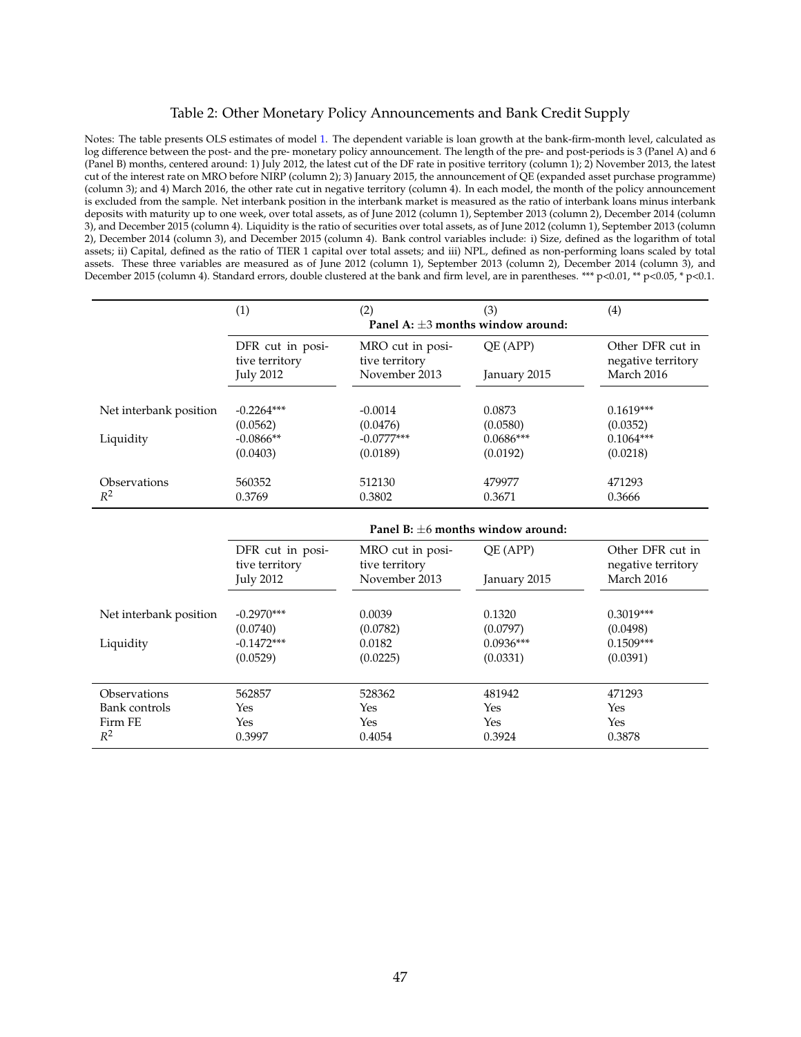# Table 2: Other Monetary Policy Announcements and Bank Credit Supply

Notes: The table presents OLS estimates of model 1. The dependent variable is loan growth at the bank-firm-month level, calculated as log difference between the post- and the pre- monetary policy announcement. The length of the pre- and post-periods is 3 (Panel A) and 6 (Panel B) months, centered around: 1) July 2012, the latest cut of the DF rate in positive territory (column 1); 2) November 2013, the latest cut of the interest rate on MRO before NIRP (column 2); 3) January 2015, the announcement of QE (expanded asset purchase programme) (column 3); and 4) March 2016, the other rate cut in negative territory (column 4). In each model, the month of the policy announcement is excluded from the sample. Net interbank position in the interbank market is measured as the ratio of interbank loans minus interbank deposits with maturity up to one week, over total assets, as of June 2012 (column 1), September 2013 (column 2), December 2014 (column 3), and December 2015 (column 4). Liquidity is the ratio of securities over total assets, as of June 2012 (column 1), September 2013 (column 2), December 2014 (column 3), and December 2015 (column 4). Bank control variables include: i) Size, defined as the logarithm of total assets; ii) Capital, defined as the ratio of TIER 1 capital over total assets; and iii) NPL, defined as non-performing loans scaled by total assets. These three variables are measured as of June 2012 (column 1), September 2013 (column 2), December 2014 (column 3), and December 2015 (column 4). Standard errors, double clustered at the bank and firm level, are in parentheses. *** p<0.01, ** p<0.05, * p<0.1.

| | (1) | (2) | (3) | (4) |
|---|---|---|---|---|
| | **Panel A: $\pm 3$ months window around:** | | | |
| | DFR cut in positive territory July 2012 | MRO cut in positive territory November 2013 | QE (APP) January 2015 | Other DFR cut in negative territory March 2016 |
| Net interbank position | -0.2264*** | -0.0014 | 0.0873 | 0.1619*** |
| | (0.0562) | (0.0476) | (0.0580) | (0.0352) |
| Liquidity | -0.0866** | -0.0777*** | 0.0686*** | 0.1064*** |
| | (0.0403) | (0.0189) | (0.0192) | (0.0218) |
| Observations | 560352 | 512130 | 479977 | 471293 |
| $R^2$ | 0.3769 | 0.3802 | 0.3671 | 0.3666 |
| | **Panel B: $\pm 6$ months window around:** | | | |
| | DFR cut in positive territory July 2012 | MRO cut in positive territory November 2013 | QE (APP) January 2015 | Other DFR cut in negative territory March 2016 |
| Net interbank position | -0.2970*** | 0.0039 | 0.1320 | 0.3019*** |
| | (0.0740) | (0.0782) | (0.0797) | (0.0498) |
| Liquidity | -0.1472*** | 0.0182 | 0.0936*** | 0.1509*** |
| | (0.0529) | (0.0225) | (0.0331) | (0.0391) |
| Observations | 562857 | 528362 | 481942 | 471293 |
| Bank controls | Yes | Yes | Yes | Yes |
| Firm FE | Yes | Yes | Yes | Yes |
| $R^2$ | 0.3997 | 0.4054 | 0.3924 | 0.3878 |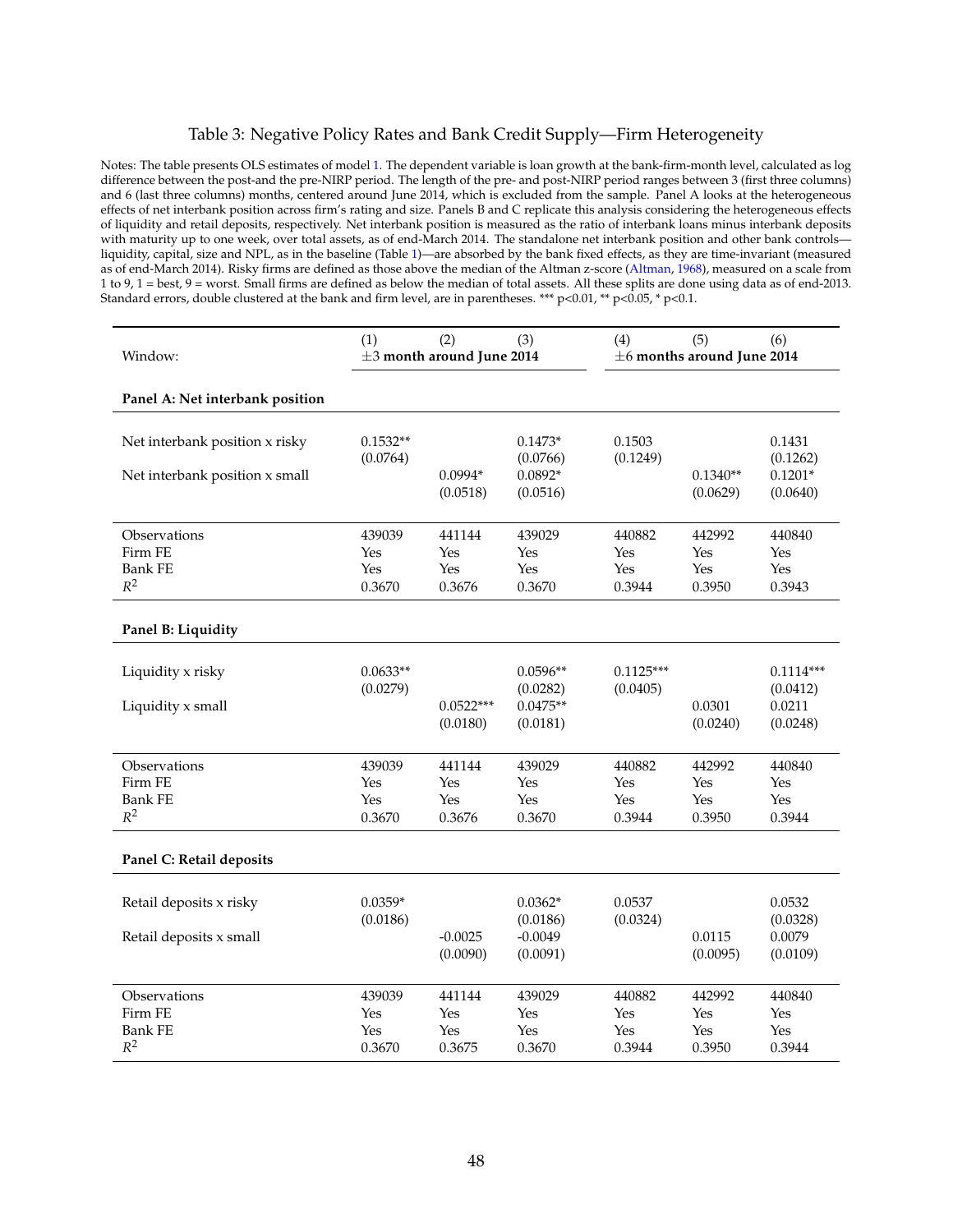## Table 3: Negative Policy Rates and Bank Credit Supply—Firm Heterogeneity

Notes: The table presents OLS estimates of model 1. The dependent variable is loan growth at the bank-firm-month level, calculated as log difference between the post-and the pre-NIRP period. The length of the pre- and post-NIRP period ranges between 3 (first three columns) and 6 (last three columns) months, centered around June 2014, which is excluded from the sample. Panel A looks at the heterogeneous effects of net interbank position across firm's rating and size. Panels B and C replicate this analysis considering the heterogeneous effects of liquidity and retail deposits, respectively. Net interbank position is measured as the ratio of interbank loans minus interbank deposits with maturity up to one week, over total assets, as of end-March 2014. The standalone net interbank position and other bank controls—liquidity, capital, size and NPL, as in the baseline (Table 1)—are absorbed by the bank fixed effects, as they are time-invariant (measured as of end-March 2014). Risky firms are defined as those above the median of the Altman z-score (Altman, 1968), measured on a scale from 1 to 9, 1 = best, 9 = worst. Small firms are defined as below the median of total assets. All these splits are done using data as of end-2013. Standard errors, double clustered at the bank and firm level, are in parentheses. *** p<0.01, ** p<0.05, * p<0.1.

| Window: | (1) ±3 month around June 2014 | (2) | (3) | (4) ±6 months around June 2014 | (5) | (6) |
|---|---|---|---|---|---|---|
| **Panel A: Net interbank position** | | | | | | |
| Net interbank position x risky | 0.1532** | | 0.1473* | 0.1503 | | 0.1431 |
| | (0.0764) | | (0.0766) | (0.1249) | | (0.1262) |
| Net interbank position x small | | 0.0994* | 0.0892* | | 0.1340** | 0.1201* |
| | | (0.0518) | (0.0516) | | (0.0629) | (0.0640) |
| Observations | 439039 | 441144 | 439029 | 440882 | 442992 | 440840 |
| Firm FE | Yes | Yes | Yes | Yes | Yes | Yes |
| Bank FE | Yes | Yes | Yes | Yes | Yes | Yes |
| $R^2$ | 0.3670 | 0.3676 | 0.3670 | 0.3944 | 0.3950 | 0.3943 |
| **Panel B: Liquidity** | | | | | | |
| Liquidity x risky | 0.0633** | | 0.0596** | 0.1125*** | | 0.1114*** |
| | (0.0279) | | (0.0282) | (0.0405) | | (0.0412) |
| Liquidity x small | | 0.0522*** | 0.0475** | | 0.0301 | 0.0211 |
| | | (0.0180) | (0.0181) | | (0.0240) | (0.0248) |
| Observations | 439039 | 441144 | 439029 | 440882 | 442992 | 440840 |
| Firm FE | Yes | Yes | Yes | Yes | Yes | Yes |
| Bank FE | Yes | Yes | Yes | Yes | Yes | Yes |
| $R^2$ | 0.3670 | 0.3676 | 0.3670 | 0.3944 | 0.3950 | 0.3944 |
| **Panel C: Retail deposits** | | | | | | |
| Retail deposits x risky | 0.0359* | | 0.0362* | 0.0537 | | 0.0532 |
| | (0.0186) | | (0.0186) | (0.0324) | | (0.0328) |
| Retail deposits x small | | -0.0025 | -0.0049 | | 0.0115 | 0.0079 |
| | | (0.0090) | (0.0091) | | (0.0095) | (0.0109) |
| Observations | 439039 | 441144 | 439029 | 440882 | 442992 | 440840 |
| Firm FE | Yes | Yes | Yes | Yes | Yes | Yes |
| Bank FE | Yes | Yes | Yes | Yes | Yes | Yes |
| $R^2$ | 0.3670 | 0.3675 | 0.3670 | 0.3944 | 0.3950 | 0.3944 |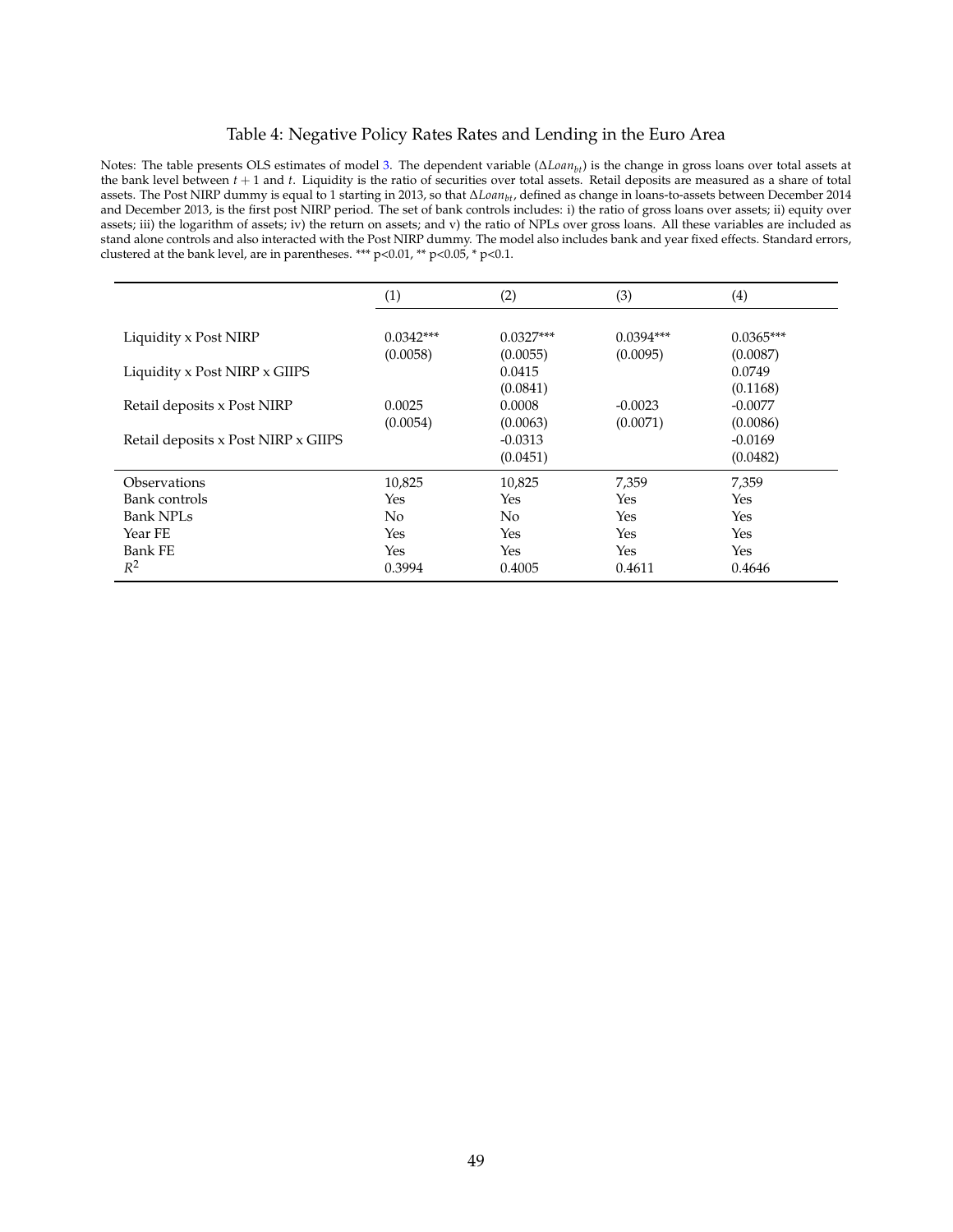# Table 4: Negative Policy Rates Rates and Lending in the Euro Area

Notes: The table presents OLS estimates of model 3. The dependent variable ($\Delta Loan_{bt}$) is the change in gross loans over total assets at the bank level between $t+1$ and $t$. Liquidity is the ratio of securities over total assets. Retail deposits are measured as a share of total assets. The Post NIRP dummy is equal to 1 starting in 2013, so that $\Delta Loan_{bt}$, defined as change in loans-to-assets between December 2014 and December 2013, is the first post NIRP period. The set of bank controls includes: i) the ratio of gross loans over assets; ii) equity over assets; iii) the logarithm of assets; iv) the return on assets; and v) the ratio of NPLs over gross loans. All these variables are included as stand alone controls and also interacted with the Post NIRP dummy. The model also includes bank and year fixed effects. Standard errors, clustered at the bank level, are in parentheses. *** p<0.01, ** p<0.05, * p<0.1.

| | (1) | (2) | (3) | (4) |
|---|---|---|---|---|
| Liquidity x Post NIRP | 0.0342*** | 0.0327*** | 0.0394*** | 0.0365*** |
| | (0.0058) | (0.0055) | (0.0095) | (0.0087) |
| Liquidity x Post NIRP x GIIPS | | 0.0415 | | 0.0749 |
| | | (0.0841) | | (0.1168) |
| Retail deposits x Post NIRP | 0.0025 | 0.0008 | -0.0023 | -0.0077 |
| | (0.0054) | (0.0063) | (0.0071) | (0.0086) |
| Retail deposits x Post NIRP x GIIPS | | -0.0313 | | -0.0169 |
| | | (0.0451) | | (0.0482) |
| Observations | 10,825 | 10,825 | 7,359 | 7,359 |
| Bank controls | Yes | Yes | Yes | Yes |
| Bank NPLs | No | No | Yes | Yes |
| Year FE | Yes | Yes | Yes | Yes |
| Bank FE | Yes | Yes | Yes | Yes |
| $R^2$ | 0.3994 | 0.4005 | 0.4611 | 0.4646 |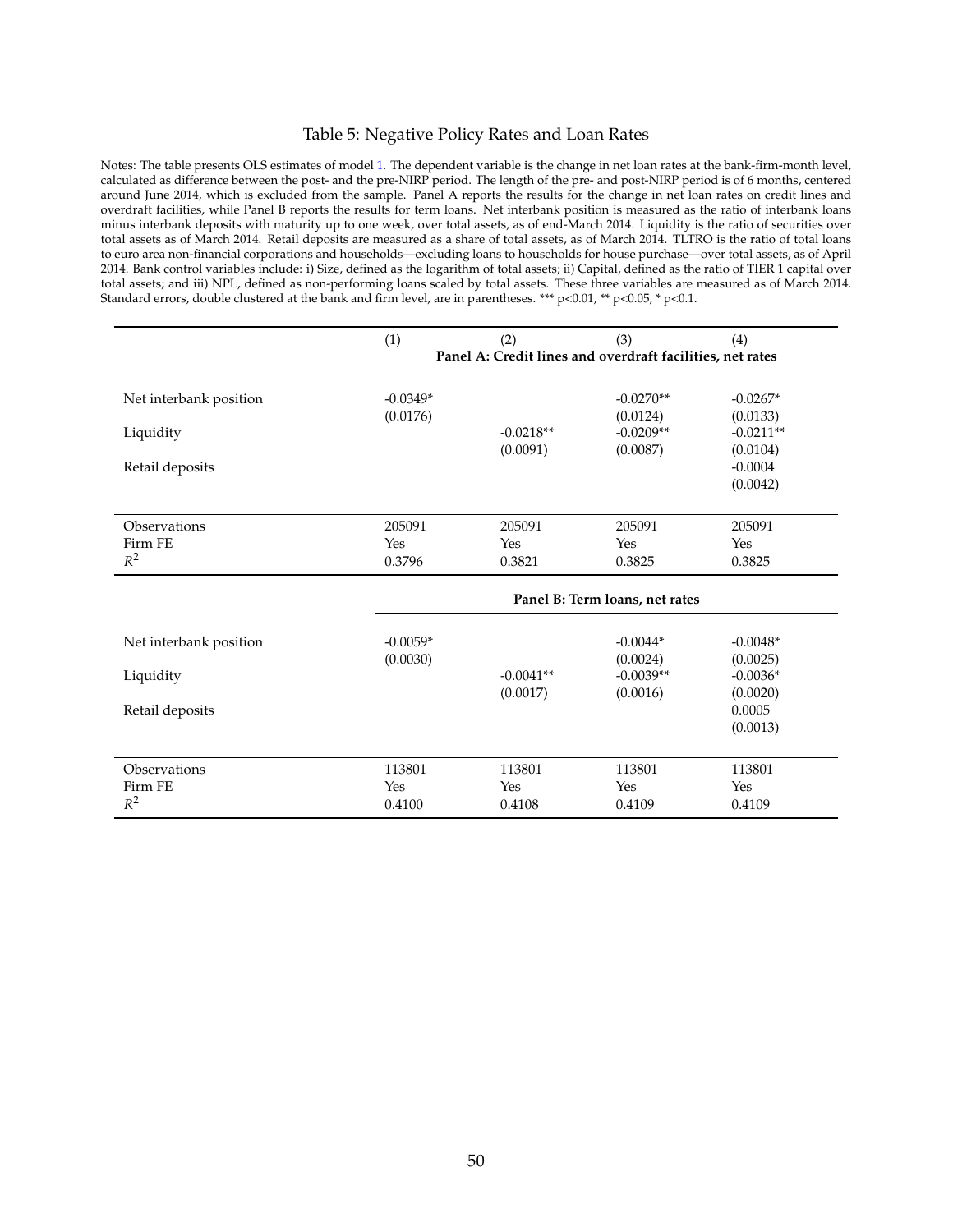# Table 5: Negative Policy Rates and Loan Rates

Notes: The table presents OLS estimates of model 1. The dependent variable is the change in net loan rates at the bank-firm-month level, calculated as difference between the post- and the pre-NIRP period. The length of the pre- and post-NIRP period is of 6 months, centered around June 2014, which is excluded from the sample. Panel A reports the results for the change in net loan rates on credit lines and overdraft facilities, while Panel B reports the results for term loans. Net interbank position is measured as the ratio of interbank loans minus interbank deposits with maturity up to one week, over total assets, as of end-March 2014. Liquidity is the ratio of securities over total assets as of March 2014. Retail deposits are measured as a share of total assets, as of March 2014. TLTRO is the ratio of total loans to euro area non-financial corporations and households—excluding loans to households for house purchase—over total assets, as of April 2014. Bank control variables include: i) Size, defined as the logarithm of total assets; ii) Capital, defined as the ratio of TIER 1 capital over total assets; and iii) NPL, defined as non-performing loans scaled by total assets. These three variables are measured as of March 2014. Standard errors, double clustered at the bank and firm level, are in parentheses. *** p<0.01, ** p<0.05, * p<0.1.

| | (1) | (2) | (3) | (4) |
|---|---|---|---|---|
| | **Panel A: Credit lines and overdraft facilities, net rates** | | | |
| Net interbank position | -0.0349* | | -0.0270** | -0.0267* |
| | (0.0176) | | (0.0124) | (0.0133) |
| Liquidity | | -0.0218** | -0.0209** | -0.0211** |
| | | (0.0091) | (0.0087) | (0.0104) |
| Retail deposits | | | | -0.0004 |
| | | | | (0.0042) |
| Observations | 205091 | 205091 | 205091 | 205091 |
| Firm FE | Yes | Yes | Yes | Yes |
| $R^2$ | 0.3796 | 0.3821 | 0.3825 | 0.3825 |
| | **Panel B: Term loans, net rates** | | | |
| Net interbank position | -0.0059* | | -0.0044* | -0.0048* |
| | (0.0030) | | (0.0024) | (0.0025) |
| Liquidity | | -0.0041** | -0.0039** | -0.0036* |
| | | (0.0017) | (0.0016) | (0.0020) |
| Retail deposits | | | | 0.0005 |
| | | | | (0.0013) |
| Observations | 113801 | 113801 | 113801 | 113801 |
| Firm FE | Yes | Yes | Yes | Yes |
| $R^2$ | 0.4100 | 0.4108 | 0.4109 | 0.4109 |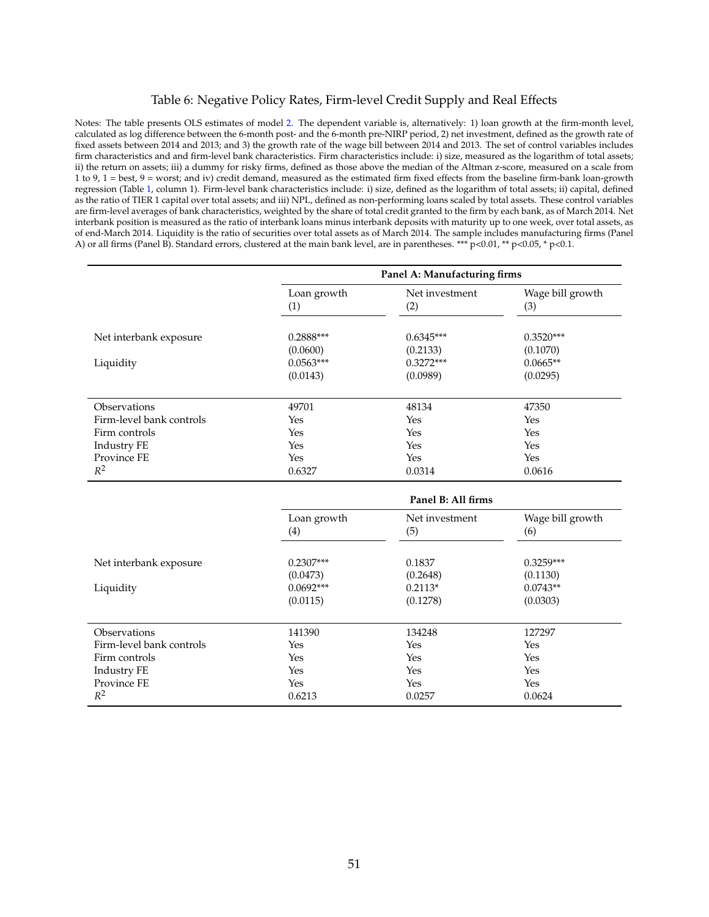# Table 6: Negative Policy Rates, Firm-level Credit Supply and Real Effects

Notes: The table presents OLS estimates of model 2. The dependent variable is, alternatively: 1) loan growth at the firm-month level, calculated as log difference between the 6-month post- and the 6-month pre-NIRP period, 2) net investment, defined as the growth rate of fixed assets between 2014 and 2013; and 3) the growth rate of the wage bill between 2014 and 2013. The set of control variables includes firm characteristics and and firm-level bank characteristics. Firm characteristics include: i) size, measured as the logarithm of total assets; ii) the return on assets; iii) a dummy for risky firms, defined as those above the median of the Altman z-score, measured on a scale from 1 to 9, 1 = best, 9 = worst; and iv) credit demand, measured as the estimated firm fixed effects from the baseline firm-bank loan-growth regression (Table 1, column 1). Firm-level bank characteristics include: i) size, defined as the logarithm of total assets; ii) capital, defined as the ratio of TIER 1 capital over total assets; and iii) NPL, defined as non-performing loans scaled by total assets. These control variables are firm-level averages of bank characteristics, weighted by the share of total credit granted to the firm by each bank, as of March 2014. Net interbank position is measured as the ratio of interbank loans minus interbank deposits with maturity up to one week, over total assets, as of end-March 2014. Liquidity is the ratio of securities over total assets as of March 2014. The sample includes manufacturing firms (Panel A) or all firms (Panel B). Standard errors, clustered at the main bank level, are in parentheses. *** p<0.01, ** p<0.05, * p<0.1.

| | **Panel A: Manufacturing firms** | | |
|---|---|---|---|
| | Loan growth (1) | Net investment (2) | Wage bill growth (3) |
| Net interbank exposure | 0.2888*** | 0.6345*** | 0.3520*** |
| | (0.0600) | (0.2133) | (0.1070) |
| Liquidity | 0.0563*** | 0.3272*** | 0.0665** |
| | (0.0143) | (0.0989) | (0.0295) |
| Observations | 49701 | 48134 | 47350 |
| Firm-level bank controls | Yes | Yes | Yes |
| Firm controls | Yes | Yes | Yes |
| Industry FE | Yes | Yes | Yes |
| Province FE | Yes | Yes | Yes |
| $R^2$ | 0.6327 | 0.0314 | 0.0616 |

| | **Panel B: All firms** | | |
|---|---|---|---|
| | Loan growth (4) | Net investment (5) | Wage bill growth (6) |
| Net interbank exposure | 0.2307*** | 0.1837 | 0.3259*** |
| | (0.0473) | (0.2648) | (0.1130) |
| Liquidity | 0.0692*** | 0.2113* | 0.0743** |
| | (0.0115) | (0.1278) | (0.0303) |
| Observations | 141390 | 134248 | 127297 |
| Firm-level bank controls | Yes | Yes | Yes |
| Firm controls | Yes | Yes | Yes |
| Industry FE | Yes | Yes | Yes |
| Province FE | Yes | Yes | Yes |
| $R^2$ | 0.6213 | 0.0257 | 0.0624 |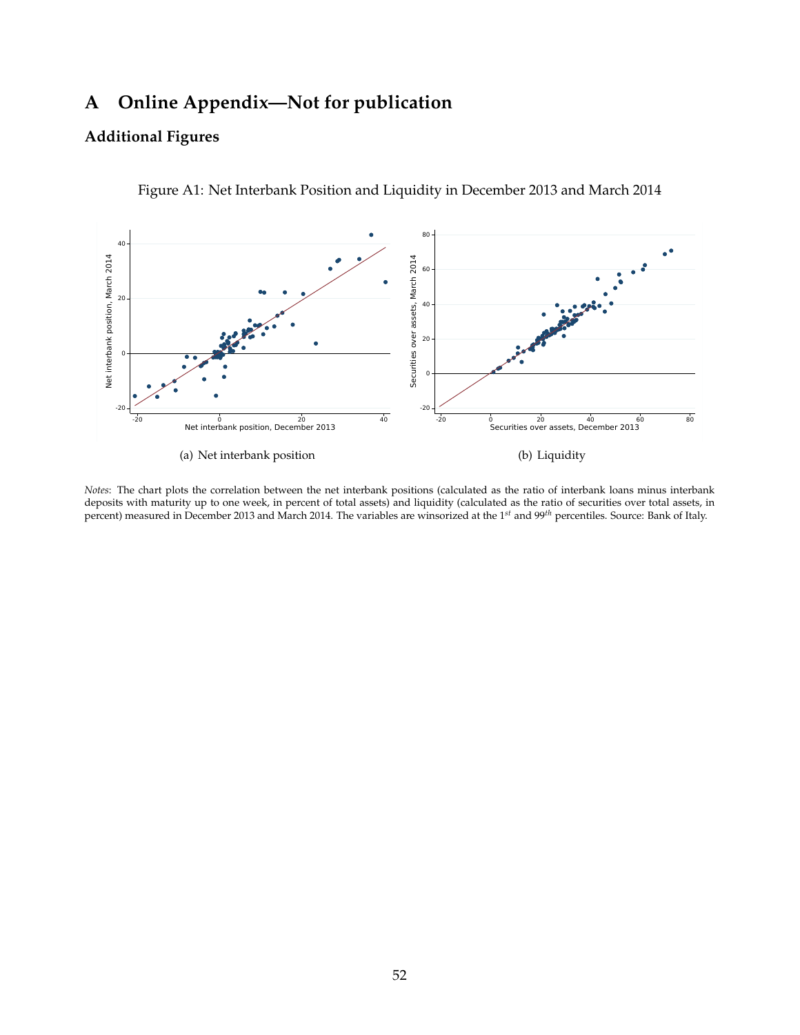# A Online Appendix—Not for publication

## Additional Figures

Figure A1: Net Interbank Position and Liquidity in December 2013 and March 2014

(a) Net interbank position

(b) Liquidity

*Notes*: The chart plots the correlation between the net interbank positions (calculated as the ratio of interbank loans minus interbank deposits with maturity up to one week, in percent of total assets) and liquidity (calculated as the ratio of securities over total assets, in percent) measured in December 2013 and March 2014. The variables are winsorized at the $1^{st}$ and $99^{th}$ percentiles. Source: Bank of Italy.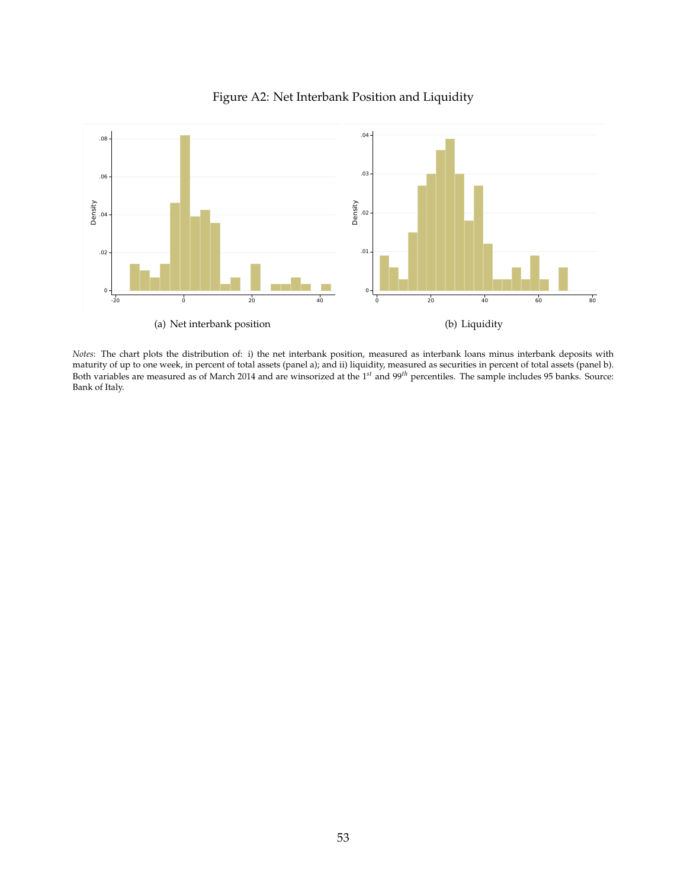# Figure A2: Net Interbank Position and Liquidity

(a) Net interbank position

(b) Liquidity

*Notes*: The chart plots the distribution of: i) the net interbank position, measured as interbank loans minus interbank deposits with maturity of up to one week, in percent of total assets (panel a); and ii) liquidity, measured as securities in percent of total assets (panel b). Both variables are measured as of March 2014 and are winsorized at the $1^{st}$ and $99^{th}$ percentiles. The sample includes 95 banks. Source: Bank of Italy.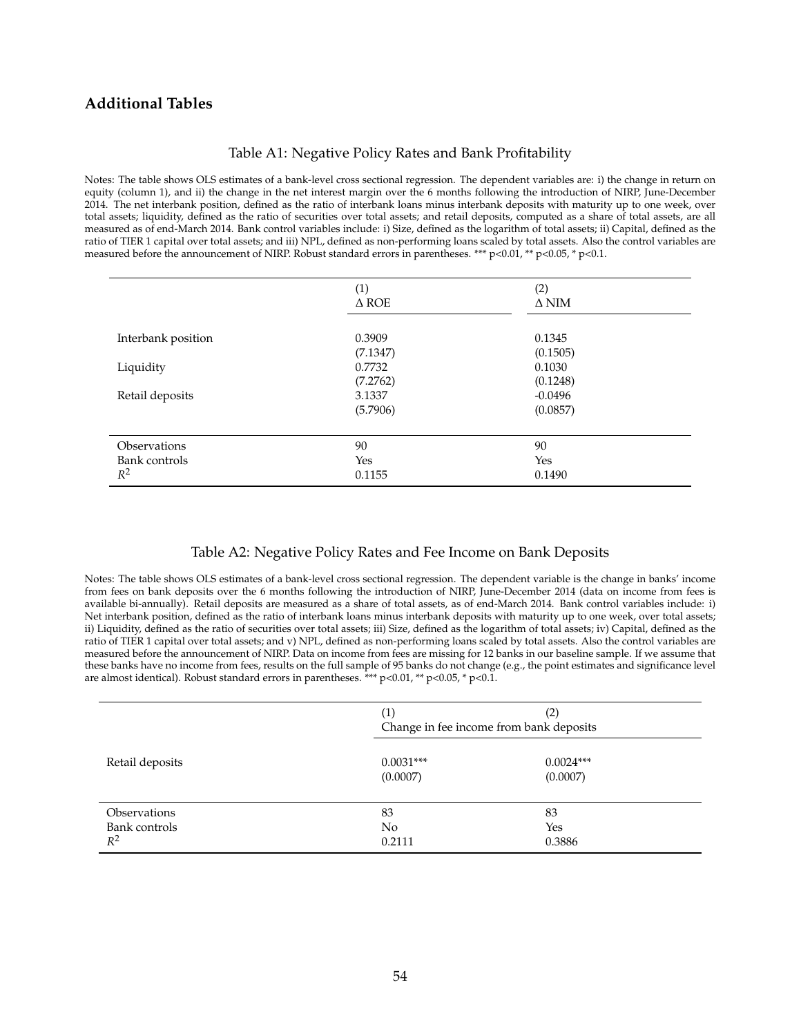## Additional Tables

Table A1: Negative Policy Rates and Bank Profitability

Notes: The table shows OLS estimates of a bank-level cross sectional regression. The dependent variables are: i) the change in return on equity (column 1), and ii) the change in the net interest margin over the 6 months following the introduction of NIRP, June-December 2014. The net interbank position, defined as the ratio of interbank loans minus interbank deposits with maturity up to one week, over total assets; liquidity, defined as the ratio of securities over total assets; and retail deposits, computed as a share of total assets, are all measured as of end-March 2014. Bank control variables include: i) Size, defined as the logarithm of total assets; ii) Capital, defined as the ratio of TIER 1 capital over total assets; and iii) NPL, defined as non-performing loans scaled by total assets. Also the control variables are measured before the announcement of NIRP. Robust standard errors in parentheses. *** p<0.01, ** p<0.05, * p<0.1.

| | (1)<br>Δ ROE | (2)<br>Δ NIM |
|---|---|---|
| Interbank position | 0.3909 | 0.1345 |
| | (7.1347) | (0.1505) |
| Liquidity | 0.7732 | 0.1030 |
| | (7.2762) | (0.1248) |
| Retail deposits | 3.1337 | -0.0496 |
| | (5.7906) | (0.0857) |
| Observations | 90 | 90 |
| Bank controls | Yes | Yes |
| $R^2$ | 0.1155 | 0.1490 |

Table A2: Negative Policy Rates and Fee Income on Bank Deposits

Notes: The table shows OLS estimates of a bank-level cross sectional regression. The dependent variable is the change in banks' income from fees on bank deposits over the 6 months following the introduction of NIRP, June-December 2014 (data on income from fees is available bi-annually). Retail deposits are measured as a share of total assets, as of end-March 2014. Bank control variables include: i) Net interbank position, defined as the ratio of interbank loans minus interbank deposits with maturity up to one week, over total assets; ii) Liquidity, defined as the ratio of securities over total assets; iii) Size, defined as the logarithm of total assets; iv) Capital, defined as the ratio of TIER 1 capital over total assets; and v) NPL, defined as non-performing loans scaled by total assets. Also the control variables are measured before the announcement of NIRP. Data on income from fees are missing for 12 banks in our baseline sample. If we assume that these banks have no income from fees, results on the full sample of 95 banks do not change (e.g., the point estimates and significance level are almost identical). Robust standard errors in parentheses. *** p<0.01, ** p<0.05, * p<0.1.

| | (1) | (2) |
|---|---|---|
| | Change in fee income from bank deposits | |
| Retail deposits | 0.0031*** | 0.0024*** |
| | (0.0007) | (0.0007) |
| Observations | 83 | 83 |
| Bank controls | No | Yes |
| $R^2$ | 0.2111 | 0.3886 |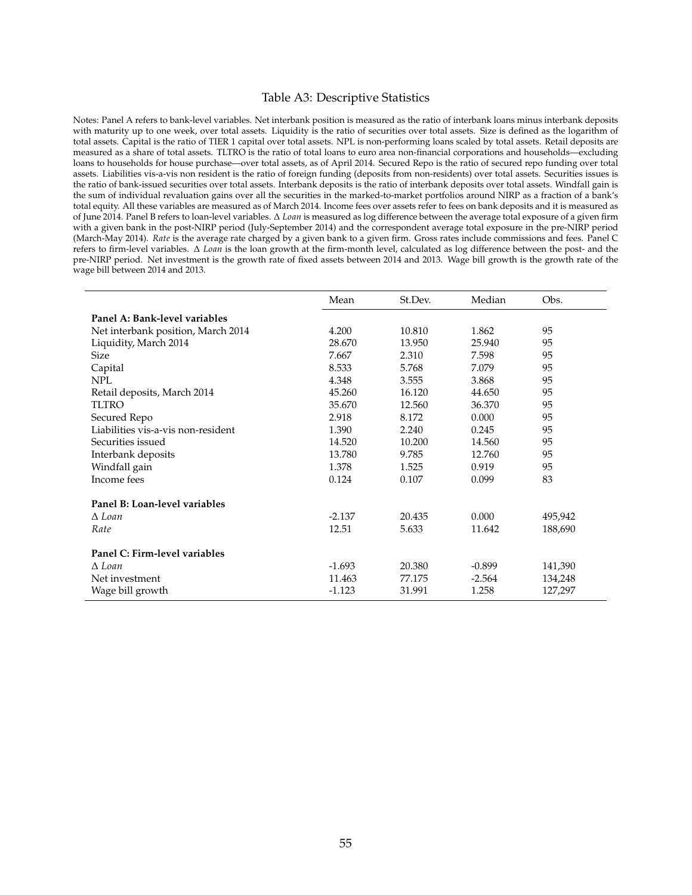# Table A3: Descriptive Statistics

Notes: Panel A refers to bank-level variables. Net interbank position is measured as the ratio of interbank loans minus interbank deposits with maturity up to one week, over total assets. Liquidity is the ratio of securities over total assets. Size is defined as the logarithm of total assets. Capital is the ratio of TIER 1 capital over total assets. NPL is non-performing loans scaled by total assets. Retail deposits are measured as a share of total assets. TLTRO is the ratio of total loans to euro area non-financial corporations and households—excluding loans to households for house purchase—over total assets, as of April 2014. Secured Repo is the ratio of secured repo funding over total assets. Liabilities vis-a-vis non resident is the ratio of foreign funding (deposits from non-residents) over total assets. Securities issues is the ratio of bank-issued securities over total assets. Interbank deposits is the ratio of interbank deposits over total assets. Windfall gain is the sum of individual revaluation gains over all the securities in the marked-to-market portfolios around NIRP as a fraction of a bank's total equity. All these variables are measured as of March 2014. Income fees over assets refer to fees on bank deposits and it is measured as of June 2014. Panel B refers to loan-level variables. $\Delta$ *Loan* is measured as log difference between the average total exposure of a given firm with a given bank in the post-NIRP period (July-September 2014) and the correspondent average total exposure in the pre-NIRP period (March-May 2014). *Rate* is the average rate charged by a given bank to a given firm. Gross rates include commissions and fees. Panel C refers to firm-level variables. $\Delta$ *Loan* is the loan growth at the firm-month level, calculated as log difference between the post- and the pre-NIRP period. Net investment is the growth rate of fixed assets between 2014 and 2013. Wage bill growth is the growth rate of the wage bill between 2014 and 2013.

| | Mean | St.Dev. | Median | Obs. |
|---|---|---|---|---|
| **Panel A: Bank-level variables** | | | | |
| Net interbank position, March 2014 | 4.200 | 10.810 | 1.862 | 95 |
| Liquidity, March 2014 | 28.670 | 13.950 | 25.940 | 95 |
| Size | 7.667 | 2.310 | 7.598 | 95 |
| Capital | 8.533 | 5.768 | 7.079 | 95 |
| NPL | 4.348 | 3.555 | 3.868 | 95 |
| Retail deposits, March 2014 | 45.260 | 16.120 | 44.650 | 95 |
| TLTRO | 35.670 | 12.560 | 36.370 | 95 |
| Secured Repo | 2.918 | 8.172 | 0.000 | 95 |
| Liabilities vis-a-vis non-resident | 1.390 | 2.240 | 0.245 | 95 |
| Securities issued | 14.520 | 10.200 | 14.560 | 95 |
| Interbank deposits | 13.780 | 9.785 | 12.760 | 95 |
| Windfall gain | 1.378 | 1.525 | 0.919 | 95 |
| Income fees | 0.124 | 0.107 | 0.099 | 83 |
| **Panel B: Loan-level variables** | | | | |
| $\Delta$ *Loan* | -2.137 | 20.435 | 0.000 | 495,942 |
| *Rate* | 12.51 | 5.633 | 11.642 | 188,690 |
| **Panel C: Firm-level variables** | | | | |
| $\Delta$ *Loan* | -1.693 | 20.380 | -0.899 | 141,390 |
| Net investment | 11.463 | 77.175 | -2.564 | 134,248 |
| Wage bill growth | -1.123 | 31.991 | 1.258 | 127,297 |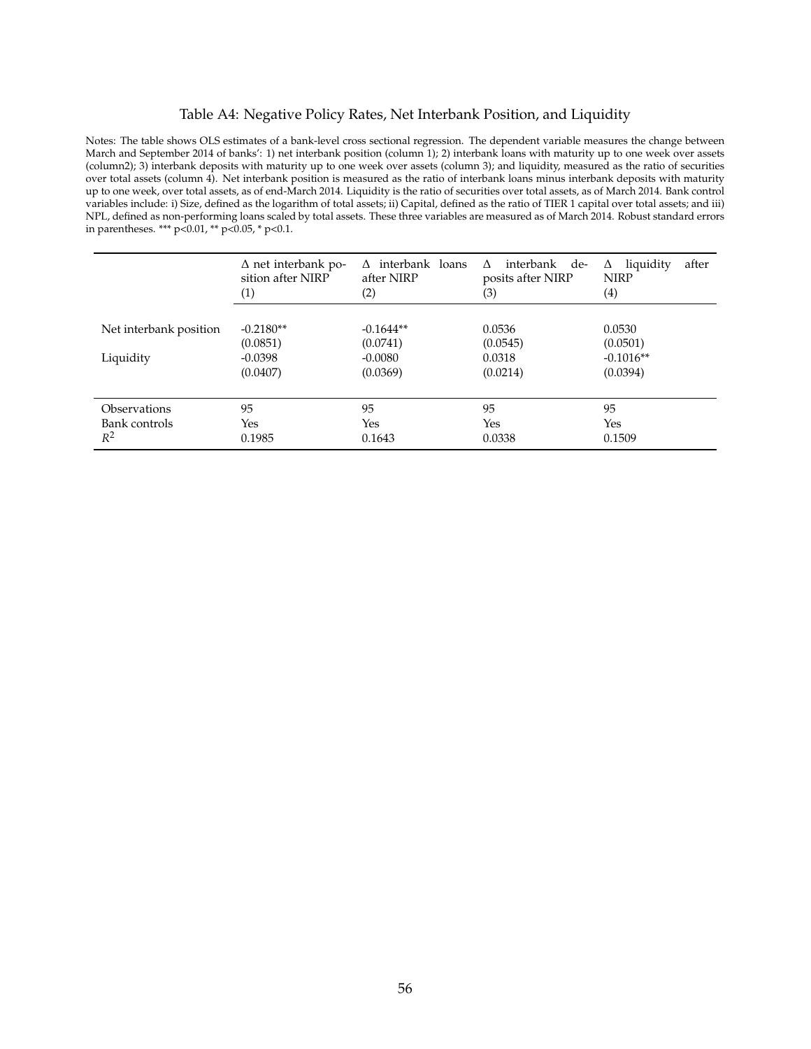# Table A4: Negative Policy Rates, Net Interbank Position, and Liquidity

Notes: The table shows OLS estimates of a bank-level cross sectional regression. The dependent variable measures the change between March and September 2014 of banks': 1) net interbank position (column 1); 2) interbank loans with maturity up to one week over assets (column2); 3) interbank deposits with maturity up to one week over assets (column 3); and liquidity, measured as the ratio of securities over total assets (column 4). Net interbank position is measured as the ratio of interbank loans minus interbank deposits with maturity up to one week, over total assets, as of end-March 2014. Liquidity is the ratio of securities over total assets, as of March 2014. Bank control variables include: i) Size, defined as the logarithm of total assets; ii) Capital, defined as the ratio of TIER 1 capital over total assets; and iii) NPL, defined as non-performing loans scaled by total assets. These three variables are measured as of March 2014. Robust standard errors in parentheses. *** p<0.01, ** p<0.05, * p<0.1.

| | Δ net interbank position after NIRP (1) | Δ interbank loans after NIRP (2) | Δ interbank deposits after NIRP (3) | Δ liquidity after NIRP (4) |
|---|---|---|---|---|
| Net interbank position | -0.2180** | -0.1644** | 0.0536 | 0.0530 |
| | (0.0851) | (0.0741) | (0.0545) | (0.0501) |
| Liquidity | -0.0398 | -0.0080 | 0.0318 | -0.1016** |
| | (0.0407) | (0.0369) | (0.0214) | (0.0394) |
| Observations | 95 | 95 | 95 | 95 |
| Bank controls | Yes | Yes | Yes | Yes |
| $R^2$ | 0.1985 | 0.1643 | 0.0338 | 0.1509 |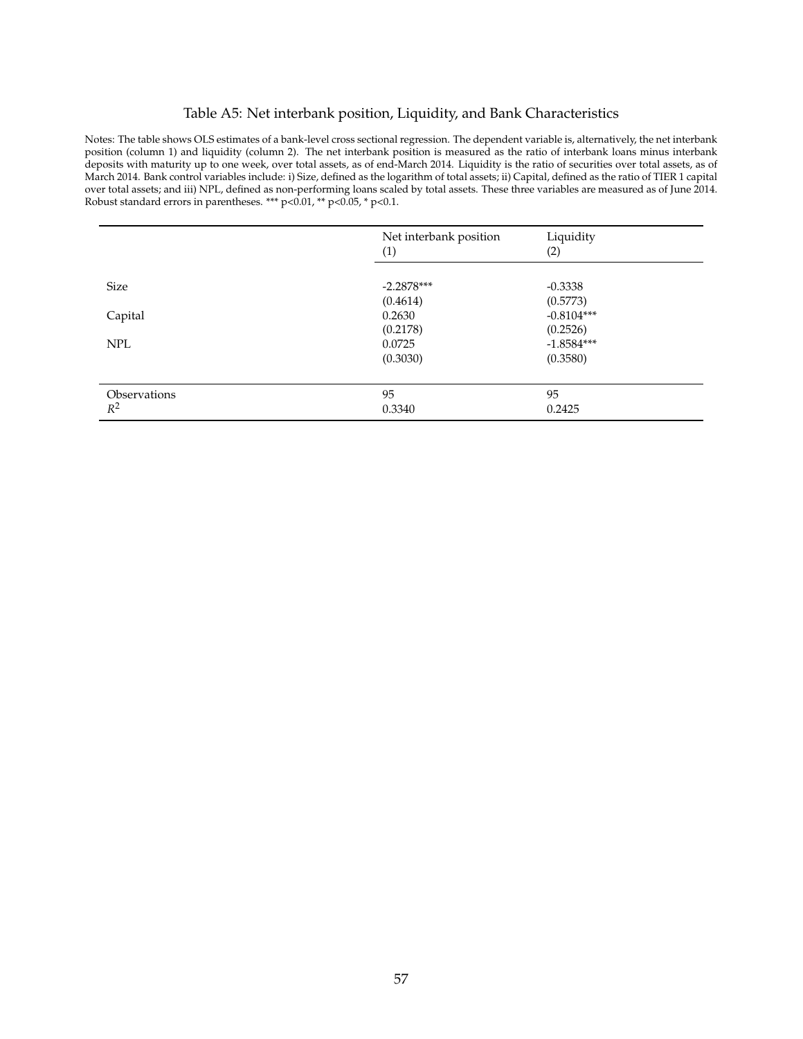# Table A5: Net interbank position, Liquidity, and Bank Characteristics

Notes: The table shows OLS estimates of a bank-level cross sectional regression. The dependent variable is, alternatively, the net interbank position (column 1) and liquidity (column 2). The net interbank position is measured as the ratio of interbank loans minus interbank deposits with maturity up to one week, over total assets, as of end-March 2014. Liquidity is the ratio of securities over total assets, as of March 2014. Bank control variables include: i) Size, defined as the logarithm of total assets; ii) Capital, defined as the ratio of TIER 1 capital over total assets; and iii) NPL, defined as non-performing loans scaled by total assets. These three variables are measured as of June 2014. Robust standard errors in parentheses. *** p<0.01, ** p<0.05, * p<0.1.

| | Net interbank position (1) | Liquidity (2) |
|---|---|---|
| Size | -2.2878*** | -0.3338 |
| | (0.4614) | (0.5773) |
| Capital | 0.2630 | -0.8104*** |
| | (0.2178) | (0.2526) |
| NPL | 0.0725 | -1.8584*** |
| | (0.3030) | (0.3580) |
| Observations | 95 | 95 |
| $R^2$ | 0.3340 | 0.2425 |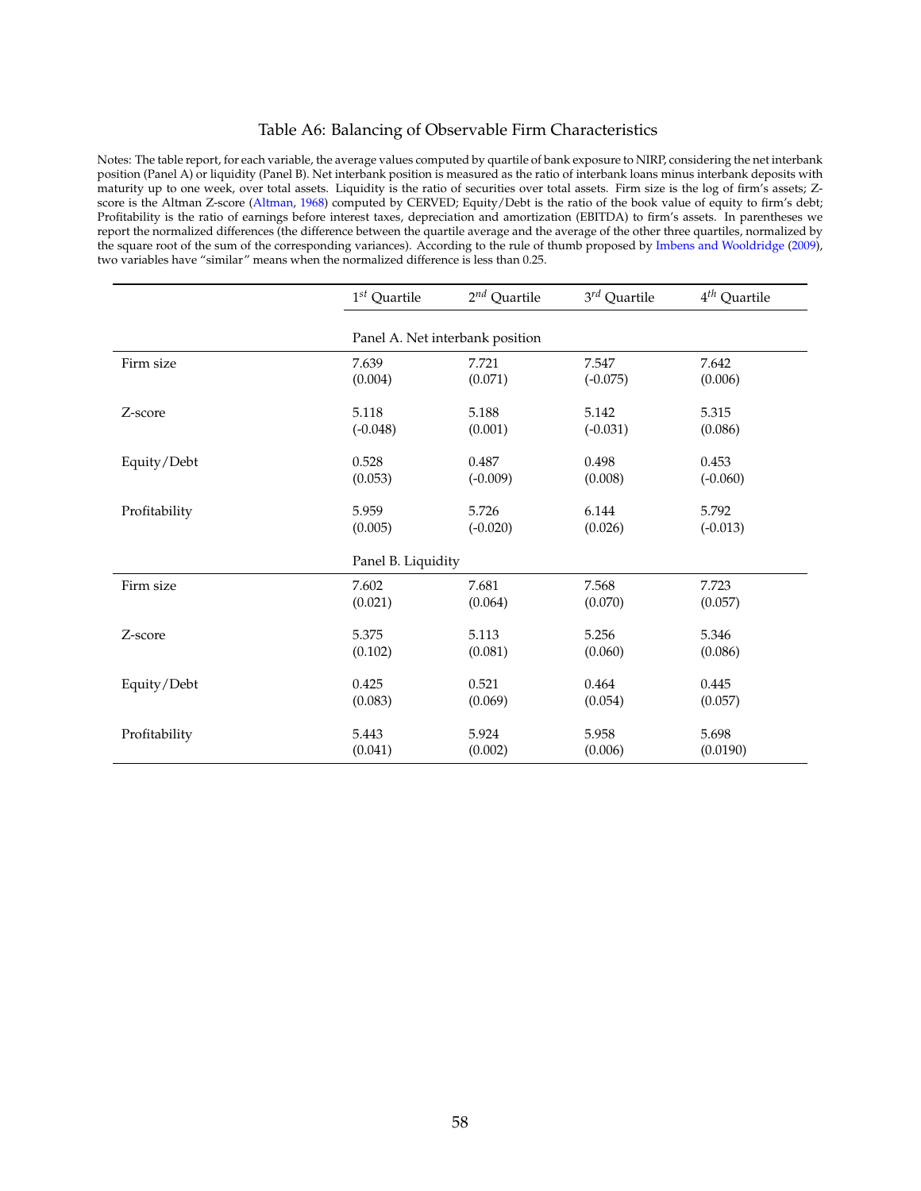# Table A6: Balancing of Observable Firm Characteristics

Notes: The table report, for each variable, the average values computed by quartile of bank exposure to NIRP, considering the net interbank position (Panel A) or liquidity (Panel B). Net interbank position is measured as the ratio of interbank loans minus interbank deposits with maturity up to one week, over total assets. Liquidity is the ratio of securities over total assets. Firm size is the log of firm's assets; Z-score is the Altman Z-score (Altman, 1968) computed by CERVED; Equity/Debt is the ratio of the book value of equity to firm's debt; Profitability is the ratio of earnings before interest taxes, depreciation and amortization (EBITDA) to firm's assets. In parentheses we report the normalized differences (the difference between the quartile average and the average of the other three quartiles, normalized by the square root of the sum of the corresponding variances). According to the rule of thumb proposed by Imbens and Wooldridge (2009), two variables have "similar" means when the normalized difference is less than 0.25.

| | $1^{st}$ Quartile | $2^{nd}$ Quartile | $3^{rd}$ Quartile | $4^{th}$ Quartile |
|---|---|---|---|---|
| | Panel A. Net interbank position | | | |
| Firm size | 7.639 | 7.721 | 7.547 | 7.642 |
| | (0.004) | (0.071) | (-0.075) | (0.006) |
| Z-score | 5.118 | 5.188 | 5.142 | 5.315 |
| | (-0.048) | (0.001) | (-0.031) | (0.086) |
| Equity/Debt | 0.528 | 0.487 | 0.498 | 0.453 |
| | (0.053) | (-0.009) | (0.008) | (-0.060) |
| Profitability | 5.959 | 5.726 | 6.144 | 5.792 |
| | (0.005) | (-0.020) | (0.026) | (-0.013) |
| | Panel B. Liquidity | | | |
| Firm size | 7.602 | 7.681 | 7.568 | 7.723 |
| | (0.021) | (0.064) | (0.070) | (0.057) |
| Z-score | 5.375 | 5.113 | 5.256 | 5.346 |
| | (0.102) | (0.081) | (0.060) | (0.086) |
| Equity/Debt | 0.425 | 0.521 | 0.464 | 0.445 |
| | (0.083) | (0.069) | (0.054) | (0.057) |
| Profitability | 5.443 | 5.924 | 5.958 | 5.698 |
| | (0.041) | (0.002) | (0.006) | (0.0190) |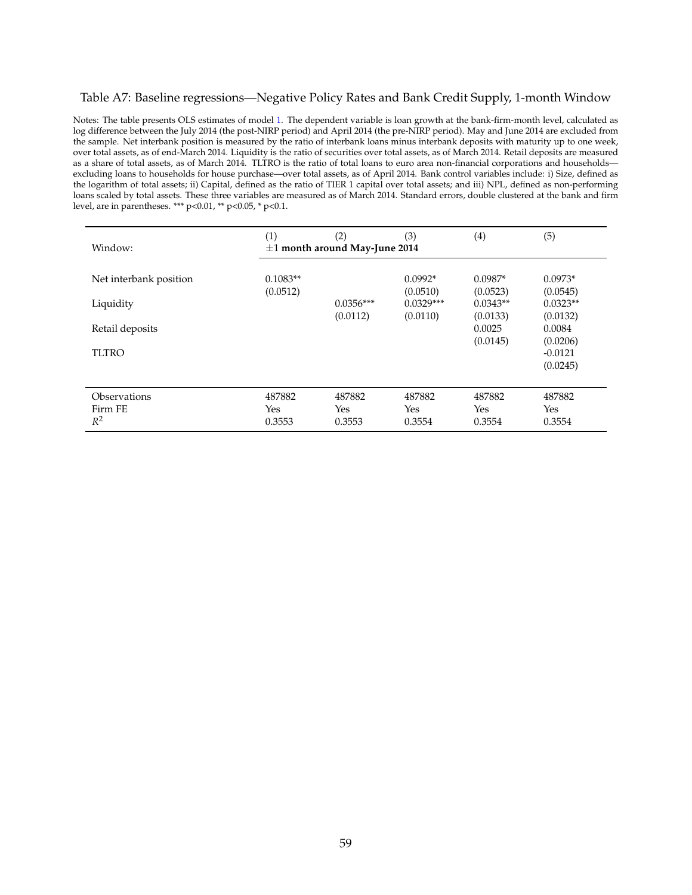Table A7: Baseline regressions—Negative Policy Rates and Bank Credit Supply, 1-month Window

Notes: The table presents OLS estimates of model 1. The dependent variable is loan growth at the bank-firm-month level, calculated as log difference between the July 2014 (the post-NIRP period) and April 2014 (the pre-NIRP period). May and June 2014 are excluded from the sample. Net interbank position is measured by the ratio of interbank loans minus interbank deposits with maturity up to one week, over total assets, as of end-March 2014. Liquidity is the ratio of securities over total assets, as of March 2014. Retail deposits are measured as a share of total assets, as of March 2014. TLTRO is the ratio of total loans to euro area non-financial corporations and households—excluding loans to households for house purchase—over total assets, as of April 2014. Bank control variables include: i) Size, defined as the logarithm of total assets; ii) Capital, defined as the ratio of TIER 1 capital over total assets; and iii) NPL, defined as non-performing loans scaled by total assets. These three variables are measured as of March 2014. Standard errors, double clustered at the bank and firm level, are in parentheses. *** p<0.01, ** p<0.05, * p<0.1.

| | (1) | (2) | (3) | (4) | (5) |
|---|---|---|---|---|---|
| Window: | **$\pm 1$ month around May-June 2014** | | | | |
| Net interbank position | 0.1083** | | 0.0992* | 0.0987* | 0.0973* |
| | (0.0512) | | (0.0510) | (0.0523) | (0.0545) |
| Liquidity | | 0.0356*** | 0.0329*** | 0.0343** | 0.0323** |
| | | (0.0112) | (0.0110) | (0.0133) | (0.0132) |
| Retail deposits | | | | 0.0025 | 0.0084 |
| | | | | (0.0145) | (0.0206) |
| TLTRO | | | | | -0.0121 |
| | | | | | (0.0245) |
| Observations | 487882 | 487882 | 487882 | 487882 | 487882 |
| Firm FE | Yes | Yes | Yes | Yes | Yes |
| $R^2$ | 0.3553 | 0.3553 | 0.3554 | 0.3554 | 0.3554 |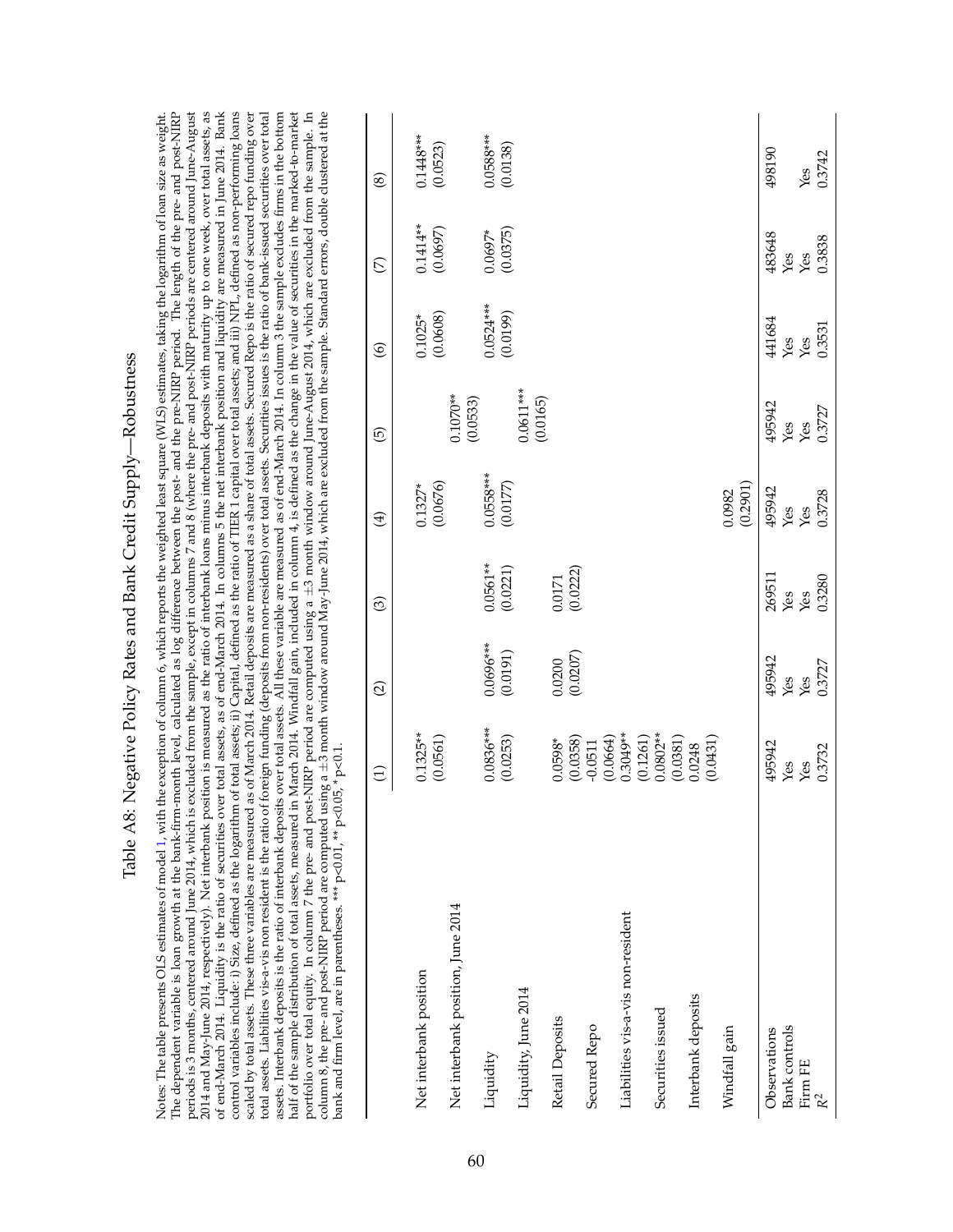# Table A8: Negative Policy Rates and Bank Credit Supply—Robustness

Notes: The table presents OLS estimates of model 1, with the exception of column 6, which reports the weighted least square (WLS) estimates, taking the logarithm of loan size as weight. The dependent variable is loan growth at the bank-firm-month level, calculated as log difference between the post- and the pre-NIRP period. The length of the pre- and post-NIRP periods is 3 months, centered around June 2014, which is excluded from the sample, except in columns 7 and 8 (where the pre- and post-NIRP periods are centered around June-August 2014 and May-June 2014, respectively). Net interbank position is measured as the ratio of interbank loans minus interbank deposits with maturity up to one week, over total assets, as of end-March 2014. Liquidity is the ratio of securities over total assets, as of end-March 2014. In columns 5 the net interbank position and liquidity are measured in June 2014. Bank control variables include: i) Size, defined as the logarithm of total assets; ii) Capital, defined as the ratio of TIER 1 capital over total assets; and iii) NPL, defined as non-performing loans scaled by total assets. These three variables are measured as of March 2014. Retail deposits are measured as a share of total assets. Secured Repo is the ratio of secured repo funding over total assets. Liabilities vis-a-vis non resident is the ratio of foreign funding (deposits from non-residents) over total assets. Securities issues is the ratio of bank-issued securities over total assets. Interbank deposits is the ratio of interbank deposits over total assets. All these variable are measured as of end-March 2014. In column 3 the sample excludes firms in the bottom half of the sample distribution of total assets, measured in March 2014. Windfall gain, included in column 4, is defined as the change in the value of securities in the marked-to-market portfolio over total equity. In column 7 the pre- and post-NIRP period are computed using a ±3 month window around June-August 2014, which are excluded from the sample. In column 8, the pre- and post-NIRP period are computed using a ±3 month window around May-June 2014, which are excluded from the sample. Standard errors, double clustered at the bank and firm level, are in parentheses. *** p<0.01, ** p<0.05, * p<0.1.

| | (1) | (2) | (3) | (4) | (5) | (6) | (7) | (8) |
|---|---|---|---|---|---|---|---|---|
| Net interbank position | 0.1325** | | | 0.1327* | | 0.1025* | 0.1414** | 0.1448*** |
| | (0.0561) | | | (0.0676) | | (0.0608) | (0.0697) | (0.0523) |
| Net interbank position, June 2014 | | | | | 0.1070** | | | |
| | | | | | (0.0533) | | | |
| Liquidity | 0.0836*** | 0.0696*** | 0.0561** | 0.0558*** | | 0.0524*** | 0.0697* | 0.0588*** |
| | (0.0253) | (0.0191) | (0.0221) | (0.0177) | | (0.0199) | (0.0375) | (0.0138) |
| Liquidity, June 2014 | | | | | 0.0611*** | | | |
| | | | | | (0.0165) | | | |
| Retail Deposits | 0.0598* | 0.0200 | 0.0171 | | | | | |
| | (0.0358) | (0.0207) | (0.0222) | | | | | |
| Secured Repo | -0.0511 | | | | | | | |
| | (0.0664) | | | | | | | |
| Liabilities vis-a-vis non-resident | 0.3049** | | | | | | | |
| | (0.1261) | | | | | | | |
| Securities issued | 0.0802** | | | | | | | |
| | (0.0381) | | | | | | | |
| Interbank deposits | 0.0248 | | | | | | | |
| | (0.0431) | | | | | | | |
| Windfall gain | | | | 0.0982 | | | | |
| | | | | (0.2901) | | | | |
| Observations | 495942 | 495942 | 269511 | 495942 | 495942 | 441684 | 483648 | 498190 |
| Bank controls | Yes | Yes | Yes | Yes | Yes | Yes | Yes | |
| Firm FE | Yes | Yes | Yes | Yes | Yes | Yes | Yes | Yes |
| $R^2$ | 0.3732 | 0.3727 | 0.3280 | 0.3728 | 0.3727 | 0.3531 | 0.3838 | 0.3742 |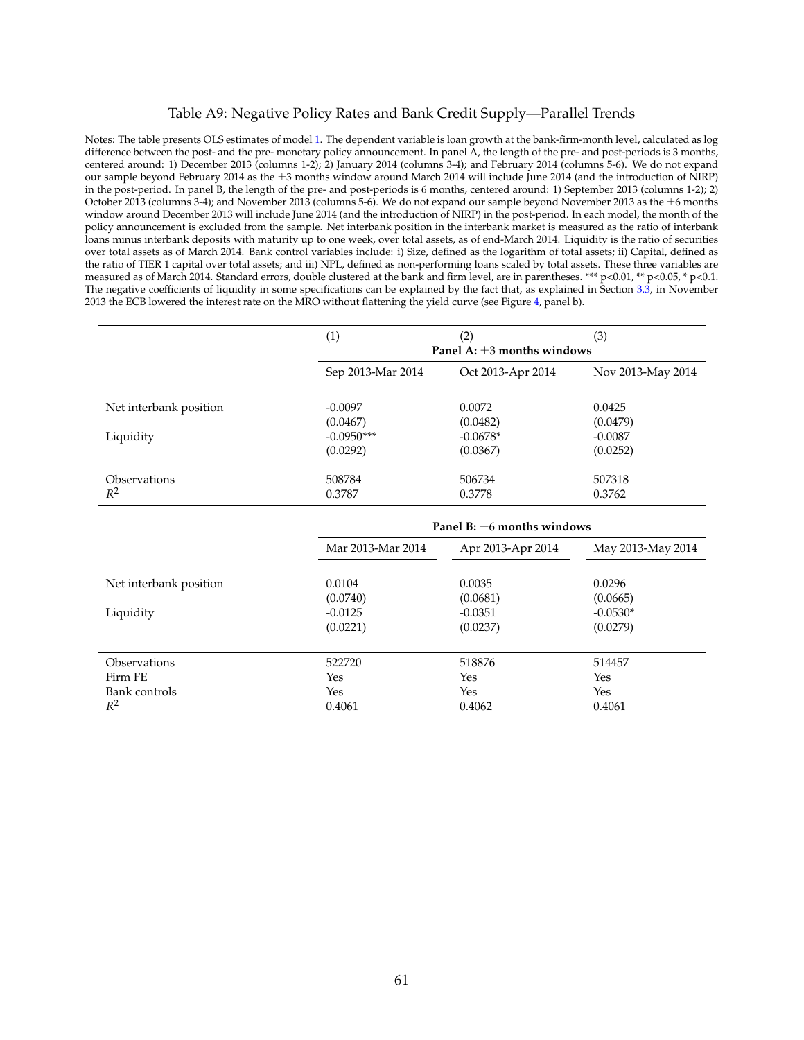# Table A9: Negative Policy Rates and Bank Credit Supply—Parallel Trends

Notes: The table presents OLS estimates of model 1. The dependent variable is loan growth at the bank-firm-month level, calculated as log difference between the post- and the pre- monetary policy announcement. In panel A, the length of the pre- and post-periods is 3 months, centered around: 1) December 2013 (columns 1-2); 2) January 2014 (columns 3-4); and February 2014 (columns 5-6). We do not expand our sample beyond February 2014 as the ±3 months window around March 2014 will include June 2014 (and the introduction of NIRP) in the post-period. In panel B, the length of the pre- and post-periods is 6 months, centered around: 1) September 2013 (columns 1-2); 2) October 2013 (columns 3-4); and November 2013 (columns 5-6). We do not expand our sample beyond November 2013 as the ±6 months window around December 2013 will include June 2014 (and the introduction of NIRP) in the post-period. In each model, the month of the policy announcement is excluded from the sample. Net interbank position in the interbank market is measured as the ratio of interbank loans minus interbank deposits with maturity up to one week, over total assets, as of end-March 2014. Liquidity is the ratio of securities over total assets as of March 2014. Bank control variables include: i) Size, defined as the logarithm of total assets; ii) Capital, defined as the ratio of TIER 1 capital over total assets; and iii) NPL, defined as non-performing loans scaled by total assets. These three variables are measured as of March 2014. Standard errors, double clustered at the bank and firm level, are in parentheses. *** p<0.01, ** p<0.05, * p<0.1. The negative coefficients of liquidity in some specifications can be explained by the fact that, as explained in Section 3.3, in November 2013 the ECB lowered the interest rate on the MRO without flattening the yield curve (see Figure 4, panel b).

| | (1) | (2) | (3) |
|---|---|---|---|
| | **Panel A: ±3 months windows** | | |
| | Sep 2013-Mar 2014 | Oct 2013-Apr 2014 | Nov 2013-May 2014 |
| Net interbank position | -0.0097 | 0.0072 | 0.0425 |
| | (0.0467) | (0.0482) | (0.0479) |
| Liquidity | -0.0950*** | -0.0678* | -0.0087 |
| | (0.0292) | (0.0367) | (0.0252) |
| Observations | 508784 | 506734 | 507318 |
| $R^2$ | 0.3787 | 0.3778 | 0.3762 |
| | **Panel B: ±6 months windows** | | |
| | Mar 2013-Mar 2014 | Apr 2013-Apr 2014 | May 2013-May 2014 |
| Net interbank position | 0.0104 | 0.0035 | 0.0296 |
| | (0.0740) | (0.0681) | (0.0665) |
| Liquidity | -0.0125 | -0.0351 | -0.0530* |
| | (0.0221) | (0.0237) | (0.0279) |
| Observations | 522720 | 518876 | 514457 |
| Firm FE | Yes | Yes | Yes |
| Bank controls | Yes | Yes | Yes |
| $R^2$ | 0.4061 | 0.4062 | 0.4061 |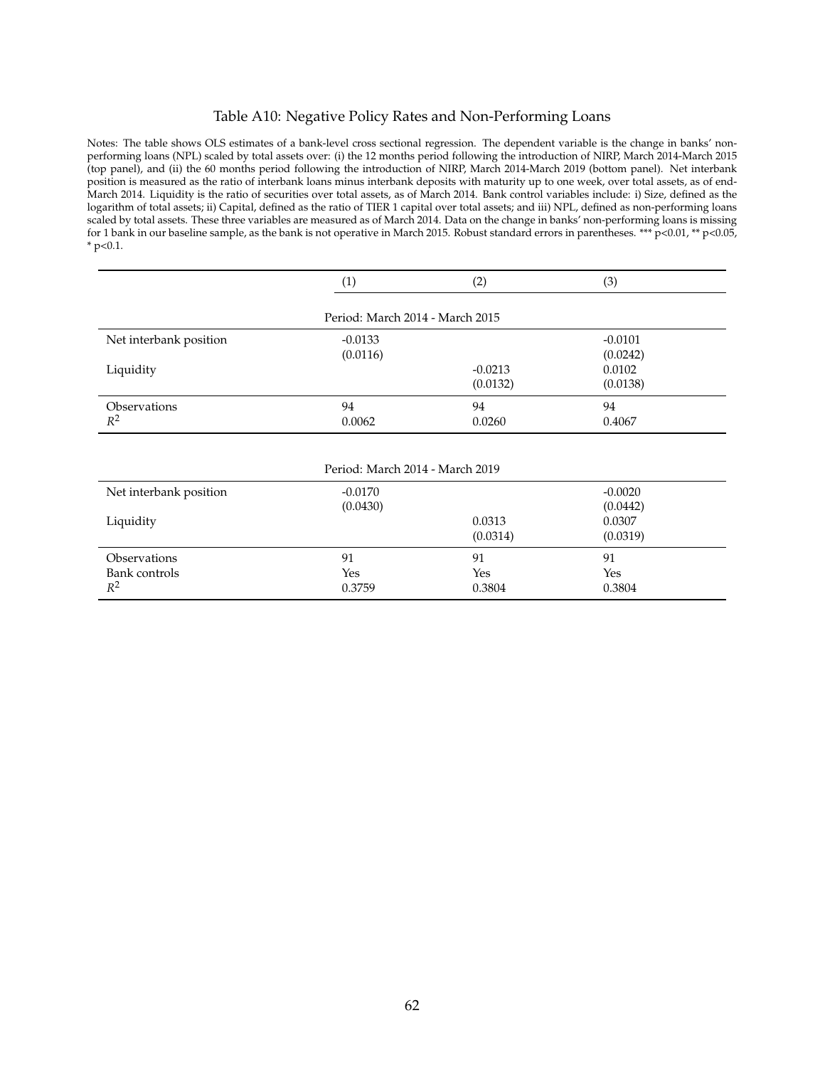## Table A10: Negative Policy Rates and Non-Performing Loans

Notes: The table shows OLS estimates of a bank-level cross sectional regression. The dependent variable is the change in banks' non-performing loans (NPL) scaled by total assets over: (i) the 12 months period following the introduction of NIRP, March 2014-March 2015 (top panel), and (ii) the 60 months period following the introduction of NIRP, March 2014-March 2019 (bottom panel). Net interbank position is measured as the ratio of interbank loans minus interbank deposits with maturity up to one week, over total assets, as of end-March 2014. Liquidity is the ratio of securities over total assets, as of March 2014. Bank control variables include: i) Size, defined as the logarithm of total assets; ii) Capital, defined as the ratio of TIER 1 capital over total assets; and iii) NPL, defined as non-performing loans scaled by total assets. These three variables are measured as of March 2014. Data on the change in banks' non-performing loans is missing for 1 bank in our baseline sample, as the bank is not operative in March 2015. Robust standard errors in parentheses. *** p<0.01, ** p<0.05, * p<0.1.

| | (1) | (2) | (3) |
|---|---|---|---|
| | Period: March 2014 - March 2015 | | |
| Net interbank position | -0.0133 | | -0.0101 |
| | (0.0116) | | (0.0242) |
| Liquidity | | -0.0213 | 0.0102 |
| | | (0.0132) | (0.0138) |
| Observations | 94 | 94 | 94 |
| $R^2$ | 0.0062 | 0.0260 | 0.4067 |
| | Period: March 2014 - March 2019 | | |
| Net interbank position | -0.0170 | | -0.0020 |
| | (0.0430) | | (0.0442) |
| Liquidity | | 0.0313 | 0.0307 |
| | | (0.0314) | (0.0319) |
| Observations | 91 | 91 | 91 |
| Bank controls | Yes | Yes | Yes |
| $R^2$ | 0.3759 | 0.3804 | 0.3804 |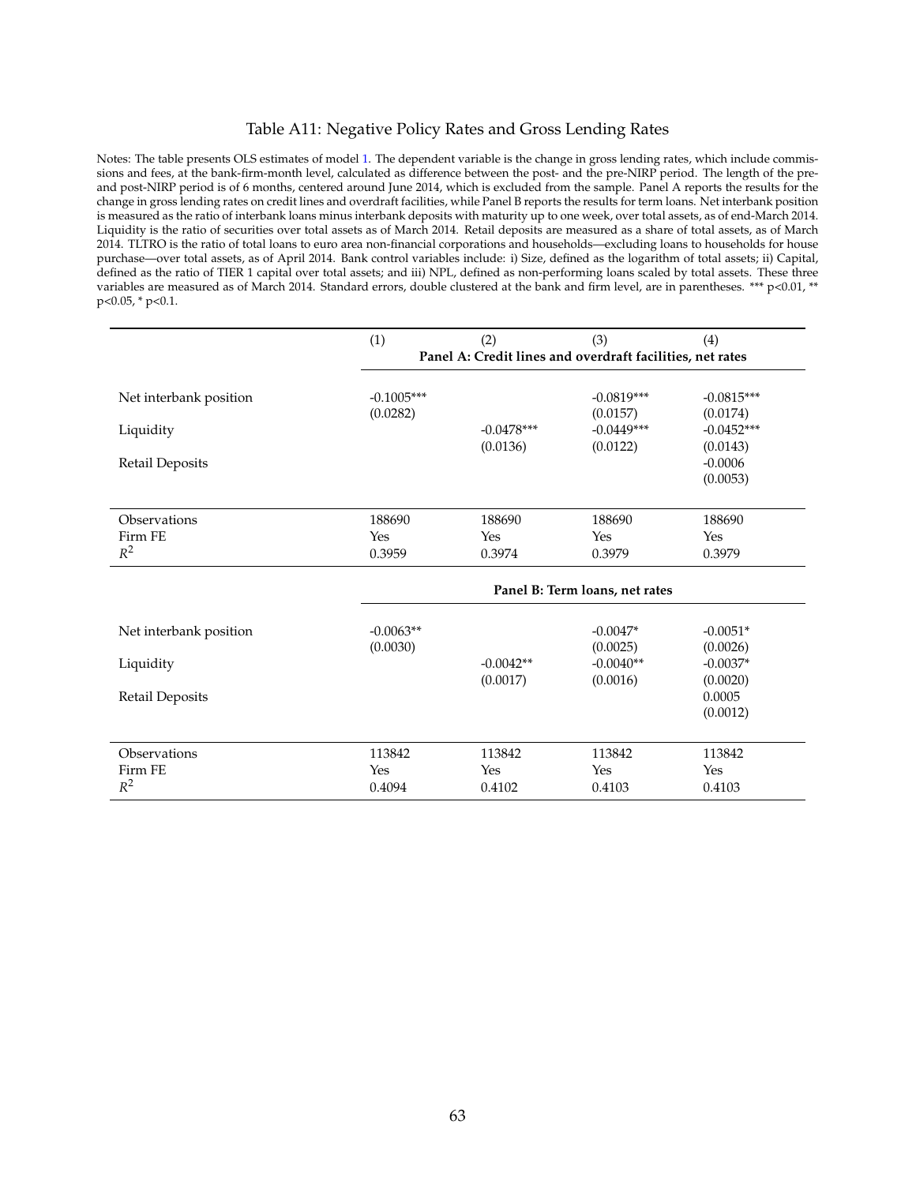# Table A11: Negative Policy Rates and Gross Lending Rates

Notes: The table presents OLS estimates of model 1. The dependent variable is the change in gross lending rates, which include commissions and fees, at the bank-firm-month level, calculated as difference between the post- and the pre-NIRP period. The length of the pre- and post-NIRP period is of 6 months, centered around June 2014, which is excluded from the sample. Panel A reports the results for the change in gross lending rates on credit lines and overdraft facilities, while Panel B reports the results for term loans. Net interbank position is measured as the ratio of interbank loans minus interbank deposits with maturity up to one week, over total assets, as of end-March 2014. Liquidity is the ratio of securities over total assets as of March 2014. Retail deposits are measured as a share of total assets, as of March 2014. TLTRO is the ratio of total loans to euro area non-financial corporations and households—excluding loans to households for house purchase—over total assets, as of April 2014. Bank control variables include: i) Size, defined as the logarithm of total assets; ii) Capital, defined as the ratio of TIER 1 capital over total assets; and iii) NPL, defined as non-performing loans scaled by total assets. These three variables are measured as of March 2014. Standard errors, double clustered at the bank and firm level, are in parentheses. *** p<0.01, ** p<0.05, * p<0.1.

| | (1) | (2) | (3) | (4) |
|---|---|---|---|---|
| | **Panel A: Credit lines and overdraft facilities, net rates** | | | |
| Net interbank position | -0.1005*** | | -0.0819*** | -0.0815*** |
| | (0.0282) | | (0.0157) | (0.0174) |
| Liquidity | | -0.0478*** | -0.0449*** | -0.0452*** |
| | | (0.0136) | (0.0122) | (0.0143) |
| Retail Deposits | | | | -0.0006 |
| | | | | (0.0053) |
| Observations | 188690 | 188690 | 188690 | 188690 |
| Firm FE | Yes | Yes | Yes | Yes |
| $R^2$ | 0.3959 | 0.3974 | 0.3979 | 0.3979 |
| | **Panel B: Term loans, net rates** | | | |
| Net interbank position | -0.0063** | | -0.0047* | -0.0051* |
| | (0.0030) | | (0.0025) | (0.0026) |
| Liquidity | | -0.0042** | -0.0040** | -0.0037* |
| | | (0.0017) | (0.0016) | (0.0020) |
| Retail Deposits | | | | 0.0005 |
| | | | | (0.0012) |
| Observations | 113842 | 113842 | 113842 | 113842 |
| Firm FE | Yes | Yes | Yes | Yes |
| $R^2$ | 0.4094 | 0.4102 | 0.4103 | 0.4103 |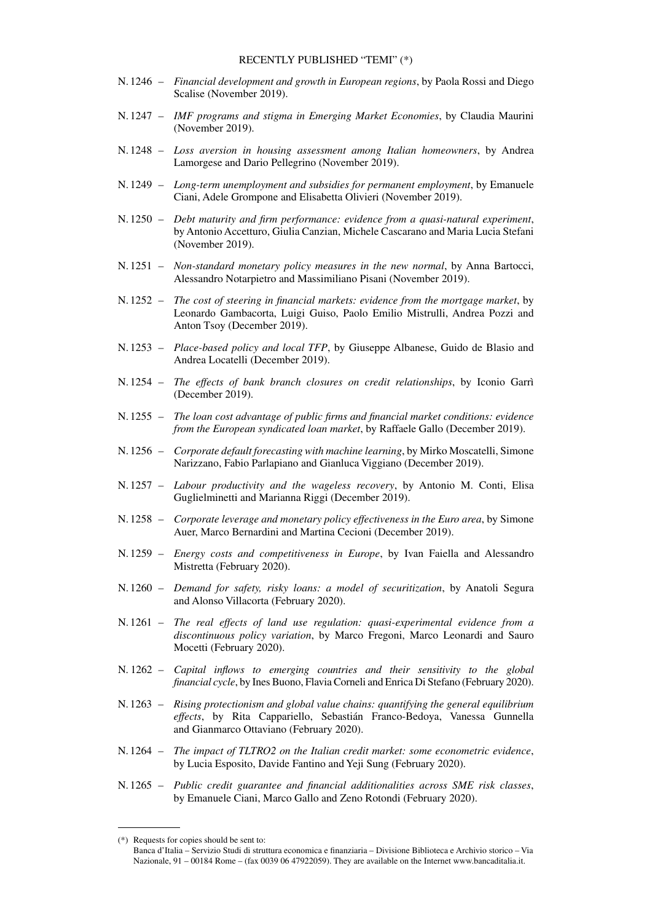RECENTLY PUBLISHED "TEMI" (*)

N. 1246 – *Financial development and growth in European regions*, by Paola Rossi and Diego Scalise (November 2019).

N. 1247 – *IMF programs and stigma in Emerging Market Economies*, by Claudia Maurini (November 2019).

N. 1248 – *Loss aversion in housing assessment among Italian homeowners*, by Andrea Lamorgese and Dario Pellegrino (November 2019).

N. 1249 – *Long-term unemployment and subsidies for permanent employment*, by Emanuele Ciani, Adele Grompone and Elisabetta Olivieri (November 2019).

N. 1250 – *Debt maturity and firm performance: evidence from a quasi-natural experiment*, by Antonio Accetturo, Giulia Canzian, Michele Cascarano and Maria Lucia Stefani (November 2019).

N. 1251 – *Non-standard monetary policy measures in the new normal*, by Anna Bartocci, Alessandro Notarpietro and Massimiliano Pisani (November 2019).

N. 1252 – *The cost of steering in financial markets: evidence from the mortgage market*, by Leonardo Gambacorta, Luigi Guiso, Paolo Emilio Mistrulli, Andrea Pozzi and Anton Tsoy (December 2019).

N. 1253 – *Place-based policy and local TFP*, by Giuseppe Albanese, Guido de Blasio and Andrea Locatelli (December 2019).

N. 1254 – *The effects of bank branch closures on credit relationships*, by Iconio Garrì (December 2019).

N. 1255 – *The loan cost advantage of public firms and financial market conditions: evidence from the European syndicated loan market*, by Raffaele Gallo (December 2019).

N. 1256 – *Corporate default forecasting with machine learning*, by Mirko Moscatelli, Simone Narizzano, Fabio Parlapiano and Gianluca Viggiano (December 2019).

N. 1257 – *Labour productivity and the wageless recovery*, by Antonio M. Conti, Elisa Guglielminetti and Marianna Riggi (December 2019).

N. 1258 – *Corporate leverage and monetary policy effectiveness in the Euro area*, by Simone Auer, Marco Bernardini and Martina Cecioni (December 2019).

N. 1259 – *Energy costs and competitiveness in Europe*, by Ivan Faiella and Alessandro Mistretta (February 2020).

N. 1260 – *Demand for safety, risky loans: a model of securitization*, by Anatoli Segura and Alonso Villacorta (February 2020).

N. 1261 – *The real effects of land use regulation: quasi-experimental evidence from a discontinuous policy variation*, by Marco Fregoni, Marco Leonardi and Sauro Mocetti (February 2020).

N. 1262 – *Capital inflows to emerging countries and their sensitivity to the global financial cycle*, by Ines Buono, Flavia Corneli and Enrica Di Stefano (February 2020).

N. 1263 – *Rising protectionism and global value chains: quantifying the general equilibrium effects*, by Rita Cappariello, Sebastián Franco-Bedoya, Vanessa Gunnella and Gianmarco Ottaviano (February 2020).

N. 1264 – *The impact of TLTRO2 on the Italian credit market: some econometric evidence*, by Lucia Esposito, Davide Fantino and Yeji Sung (February 2020).

N. 1265 – *Public credit guarantee and financial additionalities across SME risk classes*, by Emanuele Ciani, Marco Gallo and Zeno Rotondi (February 2020).

(*) Requests for copies should be sent to:
Banca d'Italia – Servizio Studi di struttura economica e finanziaria – Divisione Biblioteca e Archivio storico – Via Nazionale, 91 – 00184 Rome – (fax 0039 06 47922059). They are available on the Internet www.bancaditalia.it.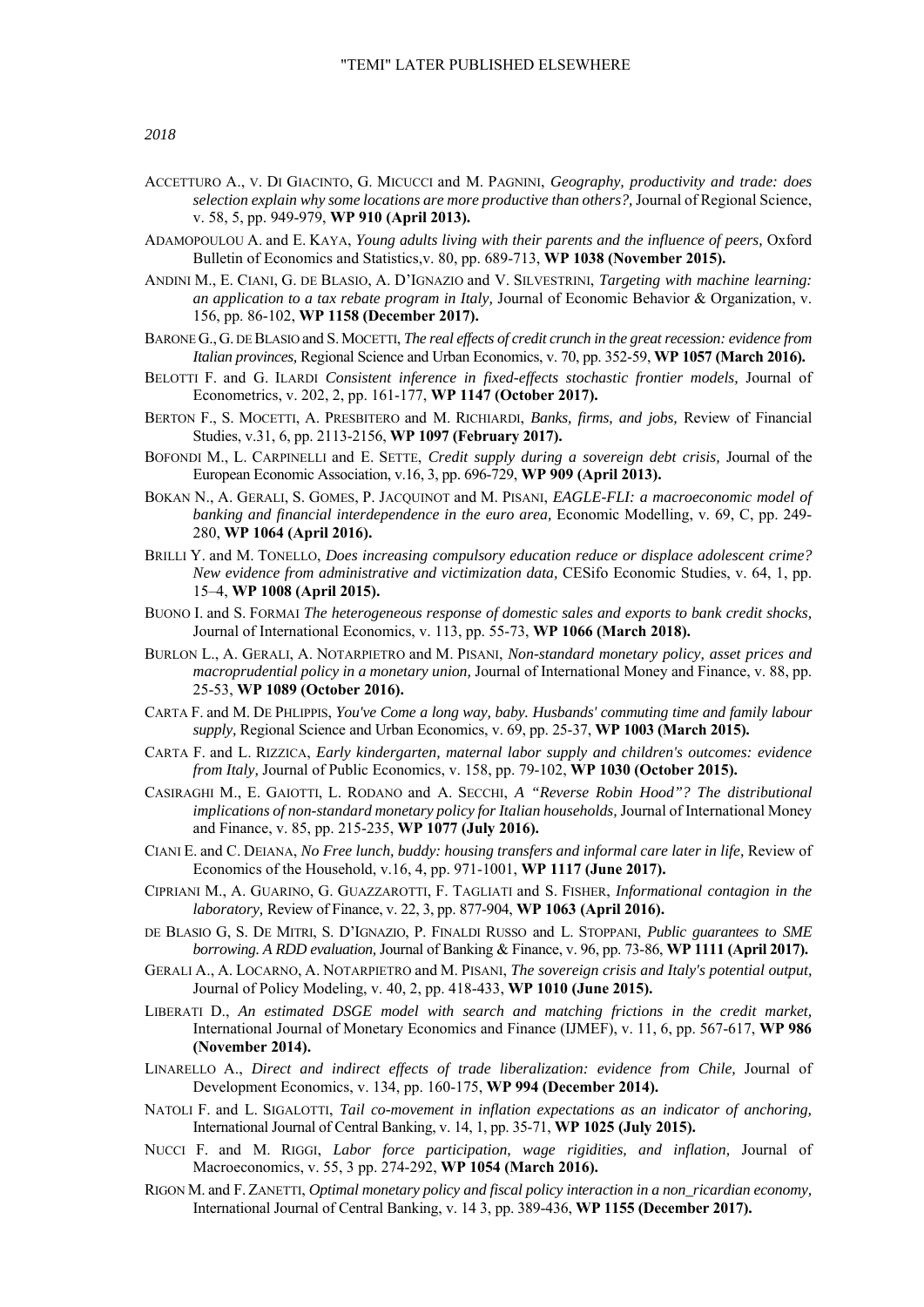# "TEMI" LATER PUBLISHED ELSEWHERE

*2018*

ACCETTURO A., V. DI GIACINTO, G. MICUCCI and M. PAGNINI, *Geography, productivity and trade: does selection explain why some locations are more productive than others?,* Journal of Regional Science, v. 58, 5, pp. 949-979, **WP 910 (April 2013).**

ADAMOPOULOU A. and E. KAYA, *Young adults living with their parents and the influence of peers,* Oxford Bulletin of Economics and Statistics,v. 80, pp. 689-713, **WP 1038 (November 2015).**

ANDINI M., E. CIANI, G. DE BLASIO, A. D'IGNAZIO and V. SILVESTRINI, *Targeting with machine learning: an application to a tax rebate program in Italy,* Journal of Economic Behavior & Organization, v. 156, pp. 86-102, **WP 1158 (December 2017).**

BARONE G., G. DE BLASIO and S. MOCETTI, *The real effects of credit crunch in the great recession: evidence from Italian provinces,* Regional Science and Urban Economics, v. 70, pp. 352-59, **WP 1057 (March 2016).**

BELOTTI F. and G. ILARDI *Consistent inference in fixed-effects stochastic frontier models,* Journal of Econometrics, v. 202, 2, pp. 161-177, **WP 1147 (October 2017).**

BERTON F., S. MOCETTI, A. PRESBITERO and M. RICHIARDI, *Banks, firms, and jobs,* Review of Financial Studies, v.31, 6, pp. 2113-2156, **WP 1097 (February 2017).**

BOFONDI M., L. CARPINELLI and E. SETTE, *Credit supply during a sovereign debt crisis*, Journal of the European Economic Association, v.16, 3, pp. 696-729, **WP 909 (April 2013).**

BOKAN N., A. GERALI, S. GOMES, P. JACQUINOT and M. PISANI, *EAGLE-FLI: a macroeconomic model of banking and financial interdependence in the euro area,* Economic Modelling, v. 69, C, pp. 249-280, **WP 1064 (April 2016).**

BRILLI Y. and M. TONELLO, *Does increasing compulsory education reduce or displace adolescent crime? New evidence from administrative and victimization data,* CESifo Economic Studies, v. 64, 1, pp. 15–4, **WP 1008 (April 2015).**

BUONO I. and S. FORMAI *The heterogeneous response of domestic sales and exports to bank credit shocks,* Journal of International Economics, v. 113, pp. 55-73, **WP 1066 (March 2018).**

BURLON L., A. GERALI, A. NOTARPIETRO and M. PISANI, *Non-standard monetary policy, asset prices and macroprudential policy in a monetary union,* Journal of International Money and Finance, v. 88, pp. 25-53, **WP 1089 (October 2016).**

CARTA F. and M. DE PHLIPPIS, *You've Come a long way, baby. Husbands' commuting time and family labour supply,* Regional Science and Urban Economics, v. 69, pp. 25-37, **WP 1003 (March 2015).**

CARTA F. and L. RIZZICA, *Early kindergarten, maternal labor supply and children's outcomes: evidence from Italy,* Journal of Public Economics, v. 158, pp. 79-102, **WP 1030 (October 2015).**

CASIRAGHI M., E. GAIOTTI, L. RODANO and A. SECCHI, *A "Reverse Robin Hood"? The distributional implications of non-standard monetary policy for Italian households,* Journal of International Money and Finance, v. 85, pp. 215-235, **WP 1077 (July 2016).**

CIANI E. and C. DEIANA, *No Free lunch, buddy: housing transfers and informal care later in life,* Review of Economics of the Household, v.16, 4, pp. 971-1001, **WP 1117 (June 2017).**

CIPRIANI M., A. GUARINO, G. GUAZZAROTTI, F. TAGLIATI and S. FISHER, *Informational contagion in the laboratory,* Review of Finance, v. 22, 3, pp. 877-904, **WP 1063 (April 2016).**

DE BLASIO G, S. DE MITRI, S. D'IGNAZIO, P. FINALDI RUSSO and L. STOPPANI, *Public guarantees to SME borrowing. A RDD evaluation,* Journal of Banking & Finance, v. 96, pp. 73-86, **WP 1111 (April 2017).**

GERALI A., A. LOCARNO, A. NOTARPIETRO and M. PISANI, *The sovereign crisis and Italy's potential output,* Journal of Policy Modeling, v. 40, 2, pp. 418-433, **WP 1010 (June 2015).**

LIBERATI D., *An estimated DSGE model with search and matching frictions in the credit market,* International Journal of Monetary Economics and Finance (IJMEF), v. 11, 6, pp. 567-617, **WP 986 (November 2014).**

LINARELLO A., *Direct and indirect effects of trade liberalization: evidence from Chile,* Journal of Development Economics, v. 134, pp. 160-175, **WP 994 (December 2014).**

NATOLI F. and L. SIGALOTTI, *Tail co-movement in inflation expectations as an indicator of anchoring,* International Journal of Central Banking, v. 14, 1, pp. 35-71, **WP 1025 (July 2015).**

NUCCI F. and M. RIGGI, *Labor force participation, wage rigidities, and inflation,* Journal of Macroeconomics, v. 55, 3 pp. 274-292, **WP 1054 (March 2016).**

RIGON M. and F. ZANETTI, *Optimal monetary policy and fiscal policy interaction in a non_ricardian economy,* International Journal of Central Banking, v. 14 3, pp. 389-436, **WP 1155 (December 2017).**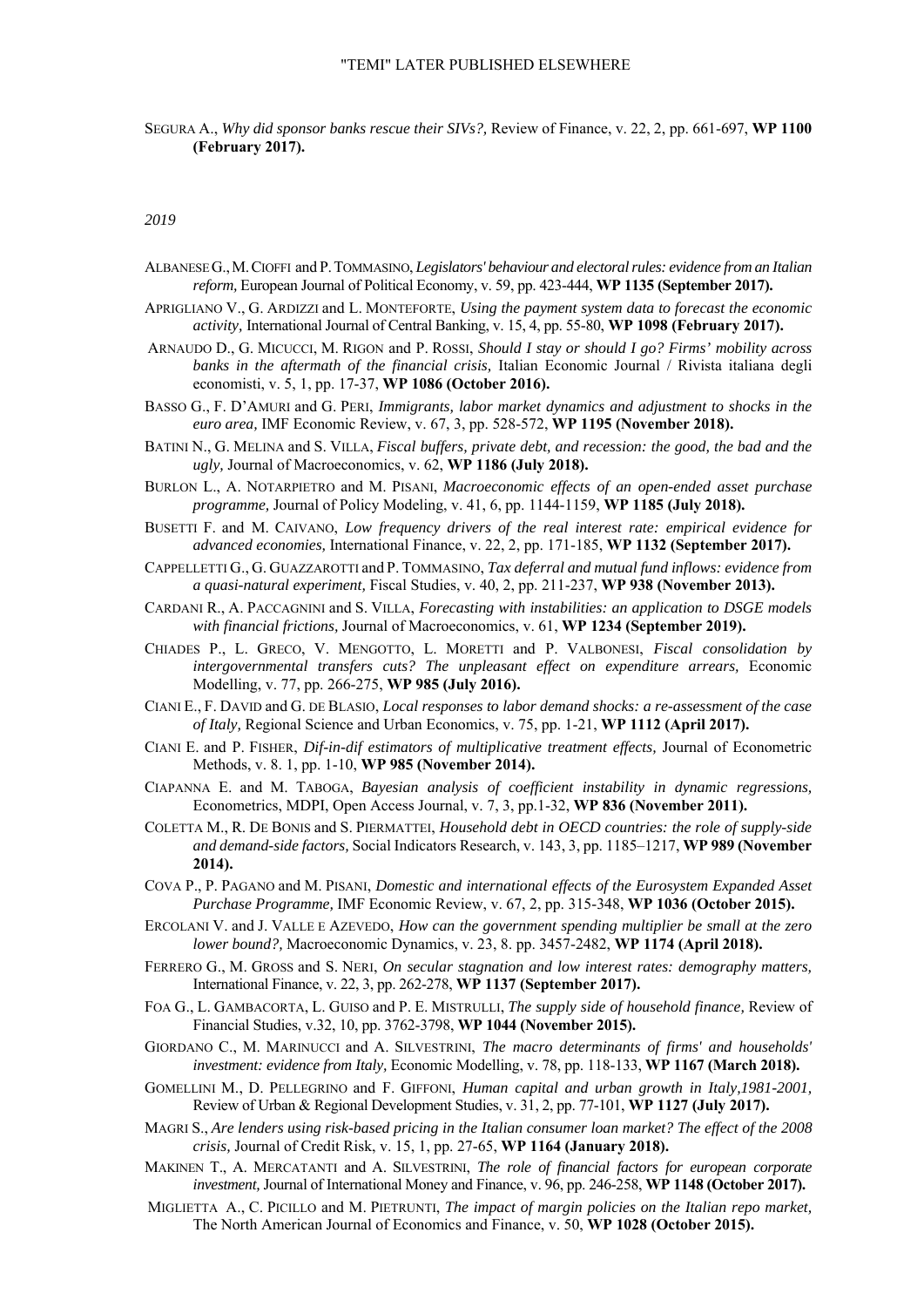"TEMI" LATER PUBLISHED ELSEWHERE

SEGURA A., *Why did sponsor banks rescue their SIVs?,* Review of Finance, v. 22, 2, pp. 661-697, **WP 1100 (February 2017).**

*2019*

ALBANESE G., M. CIOFFI and P. TOMMASINO, *Legislators' behaviour and electoral rules: evidence from an Italian reform,* European Journal of Political Economy, v. 59, pp. 423-444, **WP 1135 (September 2017).**

APRIGLIANO V., G. ARDIZZI and L. MONTEFORTE, *Using the payment system data to forecast the economic activity,* International Journal of Central Banking, v. 15, 4, pp. 55-80, **WP 1098 (February 2017).**

ARNAUDO D., G. MICUCCI, M. RIGON and P. ROSSI, *Should I stay or should I go? Firms' mobility across banks in the aftermath of the financial crisis,* Italian Economic Journal / Rivista italiana degli economisti, v. 5, 1, pp. 17-37, **WP 1086 (October 2016).**

BASSO G., F. D'AMURI and G. PERI, *Immigrants, labor market dynamics and adjustment to shocks in the euro area,* IMF Economic Review, v. 67, 3, pp. 528-572, **WP 1195 (November 2018).**

BATINI N., G. MELINA and S. VILLA, *Fiscal buffers, private debt, and recession: the good, the bad and the ugly,* Journal of Macroeconomics, v. 62, **WP 1186 (July 2018).**

BURLON L., A. NOTARPIETRO and M. PISANI, *Macroeconomic effects of an open-ended asset purchase programme,* Journal of Policy Modeling, v. 41, 6, pp. 1144-1159, **WP 1185 (July 2018).**

BUSETTI F. and M. CAIVANO, *Low frequency drivers of the real interest rate: empirical evidence for advanced economies,* International Finance, v. 22, 2, pp. 171-185, **WP 1132 (September 2017).**

CAPPELLETTI G., G. GUAZZAROTTI and P. TOMMASINO, *Tax deferral and mutual fund inflows: evidence from a quasi-natural experiment,* Fiscal Studies, v. 40, 2, pp. 211-237, **WP 938 (November 2013).**

CARDANI R., A. PACCAGNINI and S. VILLA, *Forecasting with instabilities: an application to DSGE models with financial frictions,* Journal of Macroeconomics, v. 61, **WP 1234 (September 2019).**

CHIADES P., L. GRECO, V. MENGOTTO, L. MORETTI and P. VALBONESI, *Fiscal consolidation by intergovernmental transfers cuts? The unpleasant effect on expenditure arrears,* Economic Modelling, v. 77, pp. 266-275, **WP 985 (July 2016).**

CIANI E., F. DAVID and G. DE BLASIO, *Local responses to labor demand shocks: a re-assessment of the case of Italy,* Regional Science and Urban Economics, v. 75, pp. 1-21, **WP 1112 (April 2017).**

CIANI E. and P. FISHER, *Dif-in-dif estimators of multiplicative treatment effects,* Journal of Econometric Methods, v. 8. 1, pp. 1-10, **WP 985 (November 2014).**

CIAPANNA E. and M. TABOGA, *Bayesian analysis of coefficient instability in dynamic regressions,* Econometrics, MDPI, Open Access Journal, v. 7, 3, pp.1-32, **WP 836 (November 2011).**

COLETTA M., R. DE BONIS and S. PIERMATTEI, *Household debt in OECD countries: the role of supply-side and demand-side factors,* Social Indicators Research, v. 143, 3, pp. 1185–1217, **WP 989 (November 2014).**

COVA P., P. PAGANO and M. PISANI, *Domestic and international effects of the Eurosystem Expanded Asset Purchase Programme,* IMF Economic Review, v. 67, 2, pp. 315-348, **WP 1036 (October 2015).**

ERCOLANI V. and J. VALLE E AZEVEDO, *How can the government spending multiplier be small at the zero lower bound?,* Macroeconomic Dynamics, v. 23, 8. pp. 3457-2482, **WP 1174 (April 2018).**

FERRERO G., M. GROSS and S. NERI, *On secular stagnation and low interest rates: demography matters,* International Finance, v. 22, 3, pp. 262-278, **WP 1137 (September 2017).**

FOA G., L. GAMBACORTA, L. GUISO and P. E. MISTRULLI, *The supply side of household finance,* Review of Financial Studies, v.32, 10, pp. 3762-3798, **WP 1044 (November 2015).**

GIORDANO C., M. MARINUCCI and A. SILVESTRINI, *The macro determinants of firms' and households' investment: evidence from Italy,* Economic Modelling, v. 78, pp. 118-133, **WP 1167 (March 2018).**

GOMELLINI M., D. PELLEGRINO and F. GIFFONI, *Human capital and urban growth in Italy,1981-2001,* Review of Urban & Regional Development Studies, v. 31, 2, pp. 77-101, **WP 1127 (July 2017).**

MAGRI S., *Are lenders using risk-based pricing in the Italian consumer loan market? The effect of the 2008 crisis,* Journal of Credit Risk, v. 15, 1, pp. 27-65, **WP 1164 (January 2018).**

MAKINEN T., A. MERCATANTI and A. SILVESTRINI, *The role of financial factors for european corporate investment,* Journal of International Money and Finance, v. 96, pp. 246-258, **WP 1148 (October 2017).**

MIGLIETTA A., C. PICILLO and M. PIETRUNTI, *The impact of margin policies on the Italian repo market,* The North American Journal of Economics and Finance, v. 50, **WP 1028 (October 2015).**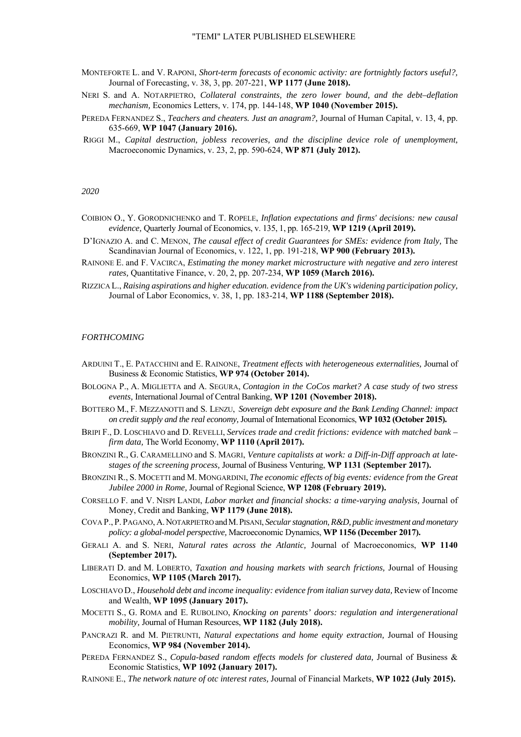MONTEFORTE L. and V. RAPONI, *Short-term forecasts of economic activity: are fortnightly factors useful?,* Journal of Forecasting, v. 38, 3, pp. 207-221, **WP 1177 (June 2018).**

NERI S. and A. NOTARPIETRO, *Collateral constraints, the zero lower bound, and the debt–deflation mechanism,* Economics Letters, v. 174, pp. 144-148, **WP 1040 (November 2015).**

PEREDA FERNANDEZ S., *Teachers and cheaters. Just an anagram?,* Journal of Human Capital, v. 13, 4, pp. 635-669, **WP 1047 (January 2016).**

RIGGI M., *Capital destruction, jobless recoveries, and the discipline device role of unemployment,* Macroeconomic Dynamics, v. 23, 2, pp. 590-624, **WP 871 (July 2012).**

*2020*

COIBION O., Y. GORODNICHENKO and T. ROPELE, *Inflation expectations and firms' decisions: new causal evidence,* Quarterly Journal of Economics, v. 135, 1, pp. 165-219, **WP 1219 (April 2019).**

D'IGNAZIO A. and C. MENON, *The causal effect of credit Guarantees for SMEs: evidence from Italy,* The Scandinavian Journal of Economics, v. 122, 1, pp. 191-218, **WP 900 (February 2013).**

RAINONE E. and F. VACIRCA, *Estimating the money market microstructure with negative and zero interest rates,* Quantitative Finance, v. 20, 2, pp. 207-234, **WP 1059 (March 2016).**

RIZZICA L., *Raising aspirations and higher education. evidence from the UK's widening participation policy,* Journal of Labor Economics, v. 38, 1, pp. 183-214, **WP 1188 (September 2018).**

*FORTHCOMING*

ARDUINI T., E. PATACCHINI and E. RAINONE, *Treatment effects with heterogeneous externalities,* Journal of Business & Economic Statistics, **WP 974 (October 2014).**

BOLOGNA P., A. MIGLIETTA and A. SEGURA, *Contagion in the CoCos market? A case study of two stress events,* International Journal of Central Banking, **WP 1201 (November 2018).**

BOTTERO M., F. MEZZANOTTI and S. LENZU, *Sovereign debt exposure and the Bank Lending Channel: impact on credit supply and the real economy,* Journal of International Economics, **WP 1032 (October 2015).**

BRIPI F., D. LOSCHIAVO and D. REVELLI, *Services trade and credit frictions: evidence with matched bank – firm data,* The World Economy, **WP 1110 (April 2017).**

BRONZINI R., G. CARAMELLINO and S. MAGRI, *Venture capitalists at work: a Diff-in-Diff approach at late-stages of the screening process,* Journal of Business Venturing, **WP 1131 (September 2017).**

BRONZINI R., S. MOCETTI and M. MONGARDINI, *The economic effects of big events: evidence from the Great Jubilee 2000 in Rome,* Journal of Regional Science, **WP 1208 (February 2019).**

CORSELLO F. and V. NISPI LANDI, *Labor market and financial shocks: a time-varying analysis,* Journal of Money, Credit and Banking, **WP 1179 (June 2018).**

COVA P., P. PAGANO, A. NOTARPIETRO and M. PISANI, *Secular stagnation, R&D, public investment and monetary policy: a global-model perspective,* Macroeconomic Dynamics, **WP 1156 (December 2017).**

GERALI A. and S. NERI, *Natural rates across the Atlantic,* Journal of Macroeconomics, **WP 1140 (September 2017).**

LIBERATI D. and M. LOBERTO, *Taxation and housing markets with search frictions,* Journal of Housing Economics, **WP 1105 (March 2017).**

LOSCHIAVO D., *Household debt and income inequality: evidence from italian survey data,* Review of Income and Wealth, **WP 1095 (January 2017).**

MOCETTI S., G. ROMA and E. RUBOLINO, *Knocking on parents' doors: regulation and intergenerational mobility,* Journal of Human Resources, **WP 1182 (July 2018).**

PANCRAZI R. and M. PIETRUNTI, *Natural expectations and home equity extraction,* Journal of Housing Economics, **WP 984 (November 2014).**

PEREDA FERNANDEZ S., *Copula-based random effects models for clustered data,* Journal of Business & Economic Statistics, **WP 1092 (January 2017).**

RAINONE E., *The network nature of otc interest rates,* Journal of Financial Markets, **WP 1022 (July 2015).**